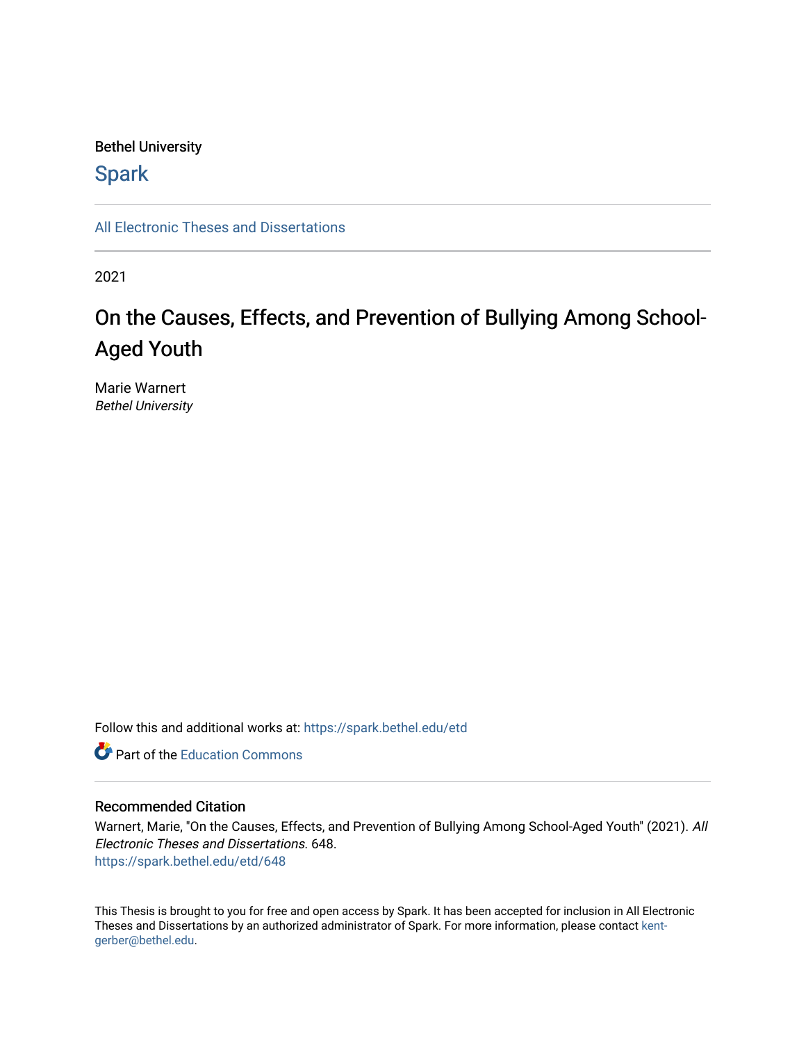Bethel University

## Spark

All Electronic Theses and Dissertations

2021

# On the Causes, Effects, and Prevention of Bullying Among School-Aged Youth

Marie Warnert
*Bethel University*

Follow this and additional works at: https://spark.bethel.edu/etd

Part of the Education Commons

### Recommended Citation

Warnert, Marie, "On the Causes, Effects, and Prevention of Bullying Among School-Aged Youth" (2021). *All Electronic Theses and Dissertations*. 648.
https://spark.bethel.edu/etd/648

This Thesis is brought to you for free and open access by Spark. It has been accepted for inclusion in All Electronic Theses and Dissertations by an authorized administrator of Spark. For more information, please contact kent-gerber@bethel.edu.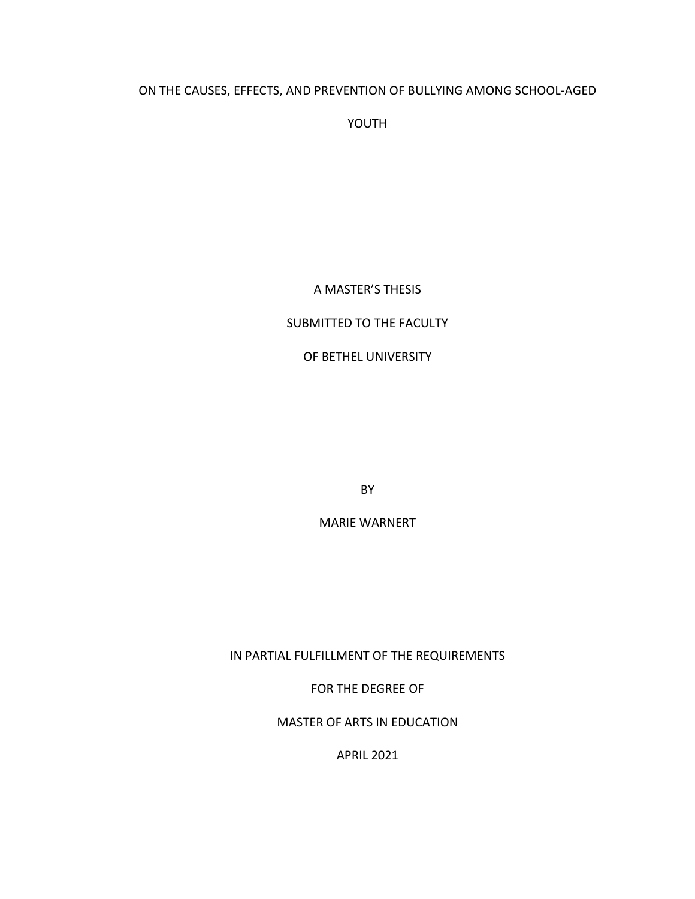# ON THE CAUSES, EFFECTS, AND PREVENTION OF BULLYING AMONG SCHOOL-AGED YOUTH

A MASTER'S THESIS

SUBMITTED TO THE FACULTY

OF BETHEL UNIVERSITY

BY

MARIE WARNERT

IN PARTIAL FULFILLMENT OF THE REQUIREMENTS

FOR THE DEGREE OF

MASTER OF ARTS IN EDUCATION

APRIL 2021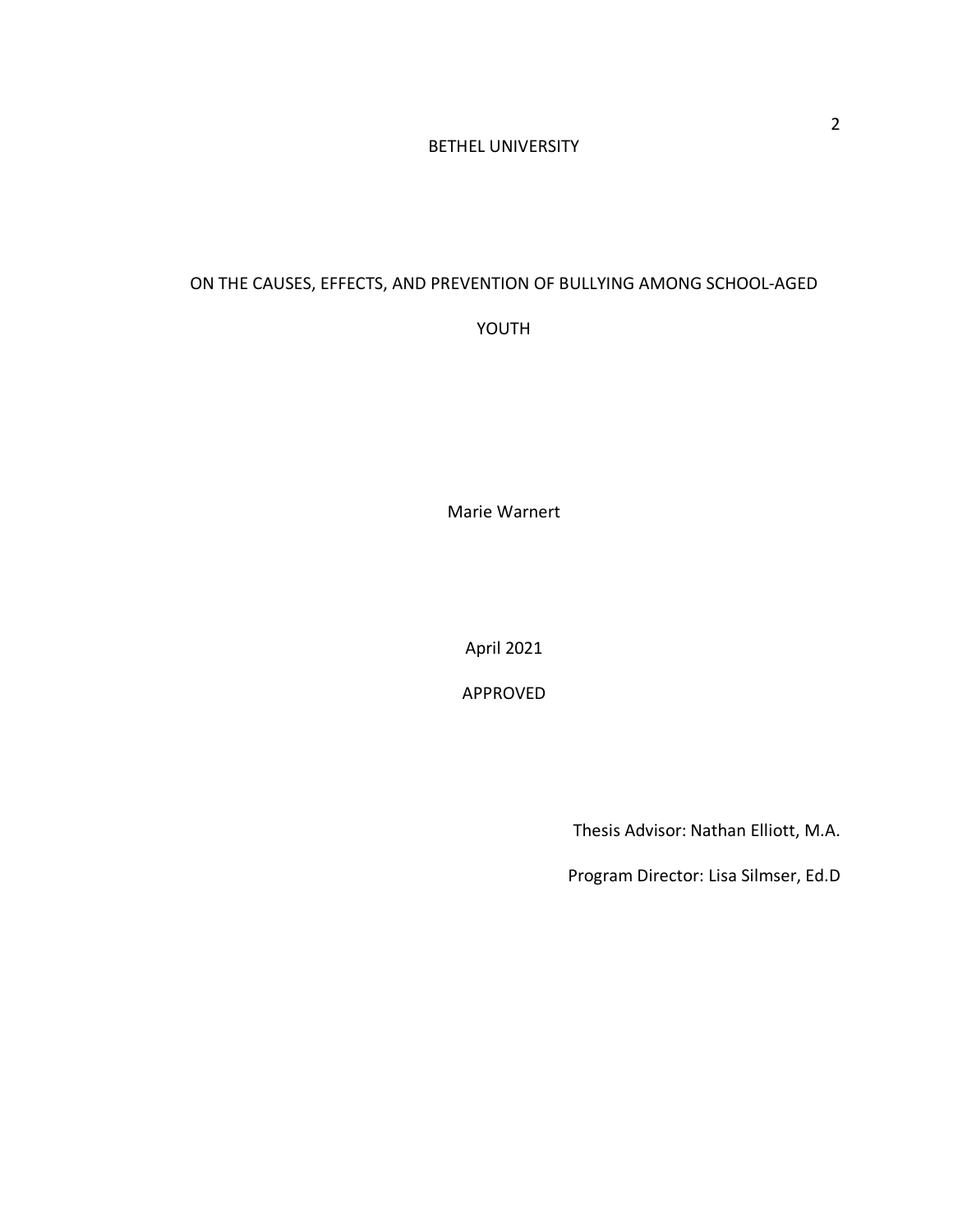BETHEL UNIVERSITY

ON THE CAUSES, EFFECTS, AND PREVENTION OF BULLYING AMONG SCHOOL-AGED YOUTH

Marie Warnert

April 2021

APPROVED

Thesis Advisor: Nathan Elliott, M.A.

Program Director: Lisa Silmser, Ed.D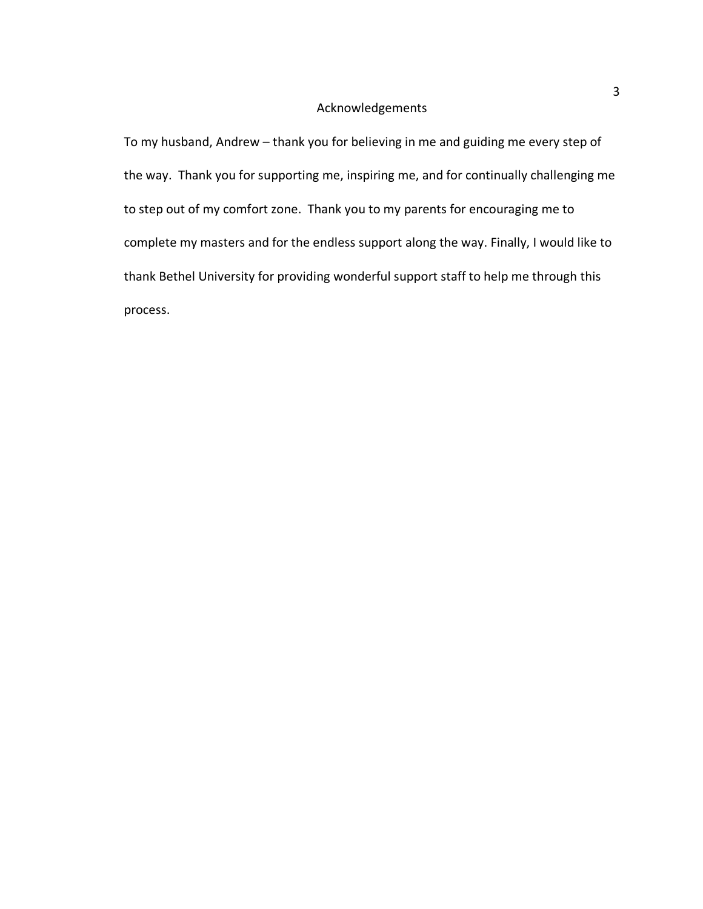# Acknowledgements

To my husband, Andrew – thank you for believing in me and guiding me every step of the way. Thank you for supporting me, inspiring me, and for continually challenging me to step out of my comfort zone. Thank you to my parents for encouraging me to complete my masters and for the endless support along the way. Finally, I would like to thank Bethel University for providing wonderful support staff to help me through this process.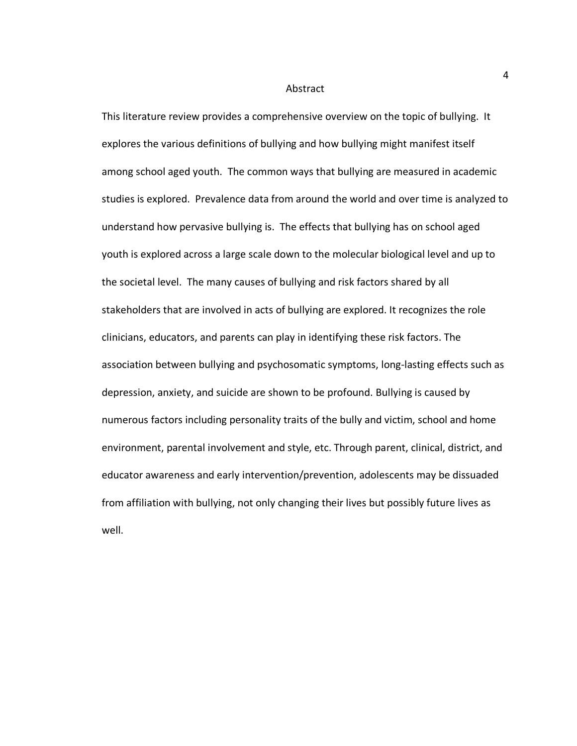# Abstract

This literature review provides a comprehensive overview on the topic of bullying. It explores the various definitions of bullying and how bullying might manifest itself among school aged youth. The common ways that bullying are measured in academic studies is explored. Prevalence data from around the world and over time is analyzed to understand how pervasive bullying is. The effects that bullying has on school aged youth is explored across a large scale down to the molecular biological level and up to the societal level. The many causes of bullying and risk factors shared by all stakeholders that are involved in acts of bullying are explored. It recognizes the role clinicians, educators, and parents can play in identifying these risk factors. The association between bullying and psychosomatic symptoms, long-lasting effects such as depression, anxiety, and suicide are shown to be profound. Bullying is caused by numerous factors including personality traits of the bully and victim, school and home environment, parental involvement and style, etc. Through parent, clinical, district, and educator awareness and early intervention/prevention, adolescents may be dissuaded from affiliation with bullying, not only changing their lives but possibly future lives as well.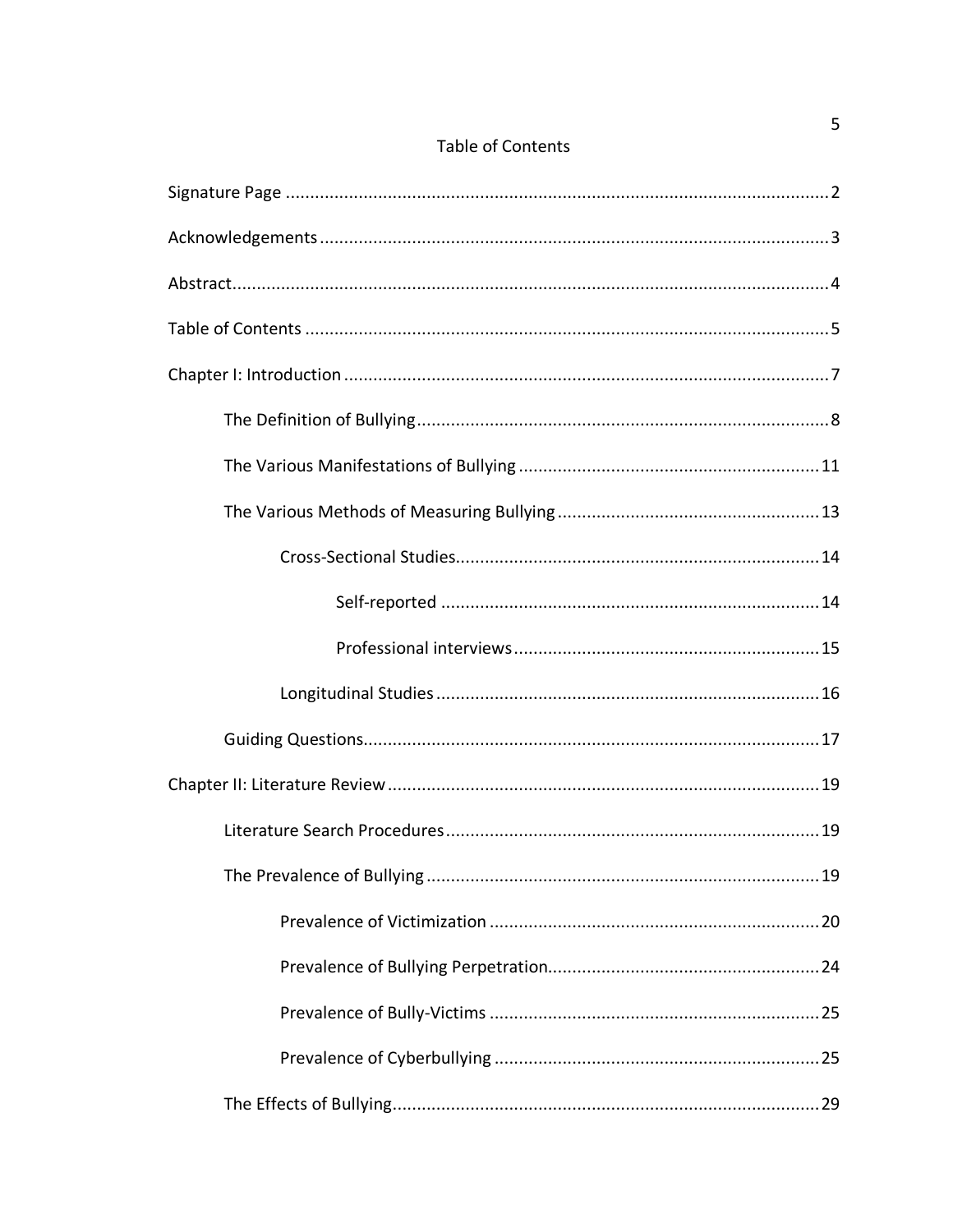# Table of Contents

Signature Page ....................................................................................................2

Acknowledgements ..............................................................................................3

Abstract................................................................................................................4

Table of Contents .................................................................................................5

Chapter I: Introduction .........................................................................................7

- The Definition of Bullying ..............................................................................8
- The Various Manifestations of Bullying .........................................................11
- The Various Methods of Measuring Bullying .................................................13
  - Cross-Sectional Studies..........................................................................14
    - Self-reported .................................................................................14
    - Professional interviews ..................................................................15
  - Longitudinal Studies ..............................................................................16
- Guiding Questions.........................................................................................17

Chapter II: Literature Review ..............................................................................19

- Literature Search Procedures .......................................................................19
- The Prevalence of Bullying ...........................................................................19
  - Prevalence of Victimization ...................................................................20
  - Prevalence of Bullying Perpetration.......................................................24
  - Prevalence of Bully-Victims ...................................................................25
  - Prevalence of Cyberbullying ..................................................................25
- The Effects of Bullying..................................................................................29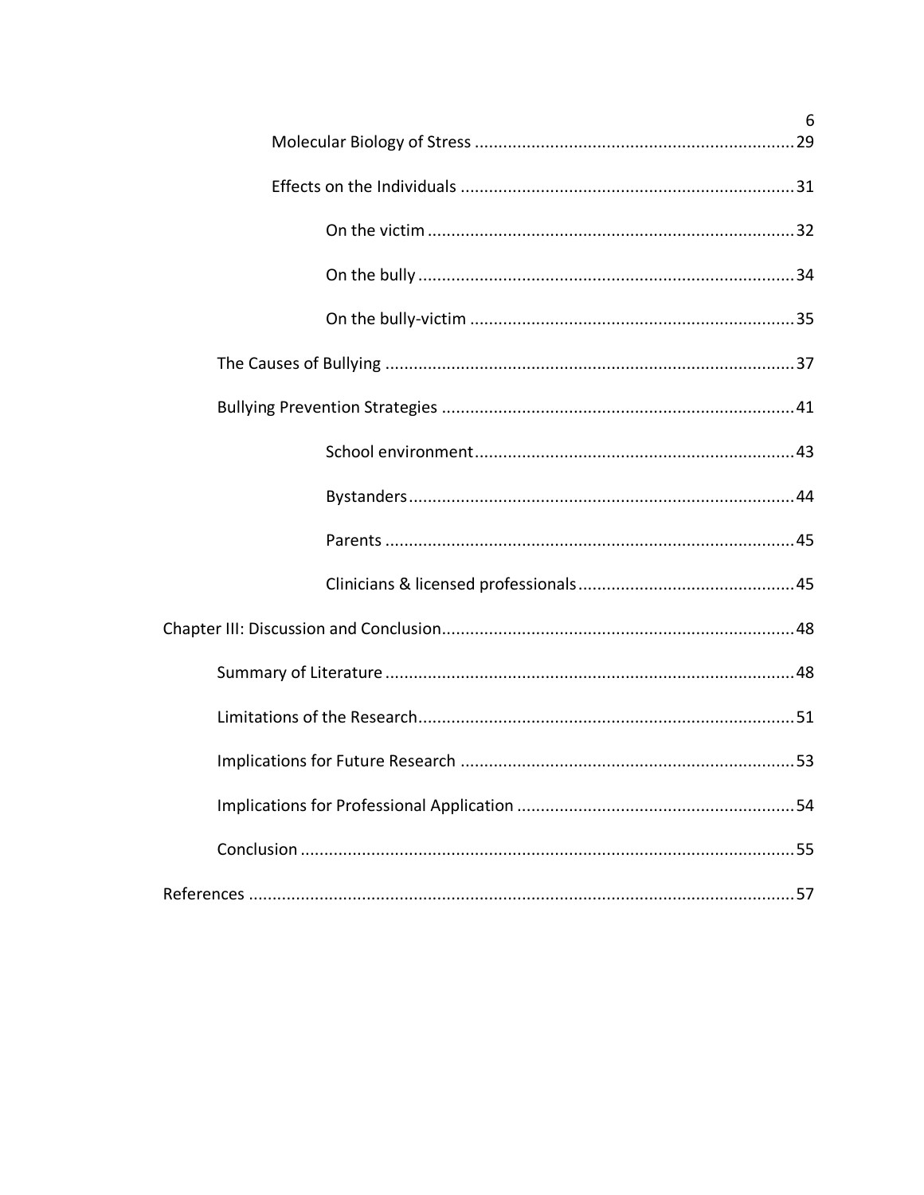Molecular Biology of Stress ....................................................................29

Effects on the Individuals ......................................................................31

On the victim ..............................................................................32

On the bully ................................................................................34

On the bully-victim .....................................................................35

The Causes of Bullying .......................................................................................37

Bullying Prevention Strategies ...........................................................................41

School environment....................................................................43

Bystanders..................................................................................44

Parents .......................................................................................45

Clinicians & licensed professionals..............................................45

Chapter III: Discussion and Conclusion...........................................................................48

Summary of Literature .......................................................................................48

Limitations of the Research................................................................................51

Implications for Future Research .......................................................................53

Implications for Professional Application ...........................................................54

Conclusion ..........................................................................................................55

References ......................................................................................................................57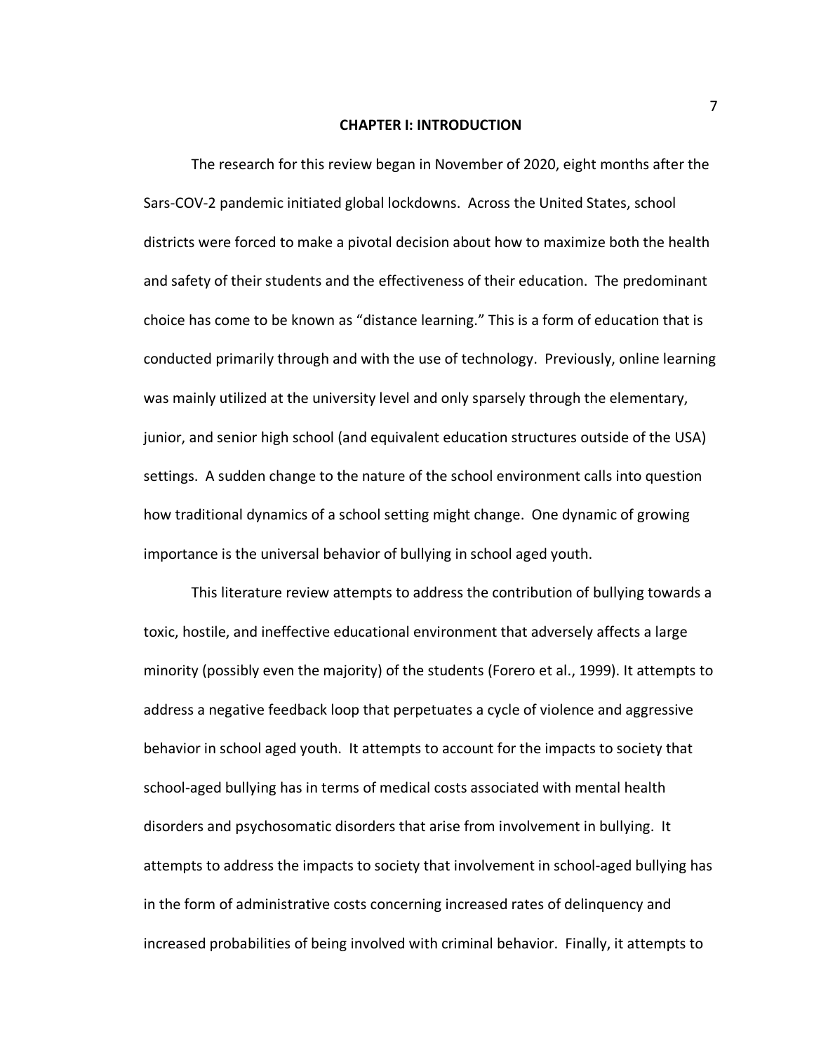# CHAPTER I: INTRODUCTION

The research for this review began in November of 2020, eight months after the Sars-COV-2 pandemic initiated global lockdowns. Across the United States, school districts were forced to make a pivotal decision about how to maximize both the health and safety of their students and the effectiveness of their education. The predominant choice has come to be known as "distance learning." This is a form of education that is conducted primarily through and with the use of technology. Previously, online learning was mainly utilized at the university level and only sparsely through the elementary, junior, and senior high school (and equivalent education structures outside of the USA) settings. A sudden change to the nature of the school environment calls into question how traditional dynamics of a school setting might change. One dynamic of growing importance is the universal behavior of bullying in school aged youth.

This literature review attempts to address the contribution of bullying towards a toxic, hostile, and ineffective educational environment that adversely affects a large minority (possibly even the majority) of the students (Forero et al., 1999). It attempts to address a negative feedback loop that perpetuates a cycle of violence and aggressive behavior in school aged youth. It attempts to account for the impacts to society that school-aged bullying has in terms of medical costs associated with mental health disorders and psychosomatic disorders that arise from involvement in bullying. It attempts to address the impacts to society that involvement in school-aged bullying has in the form of administrative costs concerning increased rates of delinquency and increased probabilities of being involved with criminal behavior. Finally, it attempts to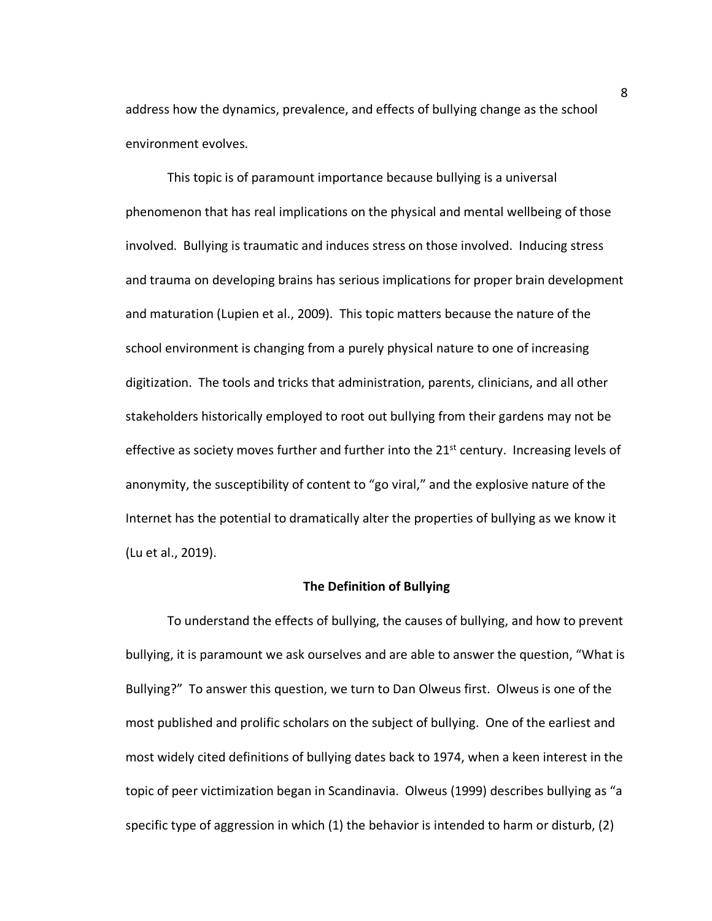address how the dynamics, prevalence, and effects of bullying change as the school environment evolves.

This topic is of paramount importance because bullying is a universal phenomenon that has real implications on the physical and mental wellbeing of those involved. Bullying is traumatic and induces stress on those involved. Inducing stress and trauma on developing brains has serious implications for proper brain development and maturation (Lupien et al., 2009). This topic matters because the nature of the school environment is changing from a purely physical nature to one of increasing digitization. The tools and tricks that administration, parents, clinicians, and all other stakeholders historically employed to root out bullying from their gardens may not be effective as society moves further and further into the 21st century. Increasing levels of anonymity, the susceptibility of content to "go viral," and the explosive nature of the Internet has the potential to dramatically alter the properties of bullying as we know it (Lu et al., 2019).

## The Definition of Bullying

To understand the effects of bullying, the causes of bullying, and how to prevent bullying, it is paramount we ask ourselves and are able to answer the question, "What is Bullying?" To answer this question, we turn to Dan Olweus first. Olweus is one of the most published and prolific scholars on the subject of bullying. One of the earliest and most widely cited definitions of bullying dates back to 1974, when a keen interest in the topic of peer victimization began in Scandinavia. Olweus (1999) describes bullying as "a specific type of aggression in which (1) the behavior is intended to harm or disturb, (2)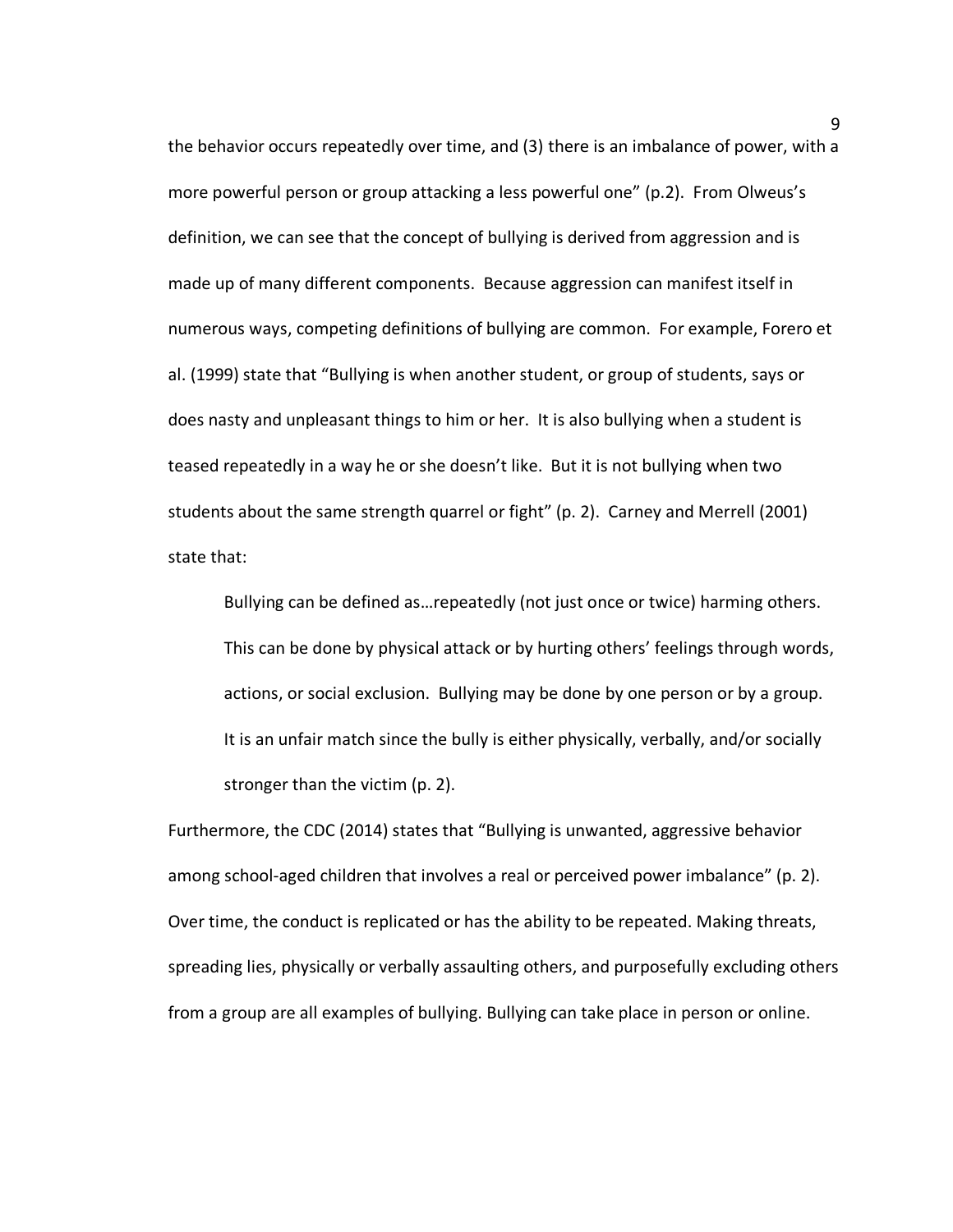the behavior occurs repeatedly over time, and (3) there is an imbalance of power, with a more powerful person or group attacking a less powerful one" (p.2). From Olweus's definition, we can see that the concept of bullying is derived from aggression and is made up of many different components. Because aggression can manifest itself in numerous ways, competing definitions of bullying are common. For example, Forero et al. (1999) state that "Bullying is when another student, or group of students, says or does nasty and unpleasant things to him or her. It is also bullying when a student is teased repeatedly in a way he or she doesn't like. But it is not bullying when two students about the same strength quarrel or fight" (p. 2). Carney and Merrell (2001) state that:

> Bullying can be defined as…repeatedly (not just once or twice) harming others. This can be done by physical attack or by hurting others' feelings through words, actions, or social exclusion. Bullying may be done by one person or by a group. It is an unfair match since the bully is either physically, verbally, and/or socially stronger than the victim (p. 2).

Furthermore, the CDC (2014) states that "Bullying is unwanted, aggressive behavior among school-aged children that involves a real or perceived power imbalance" (p. 2). Over time, the conduct is replicated or has the ability to be repeated. Making threats, spreading lies, physically or verbally assaulting others, and purposefully excluding others from a group are all examples of bullying. Bullying can take place in person or online.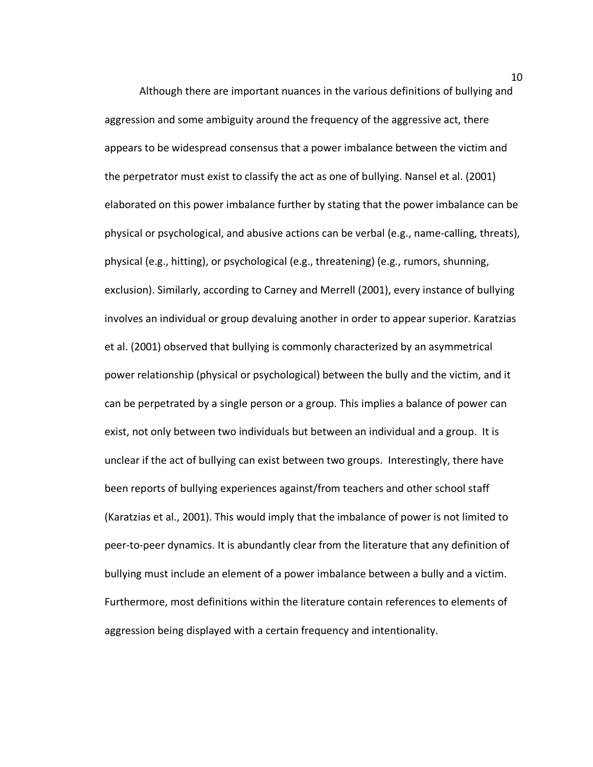Although there are important nuances in the various definitions of bullying and aggression and some ambiguity around the frequency of the aggressive act, there appears to be widespread consensus that a power imbalance between the victim and the perpetrator must exist to classify the act as one of bullying. Nansel et al. (2001) elaborated on this power imbalance further by stating that the power imbalance can be physical or psychological, and abusive actions can be verbal (e.g., name-calling, threats), physical (e.g., hitting), or psychological (e.g., threatening) (e.g., rumors, shunning, exclusion). Similarly, according to Carney and Merrell (2001), every instance of bullying involves an individual or group devaluing another in order to appear superior. Karatzias et al. (2001) observed that bullying is commonly characterized by an asymmetrical power relationship (physical or psychological) between the bully and the victim, and it can be perpetrated by a single person or a group. This implies a balance of power can exist, not only between two individuals but between an individual and a group. It is unclear if the act of bullying can exist between two groups. Interestingly, there have been reports of bullying experiences against/from teachers and other school staff (Karatzias et al., 2001). This would imply that the imbalance of power is not limited to peer-to-peer dynamics. It is abundantly clear from the literature that any definition of bullying must include an element of a power imbalance between a bully and a victim. Furthermore, most definitions within the literature contain references to elements of aggression being displayed with a certain frequency and intentionality.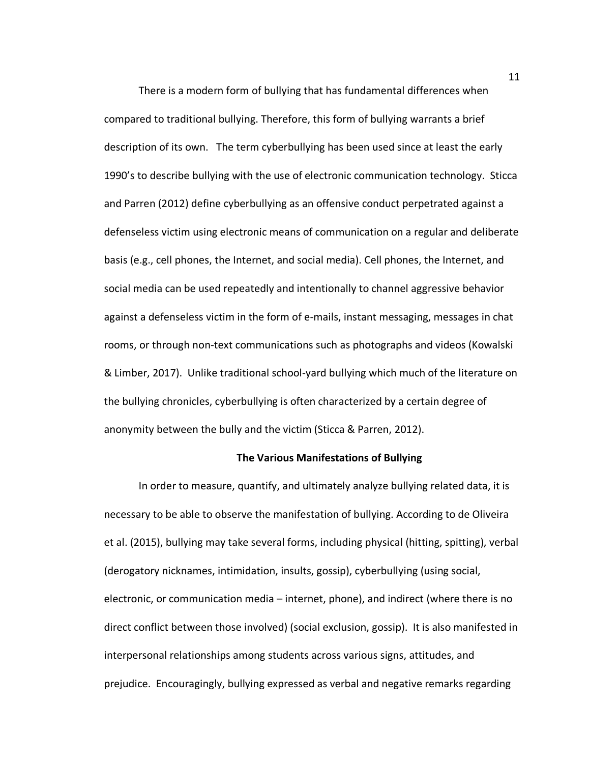There is a modern form of bullying that has fundamental differences when compared to traditional bullying. Therefore, this form of bullying warrants a brief description of its own. The term cyberbullying has been used since at least the early 1990's to describe bullying with the use of electronic communication technology. Sticca and Parren (2012) define cyberbullying as an offensive conduct perpetrated against a defenseless victim using electronic means of communication on a regular and deliberate basis (e.g., cell phones, the Internet, and social media). Cell phones, the Internet, and social media can be used repeatedly and intentionally to channel aggressive behavior against a defenseless victim in the form of e-mails, instant messaging, messages in chat rooms, or through non-text communications such as photographs and videos (Kowalski & Limber, 2017). Unlike traditional school-yard bullying which much of the literature on the bullying chronicles, cyberbullying is often characterized by a certain degree of anonymity between the bully and the victim (Sticca & Parren, 2012).

## The Various Manifestations of Bullying

In order to measure, quantify, and ultimately analyze bullying related data, it is necessary to be able to observe the manifestation of bullying. According to de Oliveira et al. (2015), bullying may take several forms, including physical (hitting, spitting), verbal (derogatory nicknames, intimidation, insults, gossip), cyberbullying (using social, electronic, or communication media – internet, phone), and indirect (where there is no direct conflict between those involved) (social exclusion, gossip). It is also manifested in interpersonal relationships among students across various signs, attitudes, and prejudice. Encouragingly, bullying expressed as verbal and negative remarks regarding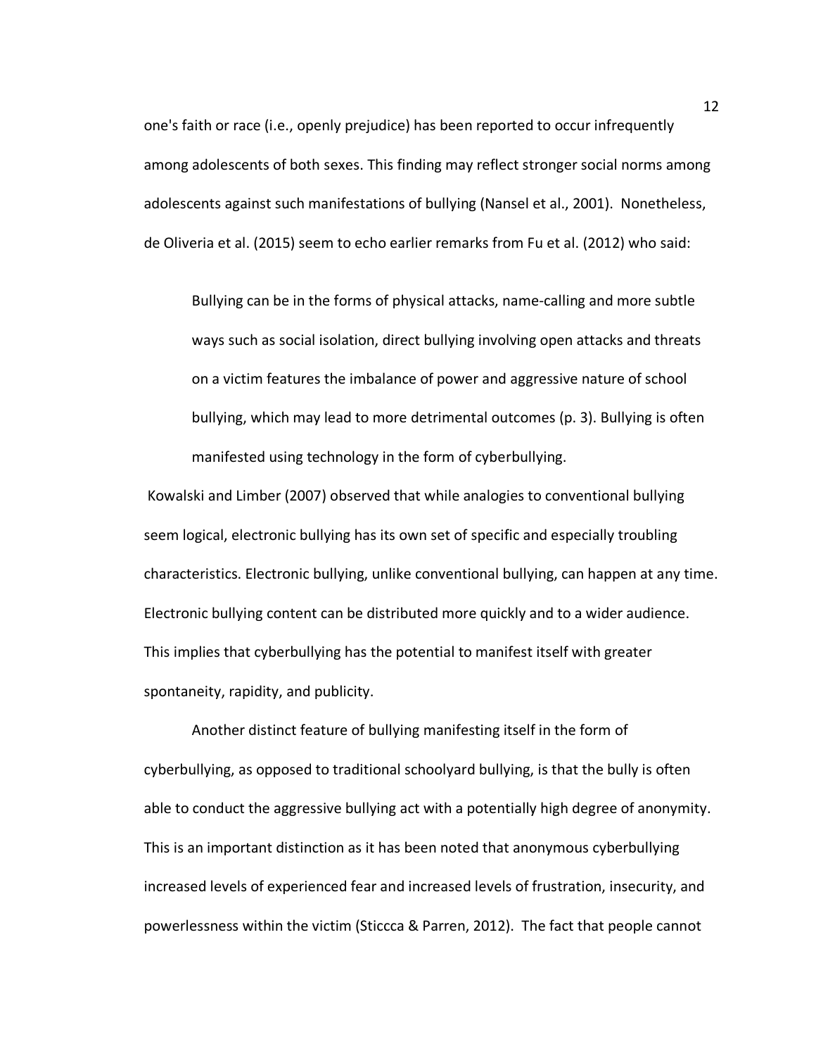one's faith or race (i.e., openly prejudice) has been reported to occur infrequently among adolescents of both sexes. This finding may reflect stronger social norms among adolescents against such manifestations of bullying (Nansel et al., 2001). Nonetheless, de Oliveria et al. (2015) seem to echo earlier remarks from Fu et al. (2012) who said:

> Bullying can be in the forms of physical attacks, name-calling and more subtle ways such as social isolation, direct bullying involving open attacks and threats on a victim features the imbalance of power and aggressive nature of school bullying, which may lead to more detrimental outcomes (p. 3). Bullying is often manifested using technology in the form of cyberbullying.

Kowalski and Limber (2007) observed that while analogies to conventional bullying seem logical, electronic bullying has its own set of specific and especially troubling characteristics. Electronic bullying, unlike conventional bullying, can happen at any time. Electronic bullying content can be distributed more quickly and to a wider audience. This implies that cyberbullying has the potential to manifest itself with greater spontaneity, rapidity, and publicity.

Another distinct feature of bullying manifesting itself in the form of cyberbullying, as opposed to traditional schoolyard bullying, is that the bully is often able to conduct the aggressive bullying act with a potentially high degree of anonymity. This is an important distinction as it has been noted that anonymous cyberbullying increased levels of experienced fear and increased levels of frustration, insecurity, and powerlessness within the victim (Sticcca & Parren, 2012). The fact that people cannot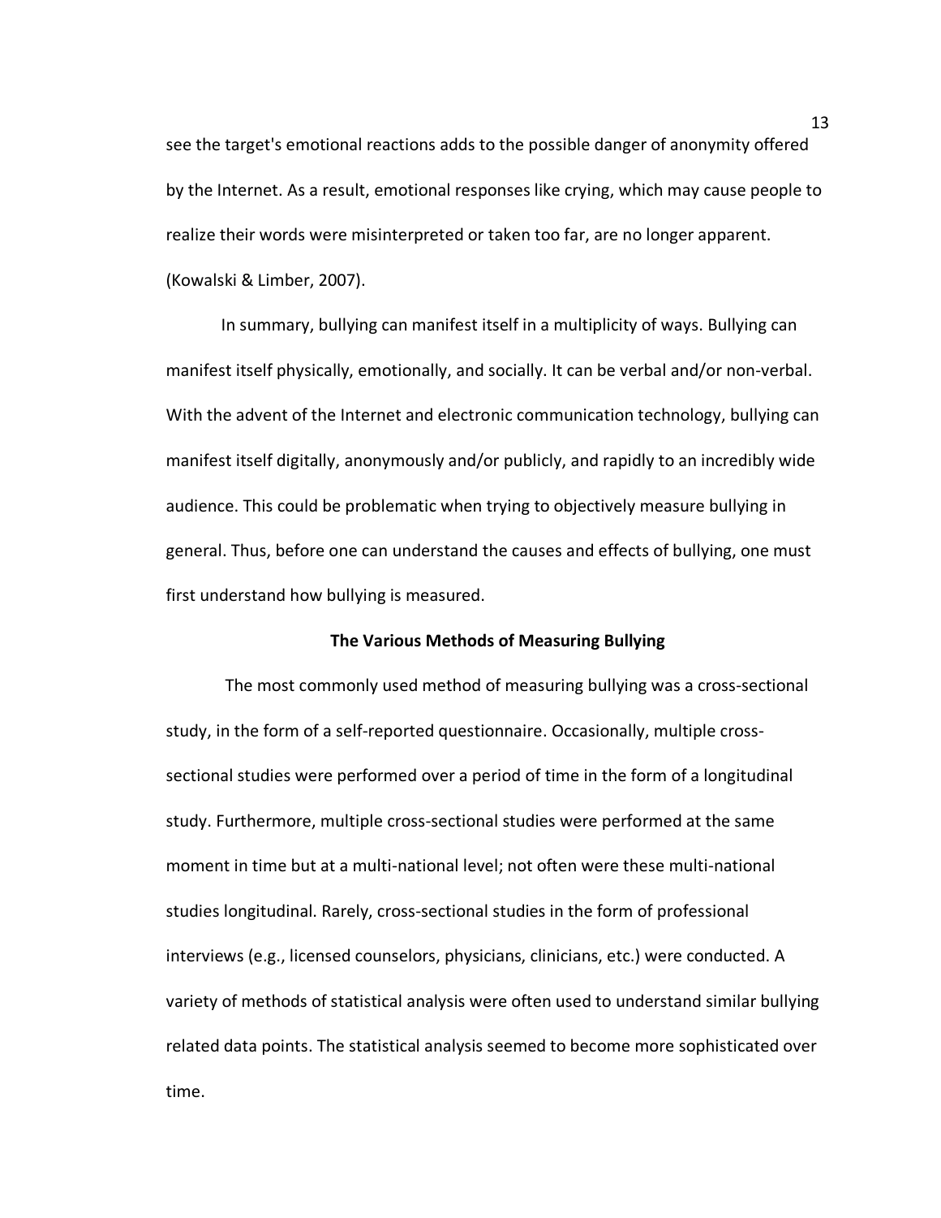see the target's emotional reactions adds to the possible danger of anonymity offered by the Internet. As a result, emotional responses like crying, which may cause people to realize their words were misinterpreted or taken too far, are no longer apparent. (Kowalski & Limber, 2007).

In summary, bullying can manifest itself in a multiplicity of ways. Bullying can manifest itself physically, emotionally, and socially. It can be verbal and/or non-verbal. With the advent of the Internet and electronic communication technology, bullying can manifest itself digitally, anonymously and/or publicly, and rapidly to an incredibly wide audience. This could be problematic when trying to objectively measure bullying in general. Thus, before one can understand the causes and effects of bullying, one must first understand how bullying is measured.

## The Various Methods of Measuring Bullying

The most commonly used method of measuring bullying was a cross-sectional study, in the form of a self-reported questionnaire. Occasionally, multiple cross-sectional studies were performed over a period of time in the form of a longitudinal study. Furthermore, multiple cross-sectional studies were performed at the same moment in time but at a multi-national level; not often were these multi-national studies longitudinal. Rarely, cross-sectional studies in the form of professional interviews (e.g., licensed counselors, physicians, clinicians, etc.) were conducted. A variety of methods of statistical analysis were often used to understand similar bullying related data points. The statistical analysis seemed to become more sophisticated over time.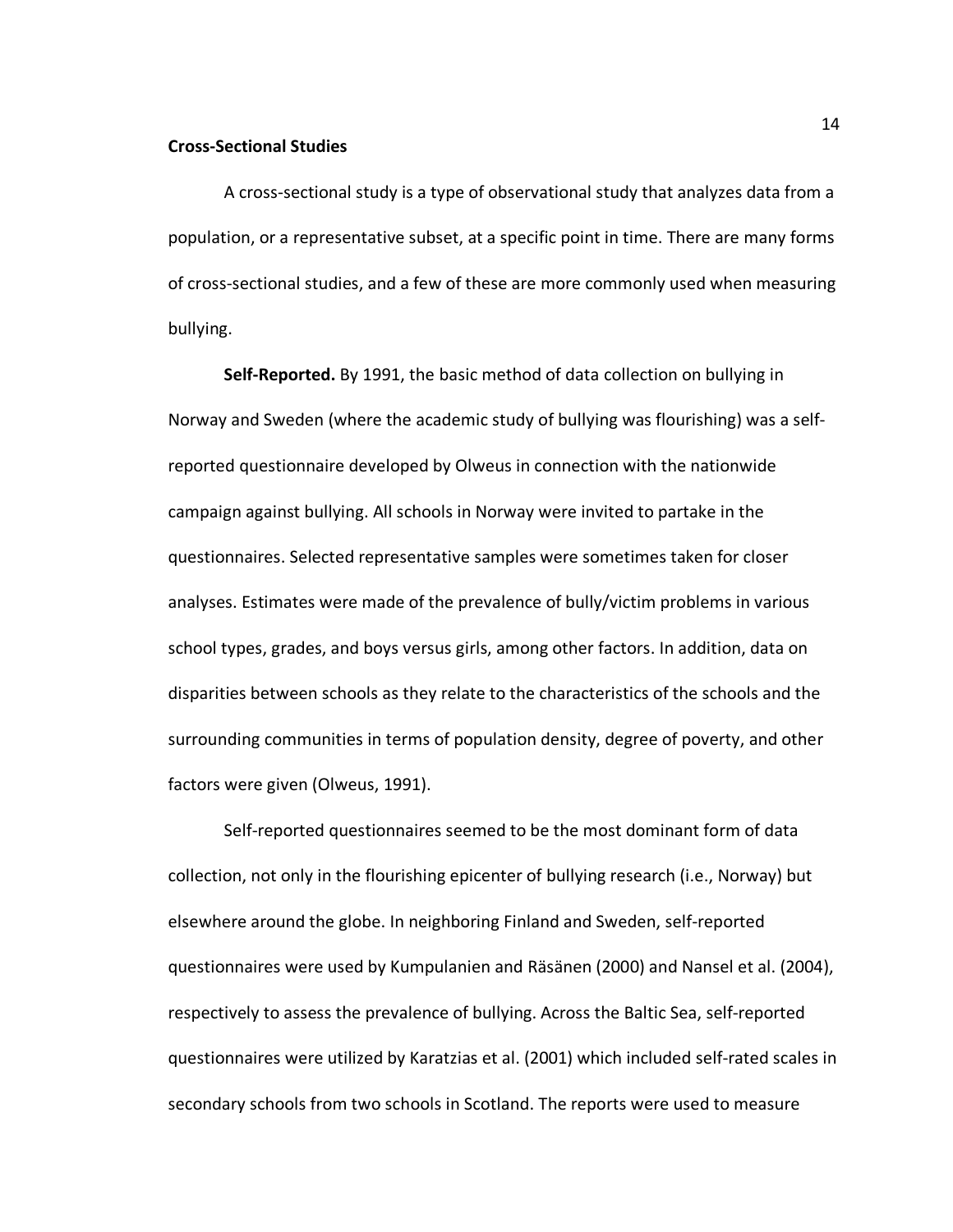## Cross-Sectional Studies

A cross-sectional study is a type of observational study that analyzes data from a population, or a representative subset, at a specific point in time. There are many forms of cross-sectional studies, and a few of these are more commonly used when measuring bullying.

**Self-Reported.** By 1991, the basic method of data collection on bullying in Norway and Sweden (where the academic study of bullying was flourishing) was a self-reported questionnaire developed by Olweus in connection with the nationwide campaign against bullying. All schools in Norway were invited to partake in the questionnaires. Selected representative samples were sometimes taken for closer analyses. Estimates were made of the prevalence of bully/victim problems in various school types, grades, and boys versus girls, among other factors. In addition, data on disparities between schools as they relate to the characteristics of the schools and the surrounding communities in terms of population density, degree of poverty, and other factors were given (Olweus, 1991).

Self-reported questionnaires seemed to be the most dominant form of data collection, not only in the flourishing epicenter of bullying research (i.e., Norway) but elsewhere around the globe. In neighboring Finland and Sweden, self-reported questionnaires were used by Kumpulanien and Räsänen (2000) and Nansel et al. (2004), respectively to assess the prevalence of bullying. Across the Baltic Sea, self-reported questionnaires were utilized by Karatzias et al. (2001) which included self-rated scales in secondary schools from two schools in Scotland. The reports were used to measure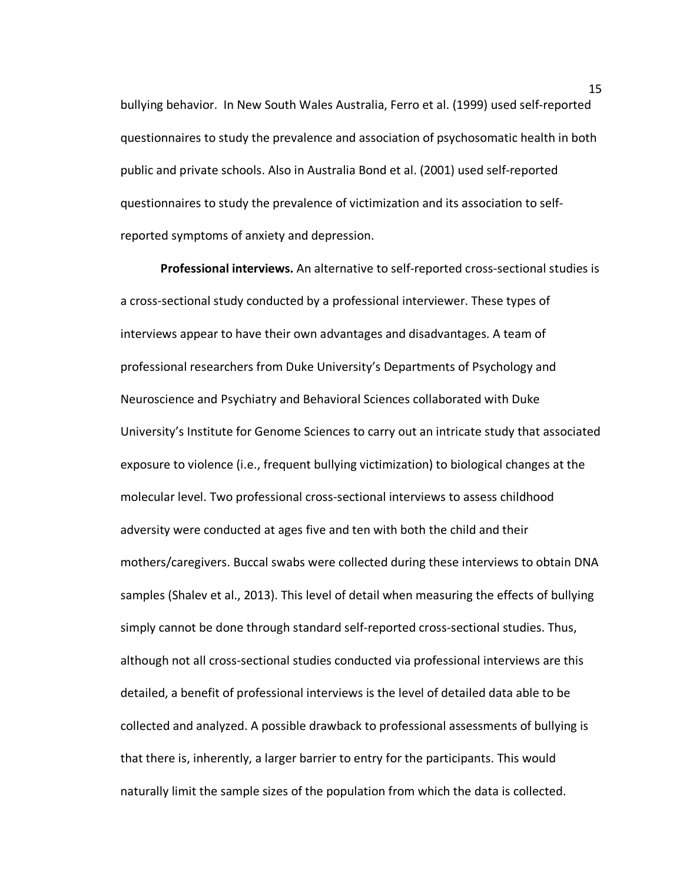bullying behavior. In New South Wales Australia, Ferro et al. (1999) used self-reported questionnaires to study the prevalence and association of psychosomatic health in both public and private schools. Also in Australia Bond et al. (2001) used self-reported questionnaires to study the prevalence of victimization and its association to self-reported symptoms of anxiety and depression.

**Professional interviews.** An alternative to self-reported cross-sectional studies is a cross-sectional study conducted by a professional interviewer. These types of interviews appear to have their own advantages and disadvantages. A team of professional researchers from Duke University's Departments of Psychology and Neuroscience and Psychiatry and Behavioral Sciences collaborated with Duke University's Institute for Genome Sciences to carry out an intricate study that associated exposure to violence (i.e., frequent bullying victimization) to biological changes at the molecular level. Two professional cross-sectional interviews to assess childhood adversity were conducted at ages five and ten with both the child and their mothers/caregivers. Buccal swabs were collected during these interviews to obtain DNA samples (Shalev et al., 2013). This level of detail when measuring the effects of bullying simply cannot be done through standard self-reported cross-sectional studies. Thus, although not all cross-sectional studies conducted via professional interviews are this detailed, a benefit of professional interviews is the level of detailed data able to be collected and analyzed. A possible drawback to professional assessments of bullying is that there is, inherently, a larger barrier to entry for the participants. This would naturally limit the sample sizes of the population from which the data is collected.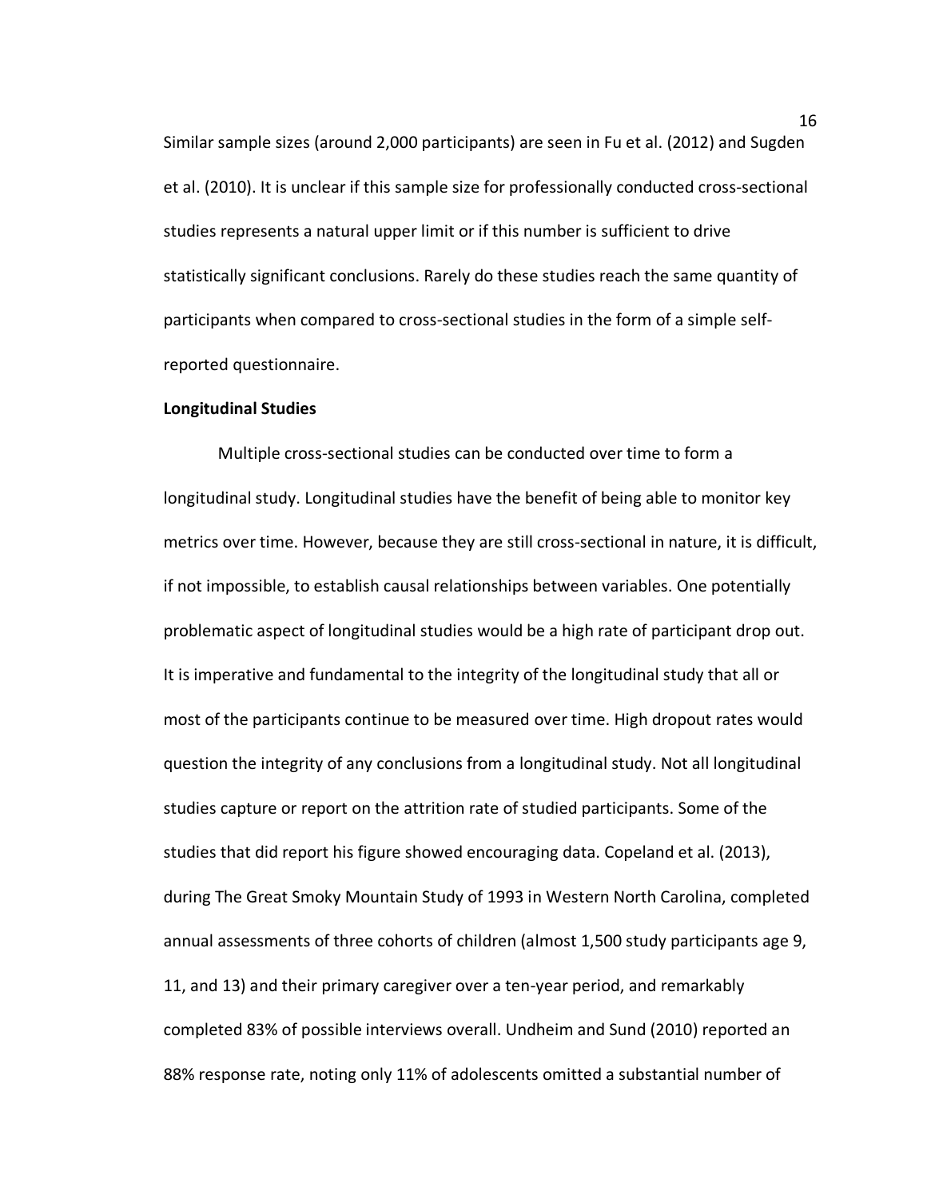Similar sample sizes (around 2,000 participants) are seen in Fu et al. (2012) and Sugden et al. (2010). It is unclear if this sample size for professionally conducted cross-sectional studies represents a natural upper limit or if this number is sufficient to drive statistically significant conclusions. Rarely do these studies reach the same quantity of participants when compared to cross-sectional studies in the form of a simple self-reported questionnaire.

**Longitudinal Studies**

Multiple cross-sectional studies can be conducted over time to form a longitudinal study. Longitudinal studies have the benefit of being able to monitor key metrics over time. However, because they are still cross-sectional in nature, it is difficult, if not impossible, to establish causal relationships between variables. One potentially problematic aspect of longitudinal studies would be a high rate of participant drop out. It is imperative and fundamental to the integrity of the longitudinal study that all or most of the participants continue to be measured over time. High dropout rates would question the integrity of any conclusions from a longitudinal study. Not all longitudinal studies capture or report on the attrition rate of studied participants. Some of the studies that did report his figure showed encouraging data. Copeland et al. (2013), during The Great Smoky Mountain Study of 1993 in Western North Carolina, completed annual assessments of three cohorts of children (almost 1,500 study participants age 9, 11, and 13) and their primary caregiver over a ten-year period, and remarkably completed 83% of possible interviews overall. Undheim and Sund (2010) reported an 88% response rate, noting only 11% of adolescents omitted a substantial number of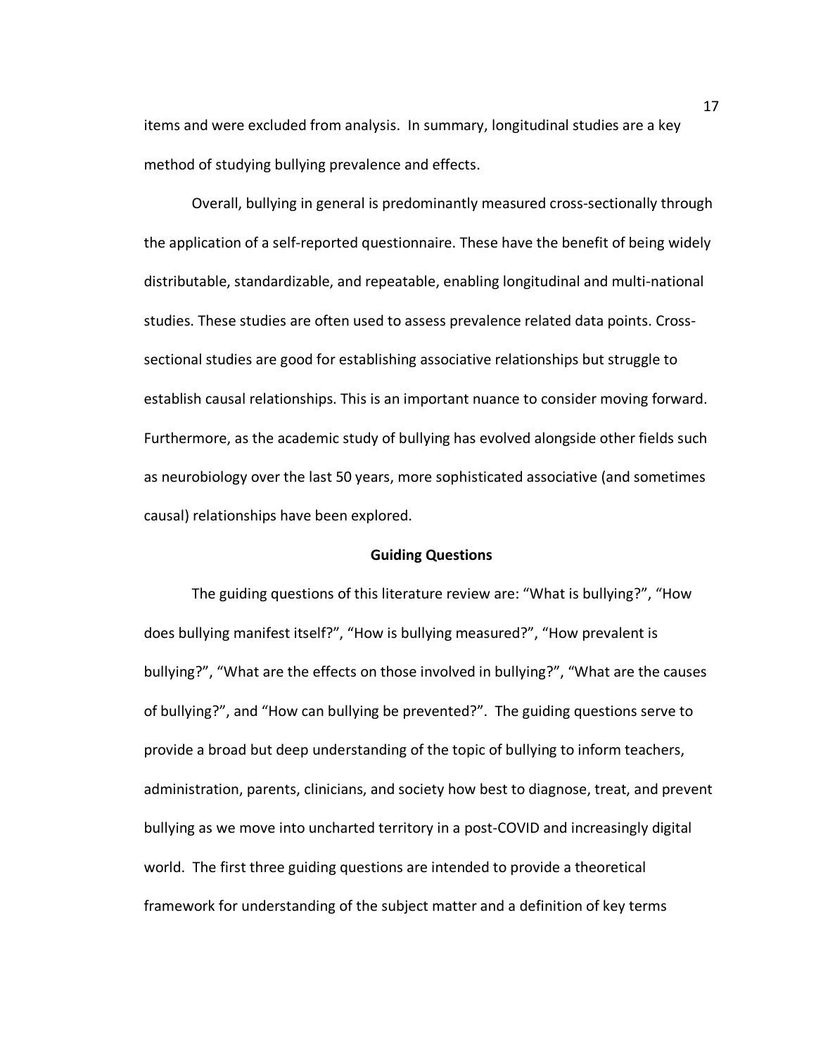items and were excluded from analysis. In summary, longitudinal studies are a key method of studying bullying prevalence and effects.

Overall, bullying in general is predominantly measured cross-sectionally through the application of a self-reported questionnaire. These have the benefit of being widely distributable, standardizable, and repeatable, enabling longitudinal and multi-national studies. These studies are often used to assess prevalence related data points. Cross-sectional studies are good for establishing associative relationships but struggle to establish causal relationships. This is an important nuance to consider moving forward. Furthermore, as the academic study of bullying has evolved alongside other fields such as neurobiology over the last 50 years, more sophisticated associative (and sometimes causal) relationships have been explored.

## Guiding Questions

The guiding questions of this literature review are: "What is bullying?", "How does bullying manifest itself?", "How is bullying measured?", "How prevalent is bullying?", "What are the effects on those involved in bullying?", "What are the causes of bullying?", and "How can bullying be prevented?". The guiding questions serve to provide a broad but deep understanding of the topic of bullying to inform teachers, administration, parents, clinicians, and society how best to diagnose, treat, and prevent bullying as we move into uncharted territory in a post-COVID and increasingly digital world. The first three guiding questions are intended to provide a theoretical framework for understanding of the subject matter and a definition of key terms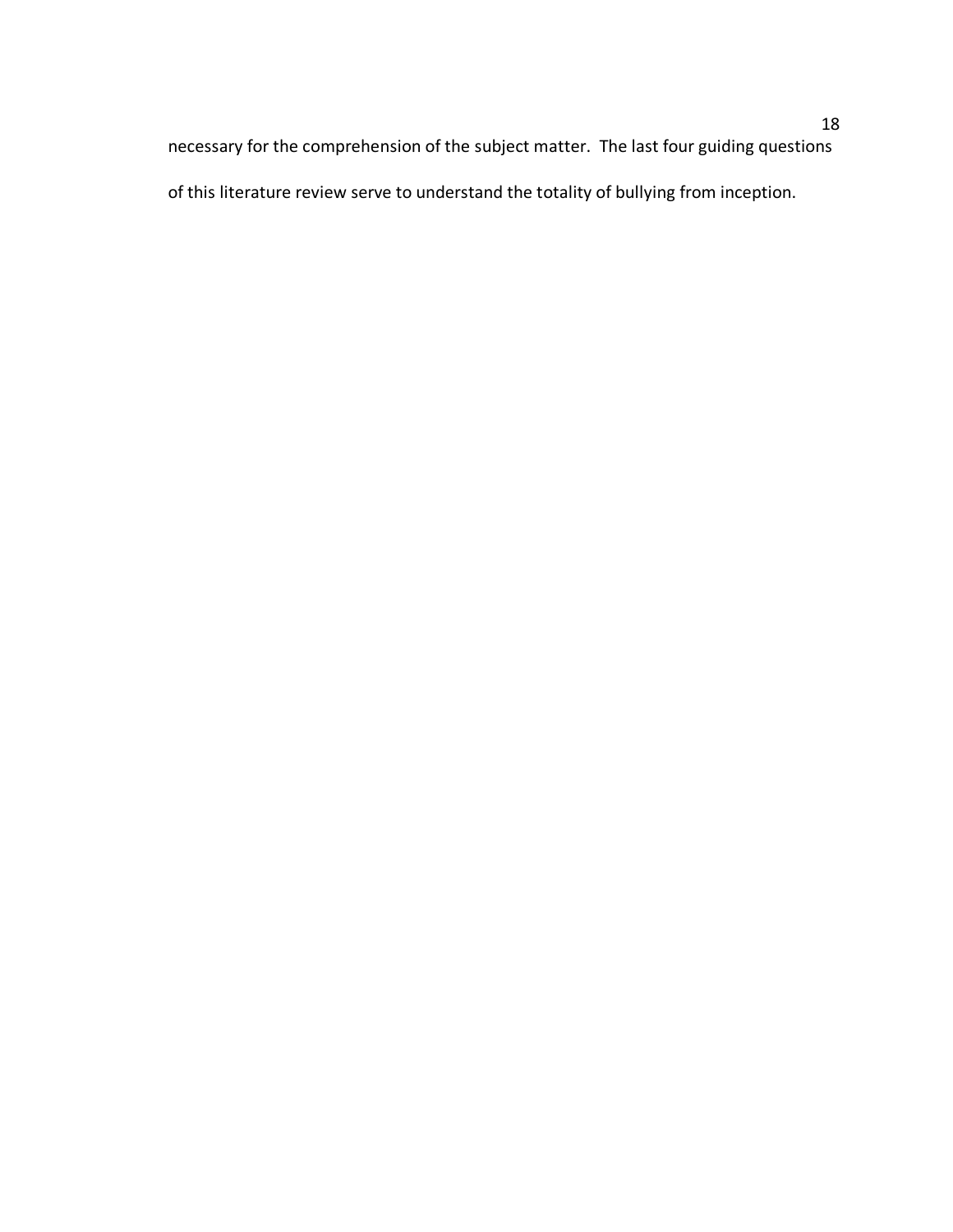necessary for the comprehension of the subject matter. The last four guiding questions of this literature review serve to understand the totality of bullying from inception.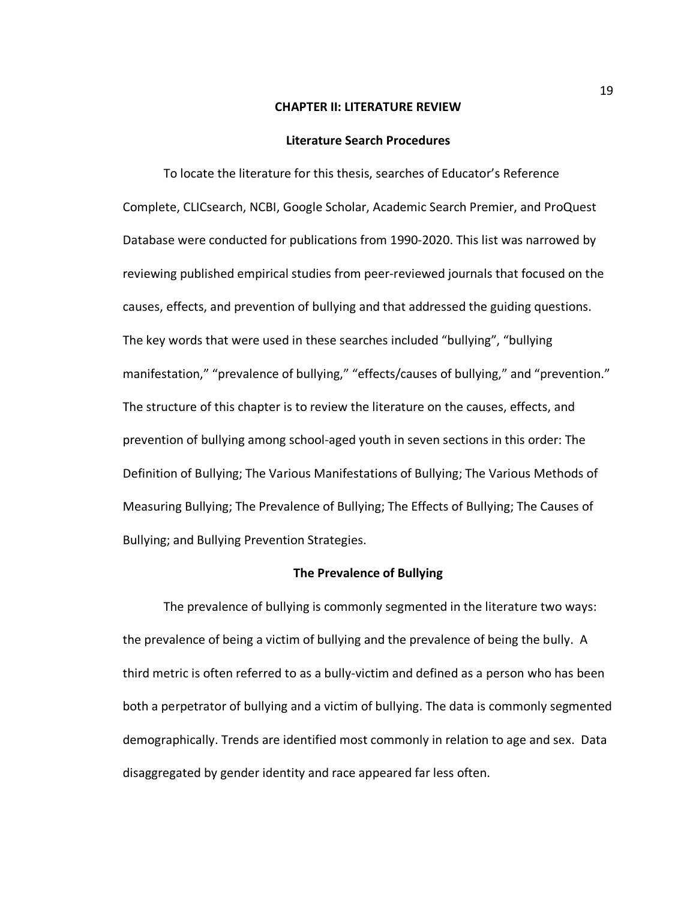# CHAPTER II: LITERATURE REVIEW

## Literature Search Procedures

To locate the literature for this thesis, searches of Educator's Reference Complete, CLICsearch, NCBI, Google Scholar, Academic Search Premier, and ProQuest Database were conducted for publications from 1990-2020. This list was narrowed by reviewing published empirical studies from peer-reviewed journals that focused on the causes, effects, and prevention of bullying and that addressed the guiding questions. The key words that were used in these searches included "bullying", "bullying manifestation," "prevalence of bullying," "effects/causes of bullying," and "prevention." The structure of this chapter is to review the literature on the causes, effects, and prevention of bullying among school-aged youth in seven sections in this order: The Definition of Bullying; The Various Manifestations of Bullying; The Various Methods of Measuring Bullying; The Prevalence of Bullying; The Effects of Bullying; The Causes of Bullying; and Bullying Prevention Strategies.

## The Prevalence of Bullying

The prevalence of bullying is commonly segmented in the literature two ways: the prevalence of being a victim of bullying and the prevalence of being the bully. A third metric is often referred to as a bully-victim and defined as a person who has been both a perpetrator of bullying and a victim of bullying. The data is commonly segmented demographically. Trends are identified most commonly in relation to age and sex. Data disaggregated by gender identity and race appeared far less often.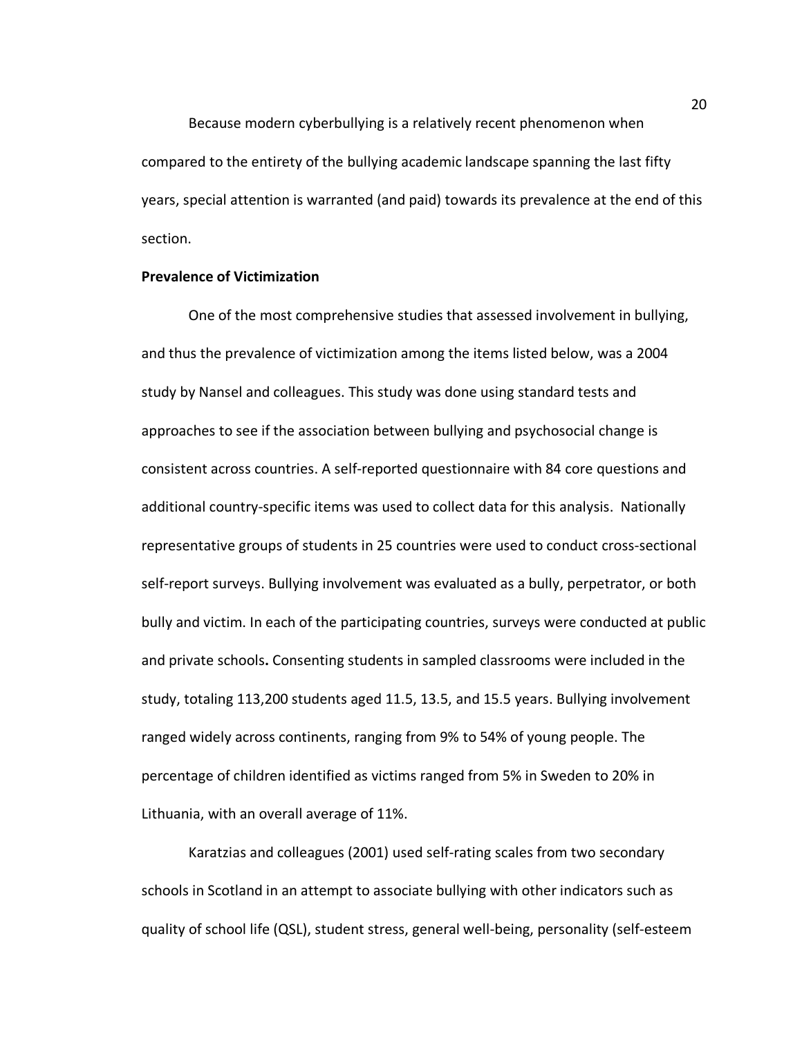Because modern cyberbullying is a relatively recent phenomenon when compared to the entirety of the bullying academic landscape spanning the last fifty years, special attention is warranted (and paid) towards its prevalence at the end of this section.

**Prevalence of Victimization**

One of the most comprehensive studies that assessed involvement in bullying, and thus the prevalence of victimization among the items listed below, was a 2004 study by Nansel and colleagues. This study was done using standard tests and approaches to see if the association between bullying and psychosocial change is consistent across countries. A self-reported questionnaire with 84 core questions and additional country-specific items was used to collect data for this analysis. Nationally representative groups of students in 25 countries were used to conduct cross-sectional self-report surveys. Bullying involvement was evaluated as a bully, perpetrator, or both bully and victim. In each of the participating countries, surveys were conducted at public and private schools**.** Consenting students in sampled classrooms were included in the study, totaling 113,200 students aged 11.5, 13.5, and 15.5 years. Bullying involvement ranged widely across continents, ranging from 9% to 54% of young people. The percentage of children identified as victims ranged from 5% in Sweden to 20% in Lithuania, with an overall average of 11%.

Karatzias and colleagues (2001) used self-rating scales from two secondary schools in Scotland in an attempt to associate bullying with other indicators such as quality of school life (QSL), student stress, general well-being, personality (self-esteem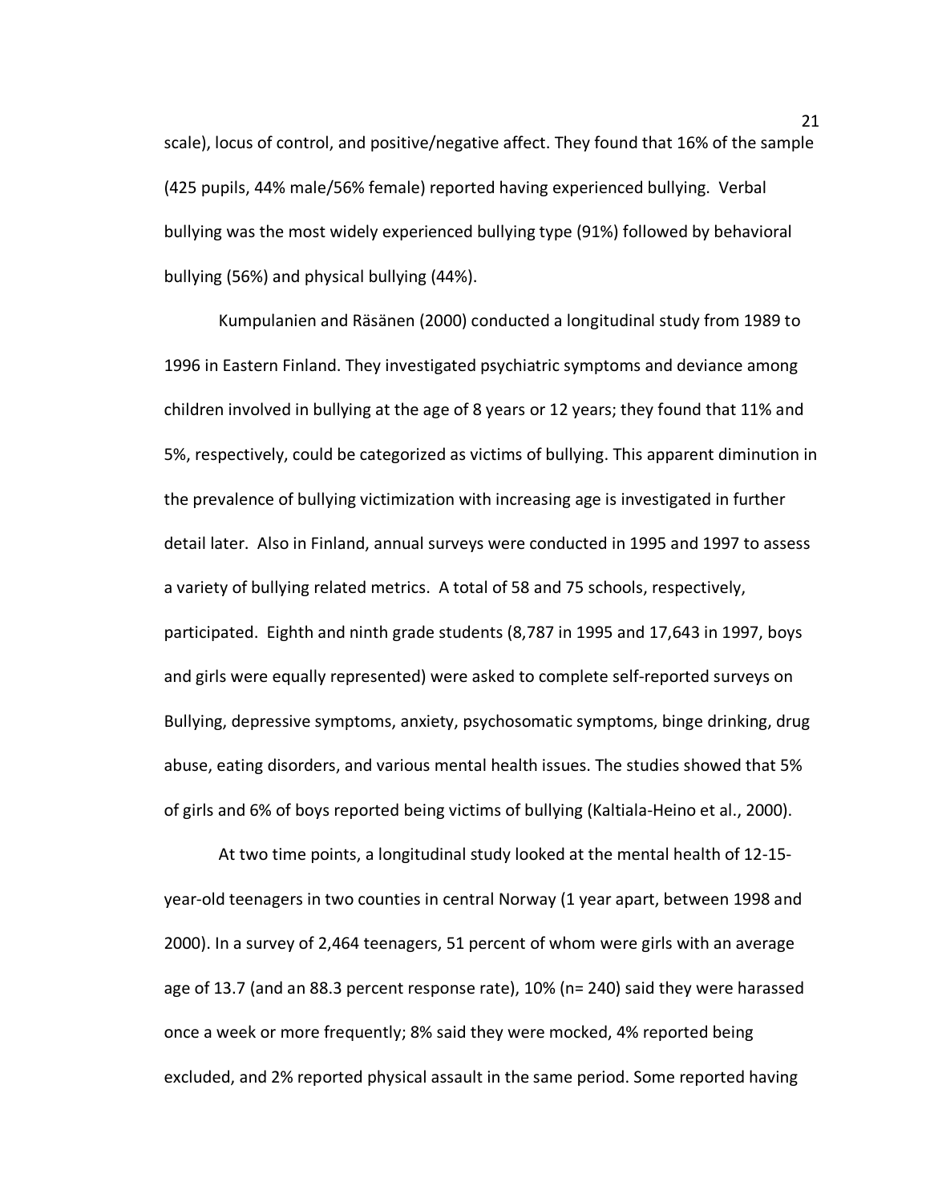scale), locus of control, and positive/negative affect. They found that 16% of the sample (425 pupils, 44% male/56% female) reported having experienced bullying. Verbal bullying was the most widely experienced bullying type (91%) followed by behavioral bullying (56%) and physical bullying (44%).

Kumpulanien and Räsänen (2000) conducted a longitudinal study from 1989 to 1996 in Eastern Finland. They investigated psychiatric symptoms and deviance among children involved in bullying at the age of 8 years or 12 years; they found that 11% and 5%, respectively, could be categorized as victims of bullying. This apparent diminution in the prevalence of bullying victimization with increasing age is investigated in further detail later. Also in Finland, annual surveys were conducted in 1995 and 1997 to assess a variety of bullying related metrics. A total of 58 and 75 schools, respectively, participated. Eighth and ninth grade students (8,787 in 1995 and 17,643 in 1997, boys and girls were equally represented) were asked to complete self-reported surveys on Bullying, depressive symptoms, anxiety, psychosomatic symptoms, binge drinking, drug abuse, eating disorders, and various mental health issues. The studies showed that 5% of girls and 6% of boys reported being victims of bullying (Kaltiala-Heino et al., 2000).

At two time points, a longitudinal study looked at the mental health of 12-15-year-old teenagers in two counties in central Norway (1 year apart, between 1998 and 2000). In a survey of 2,464 teenagers, 51 percent of whom were girls with an average age of 13.7 (and an 88.3 percent response rate), 10% (n= 240) said they were harassed once a week or more frequently; 8% said they were mocked, 4% reported being excluded, and 2% reported physical assault in the same period. Some reported having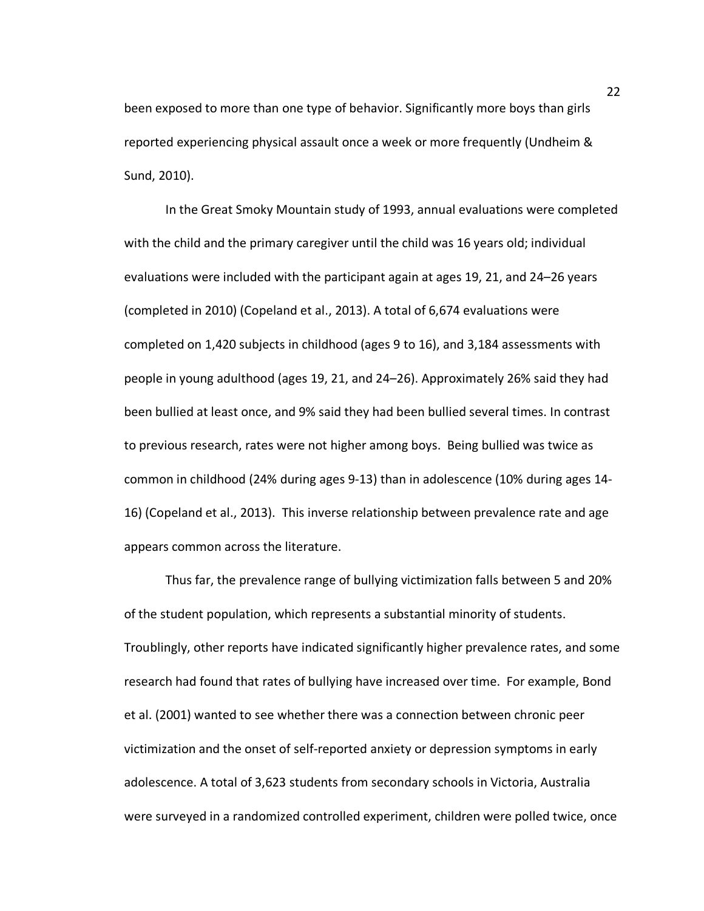been exposed to more than one type of behavior. Significantly more boys than girls reported experiencing physical assault once a week or more frequently (Undheim & Sund, 2010).

In the Great Smoky Mountain study of 1993, annual evaluations were completed with the child and the primary caregiver until the child was 16 years old; individual evaluations were included with the participant again at ages 19, 21, and 24–26 years (completed in 2010) (Copeland et al., 2013). A total of 6,674 evaluations were completed on 1,420 subjects in childhood (ages 9 to 16), and 3,184 assessments with people in young adulthood (ages 19, 21, and 24–26). Approximately 26% said they had been bullied at least once, and 9% said they had been bullied several times. In contrast to previous research, rates were not higher among boys. Being bullied was twice as common in childhood (24% during ages 9-13) than in adolescence (10% during ages 14-16) (Copeland et al., 2013). This inverse relationship between prevalence rate and age appears common across the literature.

Thus far, the prevalence range of bullying victimization falls between 5 and 20% of the student population, which represents a substantial minority of students. Troublingly, other reports have indicated significantly higher prevalence rates, and some research had found that rates of bullying have increased over time. For example, Bond et al. (2001) wanted to see whether there was a connection between chronic peer victimization and the onset of self-reported anxiety or depression symptoms in early adolescence. A total of 3,623 students from secondary schools in Victoria, Australia were surveyed in a randomized controlled experiment, children were polled twice, once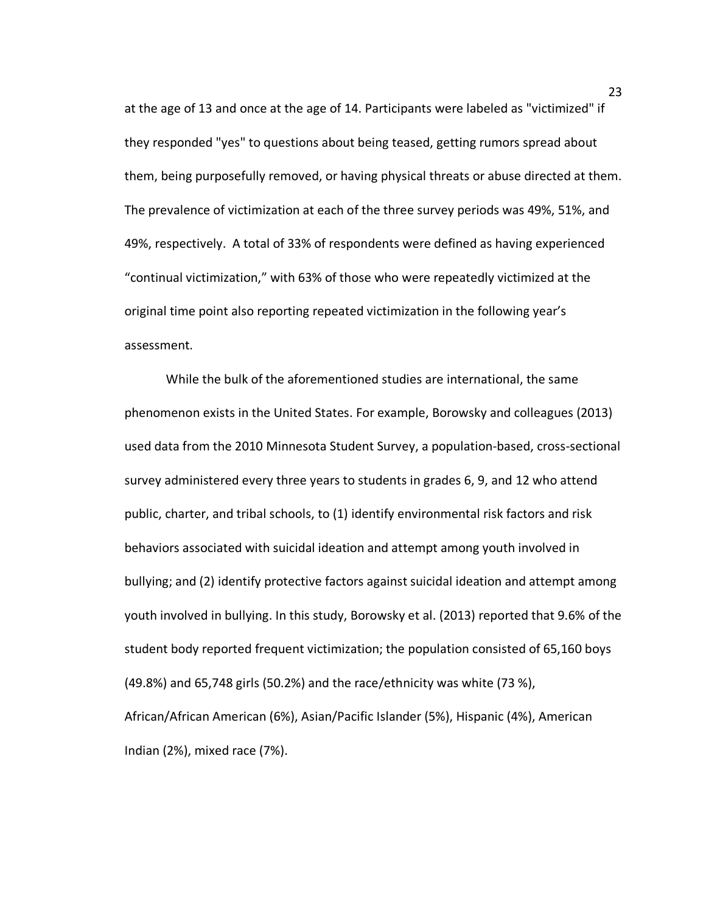at the age of 13 and once at the age of 14. Participants were labeled as "victimized" if they responded "yes" to questions about being teased, getting rumors spread about them, being purposefully removed, or having physical threats or abuse directed at them. The prevalence of victimization at each of the three survey periods was 49%, 51%, and 49%, respectively. A total of 33% of respondents were defined as having experienced “continual victimization,” with 63% of those who were repeatedly victimized at the original time point also reporting repeated victimization in the following year’s assessment.

While the bulk of the aforementioned studies are international, the same phenomenon exists in the United States. For example, Borowsky and colleagues (2013) used data from the 2010 Minnesota Student Survey, a population-based, cross-sectional survey administered every three years to students in grades 6, 9, and 12 who attend public, charter, and tribal schools, to (1) identify environmental risk factors and risk behaviors associated with suicidal ideation and attempt among youth involved in bullying; and (2) identify protective factors against suicidal ideation and attempt among youth involved in bullying. In this study, Borowsky et al. (2013) reported that 9.6% of the student body reported frequent victimization; the population consisted of 65,160 boys (49.8%) and 65,748 girls (50.2%) and the race/ethnicity was white (73 %), African/African American (6%), Asian/Pacific Islander (5%), Hispanic (4%), American Indian (2%), mixed race (7%).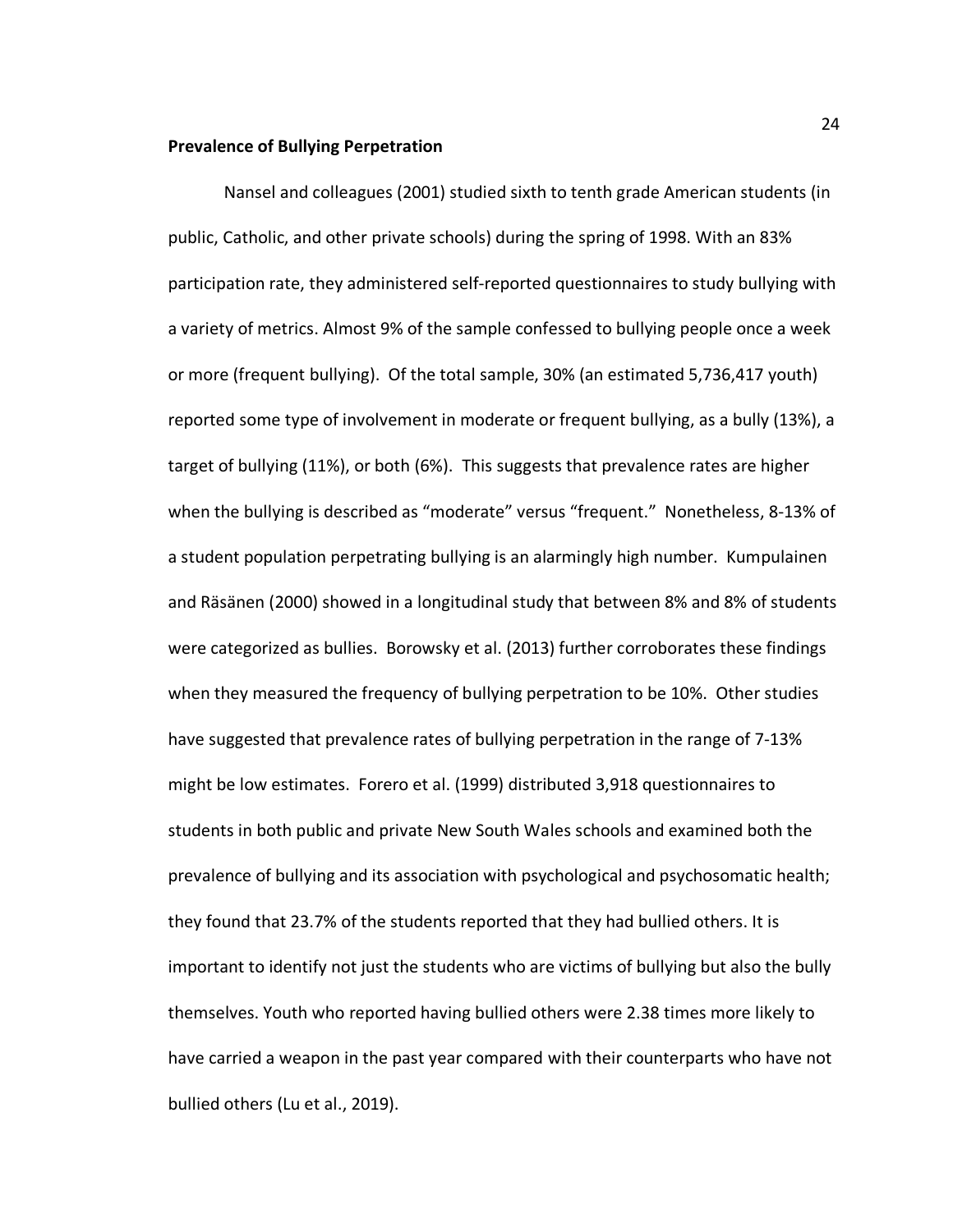**Prevalence of Bullying Perpetration**

Nansel and colleagues (2001) studied sixth to tenth grade American students (in public, Catholic, and other private schools) during the spring of 1998. With an 83% participation rate, they administered self-reported questionnaires to study bullying with a variety of metrics. Almost 9% of the sample confessed to bullying people once a week or more (frequent bullying). Of the total sample, 30% (an estimated 5,736,417 youth) reported some type of involvement in moderate or frequent bullying, as a bully (13%), a target of bullying (11%), or both (6%). This suggests that prevalence rates are higher when the bullying is described as "moderate" versus "frequent." Nonetheless, 8-13% of a student population perpetrating bullying is an alarmingly high number. Kumpulainen and Räsänen (2000) showed in a longitudinal study that between 8% and 8% of students were categorized as bullies. Borowsky et al. (2013) further corroborates these findings when they measured the frequency of bullying perpetration to be 10%. Other studies have suggested that prevalence rates of bullying perpetration in the range of 7-13% might be low estimates. Forero et al. (1999) distributed 3,918 questionnaires to students in both public and private New South Wales schools and examined both the prevalence of bullying and its association with psychological and psychosomatic health; they found that 23.7% of the students reported that they had bullied others. It is important to identify not just the students who are victims of bullying but also the bully themselves. Youth who reported having bullied others were 2.38 times more likely to have carried a weapon in the past year compared with their counterparts who have not bullied others (Lu et al., 2019).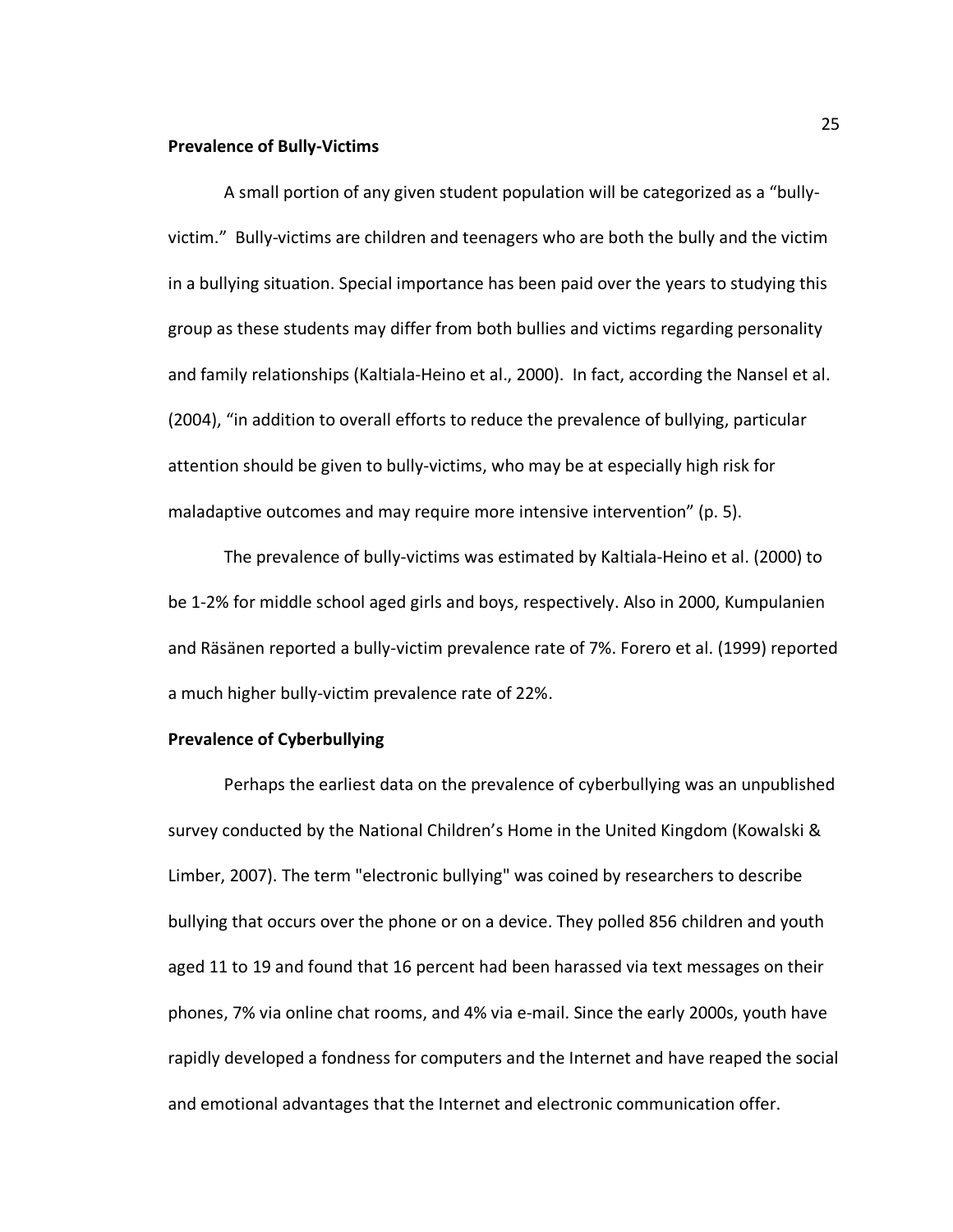**Prevalence of Bully-Victims**

A small portion of any given student population will be categorized as a "bully-victim." Bully-victims are children and teenagers who are both the bully and the victim in a bullying situation. Special importance has been paid over the years to studying this group as these students may differ from both bullies and victims regarding personality and family relationships (Kaltiala-Heino et al., 2000). In fact, according the Nansel et al. (2004), "in addition to overall efforts to reduce the prevalence of bullying, particular attention should be given to bully-victims, who may be at especially high risk for maladaptive outcomes and may require more intensive intervention" (p. 5).

The prevalence of bully-victims was estimated by Kaltiala-Heino et al. (2000) to be 1-2% for middle school aged girls and boys, respectively. Also in 2000, Kumpulanien and Räsänen reported a bully-victim prevalence rate of 7%. Forero et al. (1999) reported a much higher bully-victim prevalence rate of 22%.

**Prevalence of Cyberbullying**

Perhaps the earliest data on the prevalence of cyberbullying was an unpublished survey conducted by the National Children's Home in the United Kingdom (Kowalski & Limber, 2007). The term "electronic bullying" was coined by researchers to describe bullying that occurs over the phone or on a device. They polled 856 children and youth aged 11 to 19 and found that 16 percent had been harassed via text messages on their phones, 7% via online chat rooms, and 4% via e-mail. Since the early 2000s, youth have rapidly developed a fondness for computers and the Internet and have reaped the social and emotional advantages that the Internet and electronic communication offer.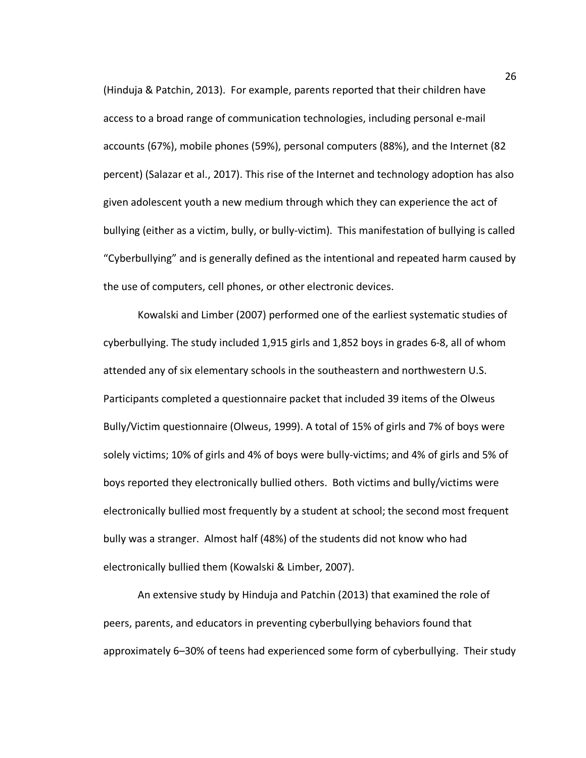(Hinduja & Patchin, 2013). For example, parents reported that their children have access to a broad range of communication technologies, including personal e-mail accounts (67%), mobile phones (59%), personal computers (88%), and the Internet (82 percent) (Salazar et al., 2017). This rise of the Internet and technology adoption has also given adolescent youth a new medium through which they can experience the act of bullying (either as a victim, bully, or bully-victim). This manifestation of bullying is called "Cyberbullying" and is generally defined as the intentional and repeated harm caused by the use of computers, cell phones, or other electronic devices.

Kowalski and Limber (2007) performed one of the earliest systematic studies of cyberbullying. The study included 1,915 girls and 1,852 boys in grades 6-8, all of whom attended any of six elementary schools in the southeastern and northwestern U.S. Participants completed a questionnaire packet that included 39 items of the Olweus Bully/Victim questionnaire (Olweus, 1999). A total of 15% of girls and 7% of boys were solely victims; 10% of girls and 4% of boys were bully-victims; and 4% of girls and 5% of boys reported they electronically bullied others. Both victims and bully/victims were electronically bullied most frequently by a student at school; the second most frequent bully was a stranger. Almost half (48%) of the students did not know who had electronically bullied them (Kowalski & Limber, 2007).

An extensive study by Hinduja and Patchin (2013) that examined the role of peers, parents, and educators in preventing cyberbullying behaviors found that approximately 6–30% of teens had experienced some form of cyberbullying. Their study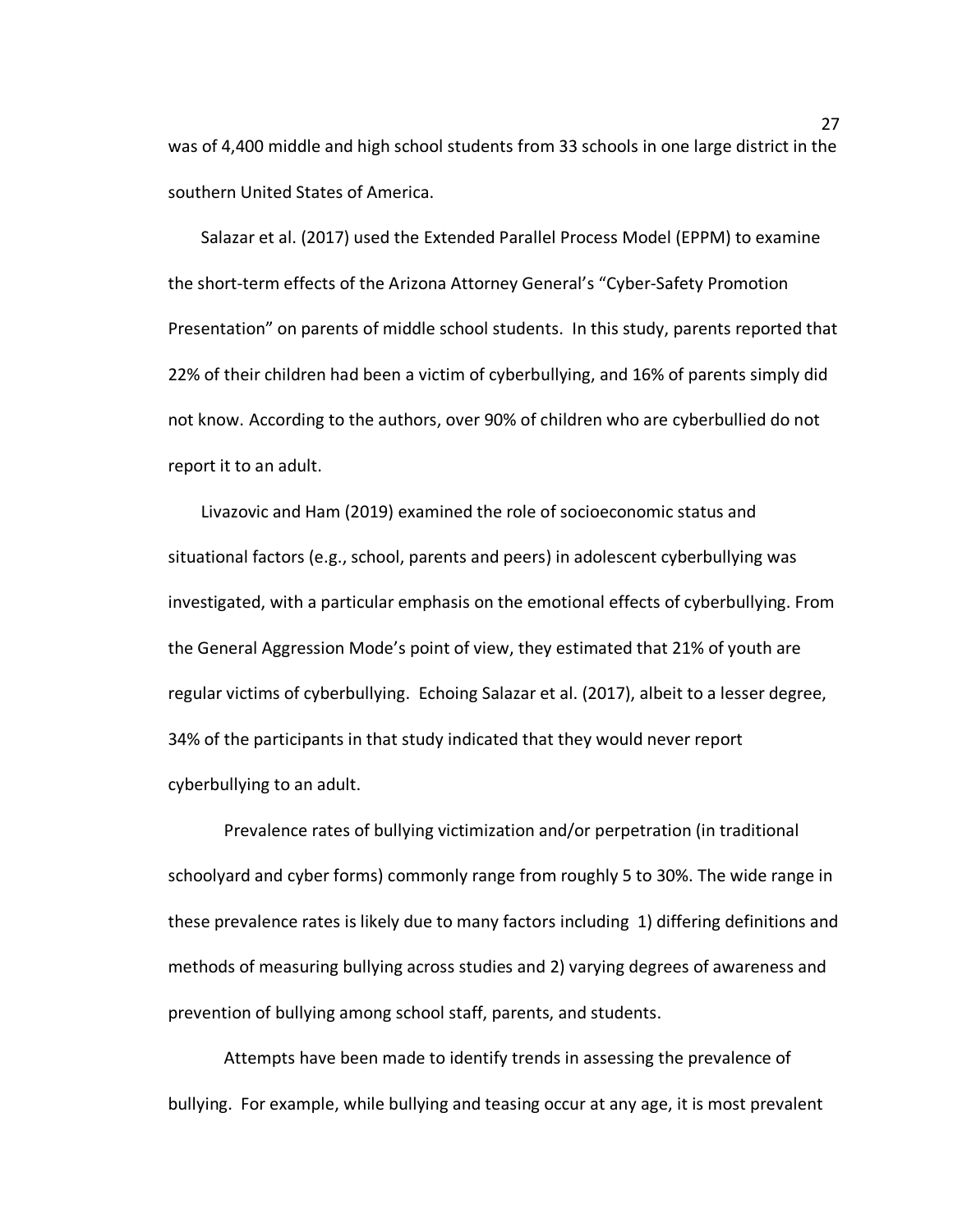was of 4,400 middle and high school students from 33 schools in one large district in the southern United States of America.

Salazar et al. (2017) used the Extended Parallel Process Model (EPPM) to examine the short-term effects of the Arizona Attorney General's "Cyber-Safety Promotion Presentation" on parents of middle school students. In this study, parents reported that 22% of their children had been a victim of cyberbullying, and 16% of parents simply did not know. According to the authors, over 90% of children who are cyberbullied do not report it to an adult.

Livazovic and Ham (2019) examined the role of socioeconomic status and situational factors (e.g., school, parents and peers) in adolescent cyberbullying was investigated, with a particular emphasis on the emotional effects of cyberbullying. From the General Aggression Mode's point of view, they estimated that 21% of youth are regular victims of cyberbullying. Echoing Salazar et al. (2017), albeit to a lesser degree, 34% of the participants in that study indicated that they would never report cyberbullying to an adult.

Prevalence rates of bullying victimization and/or perpetration (in traditional schoolyard and cyber forms) commonly range from roughly 5 to 30%. The wide range in these prevalence rates is likely due to many factors including 1) differing definitions and methods of measuring bullying across studies and 2) varying degrees of awareness and prevention of bullying among school staff, parents, and students.

Attempts have been made to identify trends in assessing the prevalence of bullying. For example, while bullying and teasing occur at any age, it is most prevalent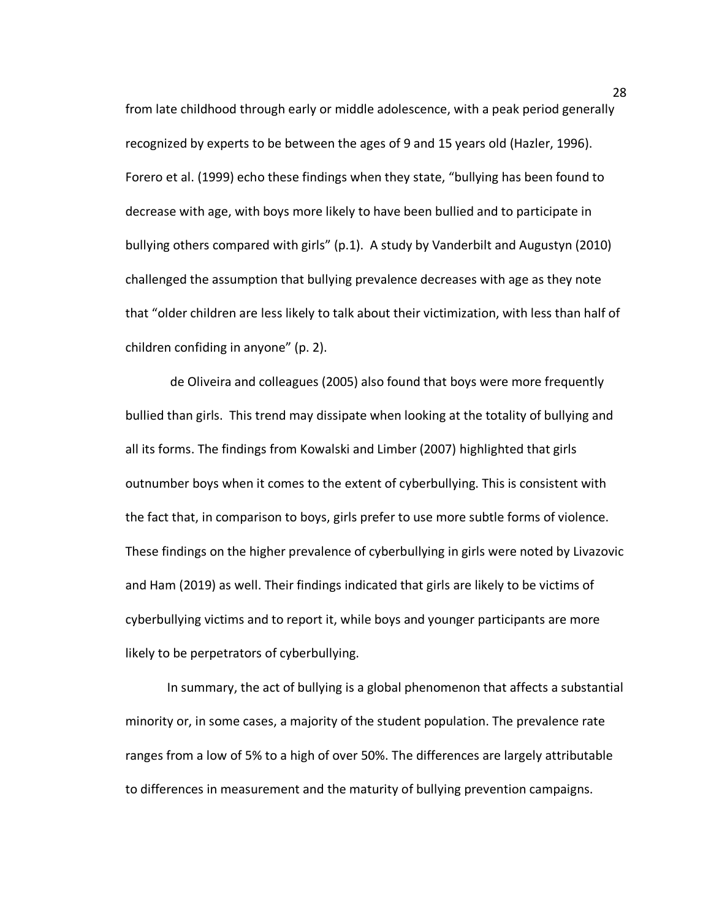from late childhood through early or middle adolescence, with a peak period generally recognized by experts to be between the ages of 9 and 15 years old (Hazler, 1996). Forero et al. (1999) echo these findings when they state, "bullying has been found to decrease with age, with boys more likely to have been bullied and to participate in bullying others compared with girls" (p.1). A study by Vanderbilt and Augustyn (2010) challenged the assumption that bullying prevalence decreases with age as they note that "older children are less likely to talk about their victimization, with less than half of children confiding in anyone" (p. 2).

de Oliveira and colleagues (2005) also found that boys were more frequently bullied than girls. This trend may dissipate when looking at the totality of bullying and all its forms. The findings from Kowalski and Limber (2007) highlighted that girls outnumber boys when it comes to the extent of cyberbullying. This is consistent with the fact that, in comparison to boys, girls prefer to use more subtle forms of violence. These findings on the higher prevalence of cyberbullying in girls were noted by Livazovic and Ham (2019) as well. Their findings indicated that girls are likely to be victims of cyberbullying victims and to report it, while boys and younger participants are more likely to be perpetrators of cyberbullying.

In summary, the act of bullying is a global phenomenon that affects a substantial minority or, in some cases, a majority of the student population. The prevalence rate ranges from a low of 5% to a high of over 50%. The differences are largely attributable to differences in measurement and the maturity of bullying prevention campaigns.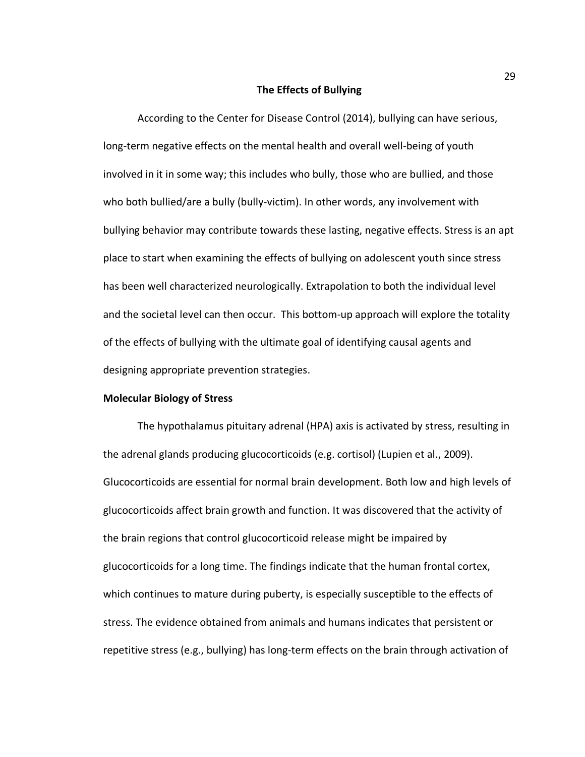## The Effects of Bullying

According to the Center for Disease Control (2014), bullying can have serious, long-term negative effects on the mental health and overall well-being of youth involved in it in some way; this includes who bully, those who are bullied, and those who both bullied/are a bully (bully-victim). In other words, any involvement with bullying behavior may contribute towards these lasting, negative effects. Stress is an apt place to start when examining the effects of bullying on adolescent youth since stress has been well characterized neurologically. Extrapolation to both the individual level and the societal level can then occur. This bottom-up approach will explore the totality of the effects of bullying with the ultimate goal of identifying causal agents and designing appropriate prevention strategies.

### Molecular Biology of Stress

The hypothalamus pituitary adrenal (HPA) axis is activated by stress, resulting in the adrenal glands producing glucocorticoids (e.g. cortisol) (Lupien et al., 2009). Glucocorticoids are essential for normal brain development. Both low and high levels of glucocorticoids affect brain growth and function. It was discovered that the activity of the brain regions that control glucocorticoid release might be impaired by glucocorticoids for a long time. The findings indicate that the human frontal cortex, which continues to mature during puberty, is especially susceptible to the effects of stress. The evidence obtained from animals and humans indicates that persistent or repetitive stress (e.g., bullying) has long-term effects on the brain through activation of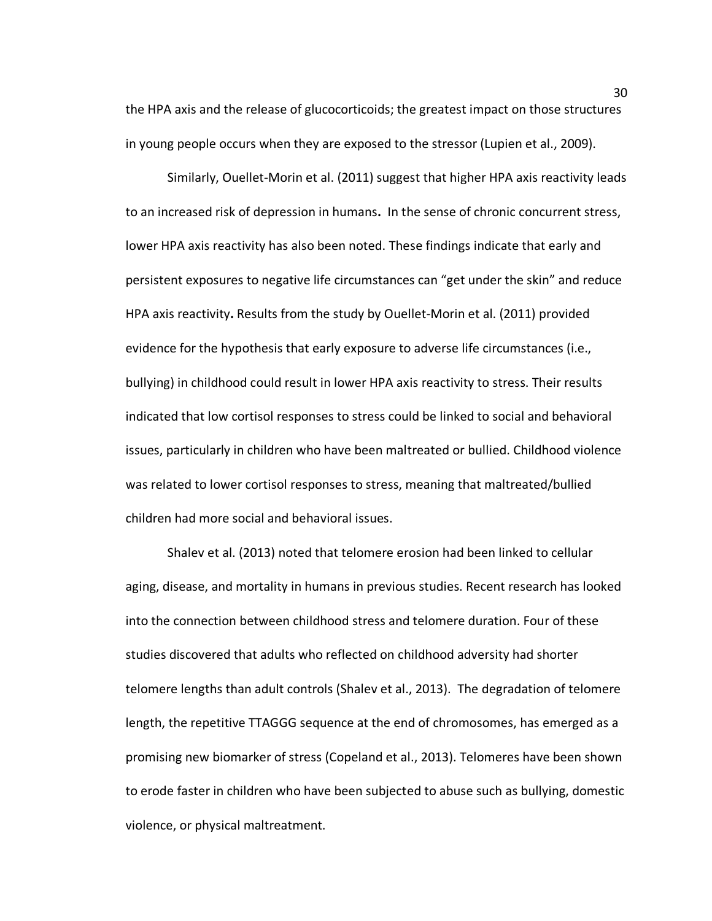the HPA axis and the release of glucocorticoids; the greatest impact on those structures in young people occurs when they are exposed to the stressor (Lupien et al., 2009).

Similarly, Ouellet-Morin et al. (2011) suggest that higher HPA axis reactivity leads to an increased risk of depression in humans**.** In the sense of chronic concurrent stress, lower HPA axis reactivity has also been noted. These findings indicate that early and persistent exposures to negative life circumstances can "get under the skin" and reduce HPA axis reactivity**.** Results from the study by Ouellet-Morin et al. (2011) provided evidence for the hypothesis that early exposure to adverse life circumstances (i.e., bullying) in childhood could result in lower HPA axis reactivity to stress. Their results indicated that low cortisol responses to stress could be linked to social and behavioral issues, particularly in children who have been maltreated or bullied. Childhood violence was related to lower cortisol responses to stress, meaning that maltreated/bullied children had more social and behavioral issues.

Shalev et al. (2013) noted that telomere erosion had been linked to cellular aging, disease, and mortality in humans in previous studies. Recent research has looked into the connection between childhood stress and telomere duration. Four of these studies discovered that adults who reflected on childhood adversity had shorter telomere lengths than adult controls (Shalev et al., 2013). The degradation of telomere length, the repetitive TTAGGG sequence at the end of chromosomes, has emerged as a promising new biomarker of stress (Copeland et al., 2013). Telomeres have been shown to erode faster in children who have been subjected to abuse such as bullying, domestic violence, or physical maltreatment.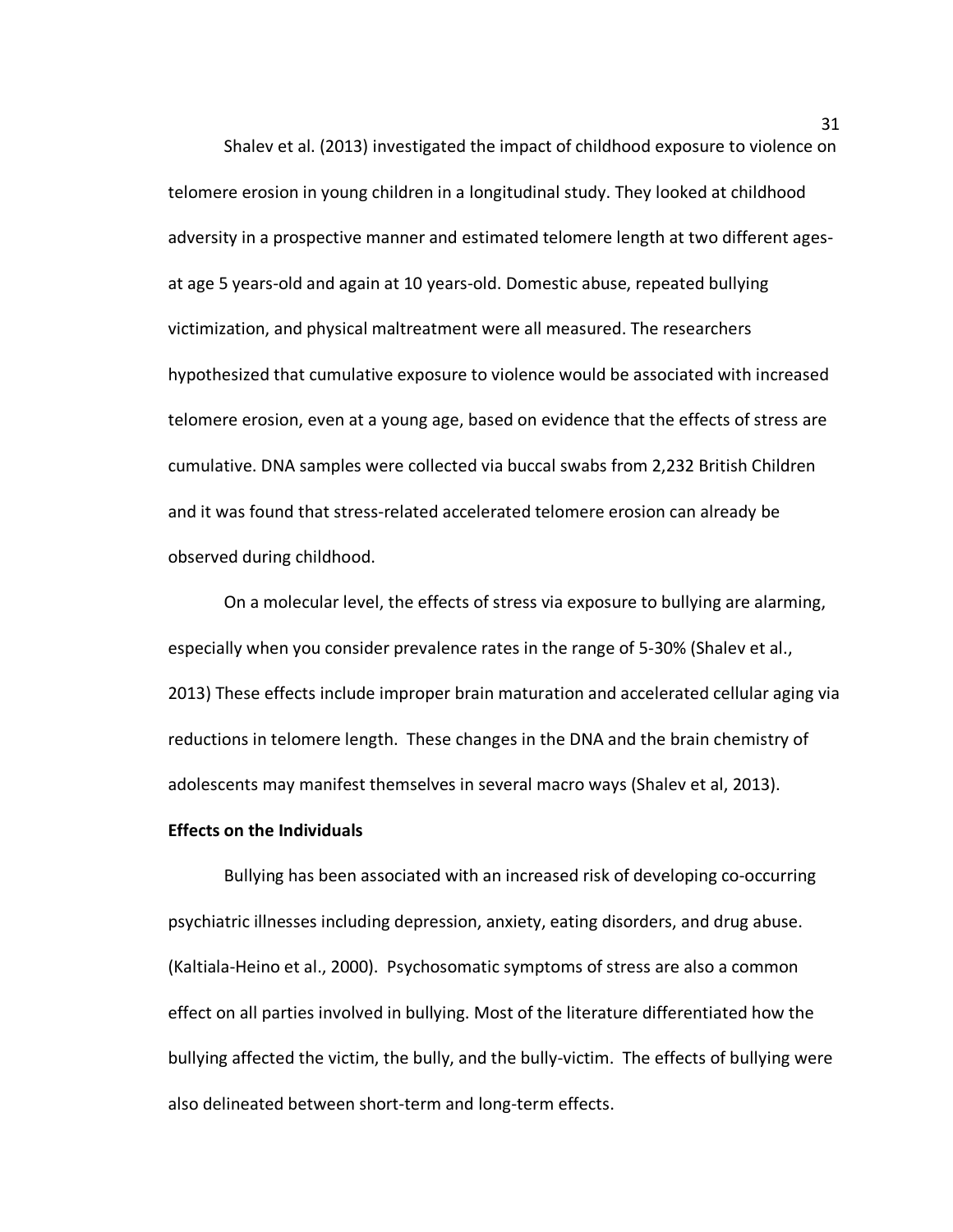Shalev et al. (2013) investigated the impact of childhood exposure to violence on telomere erosion in young children in a longitudinal study. They looked at childhood adversity in a prospective manner and estimated telomere length at two different ages- at age 5 years-old and again at 10 years-old. Domestic abuse, repeated bullying victimization, and physical maltreatment were all measured. The researchers hypothesized that cumulative exposure to violence would be associated with increased telomere erosion, even at a young age, based on evidence that the effects of stress are cumulative. DNA samples were collected via buccal swabs from 2,232 British Children and it was found that stress-related accelerated telomere erosion can already be observed during childhood.

On a molecular level, the effects of stress via exposure to bullying are alarming, especially when you consider prevalence rates in the range of 5-30% (Shalev et al., 2013) These effects include improper brain maturation and accelerated cellular aging via reductions in telomere length. These changes in the DNA and the brain chemistry of adolescents may manifest themselves in several macro ways (Shalev et al, 2013).

**Effects on the Individuals**

Bullying has been associated with an increased risk of developing co-occurring psychiatric illnesses including depression, anxiety, eating disorders, and drug abuse. (Kaltiala-Heino et al., 2000). Psychosomatic symptoms of stress are also a common effect on all parties involved in bullying. Most of the literature differentiated how the bullying affected the victim, the bully, and the bully-victim. The effects of bullying were also delineated between short-term and long-term effects.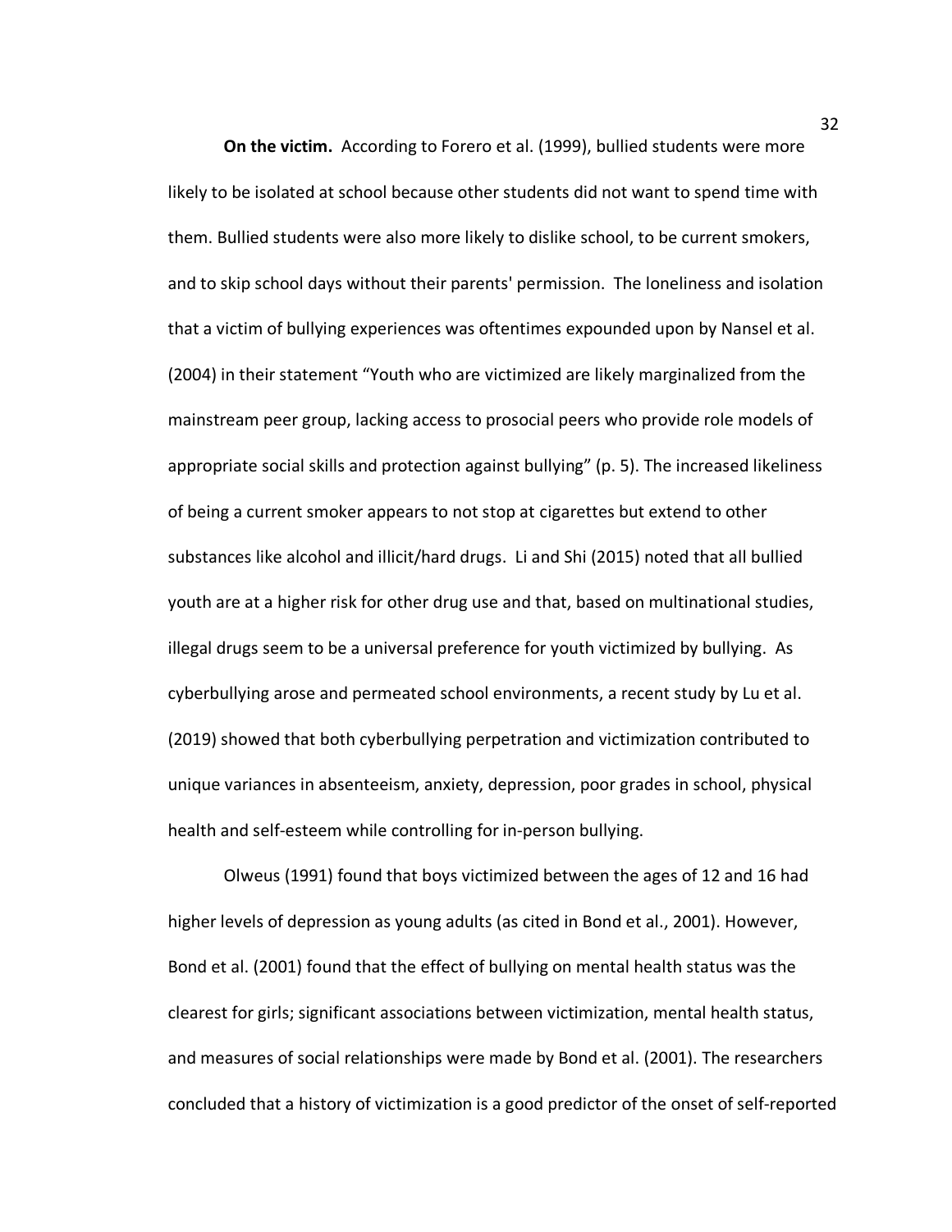**On the victim.** According to Forero et al. (1999), bullied students were more likely to be isolated at school because other students did not want to spend time with them. Bullied students were also more likely to dislike school, to be current smokers, and to skip school days without their parents' permission. The loneliness and isolation that a victim of bullying experiences was oftentimes expounded upon by Nansel et al. (2004) in their statement "Youth who are victimized are likely marginalized from the mainstream peer group, lacking access to prosocial peers who provide role models of appropriate social skills and protection against bullying" (p. 5). The increased likeliness of being a current smoker appears to not stop at cigarettes but extend to other substances like alcohol and illicit/hard drugs. Li and Shi (2015) noted that all bullied youth are at a higher risk for other drug use and that, based on multinational studies, illegal drugs seem to be a universal preference for youth victimized by bullying. As cyberbullying arose and permeated school environments, a recent study by Lu et al. (2019) showed that both cyberbullying perpetration and victimization contributed to unique variances in absenteeism, anxiety, depression, poor grades in school, physical health and self-esteem while controlling for in-person bullying.

Olweus (1991) found that boys victimized between the ages of 12 and 16 had higher levels of depression as young adults (as cited in Bond et al., 2001). However, Bond et al. (2001) found that the effect of bullying on mental health status was the clearest for girls; significant associations between victimization, mental health status, and measures of social relationships were made by Bond et al. (2001). The researchers concluded that a history of victimization is a good predictor of the onset of self-reported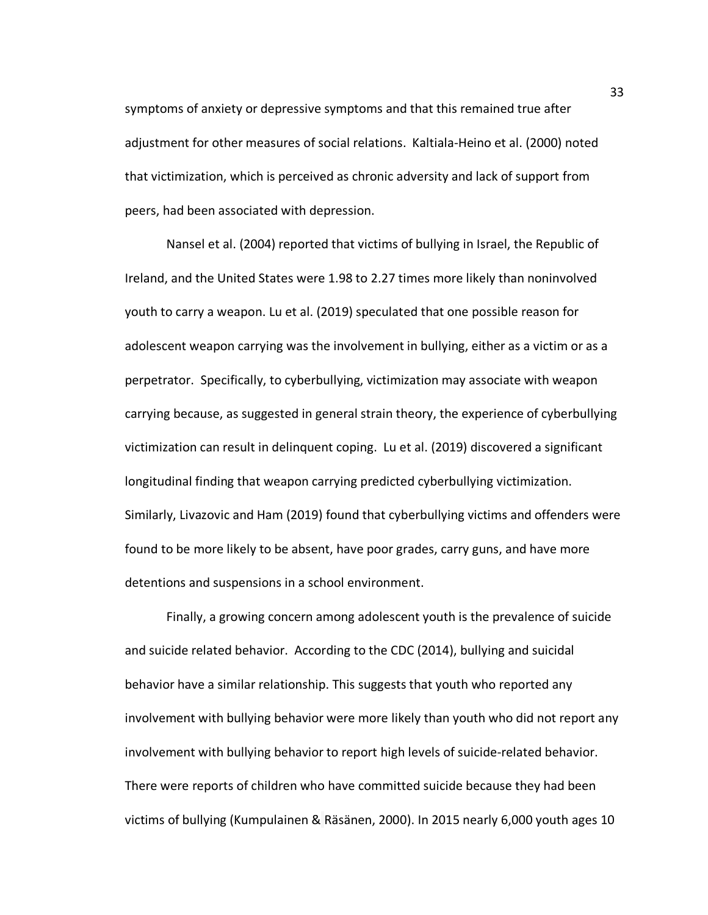symptoms of anxiety or depressive symptoms and that this remained true after adjustment for other measures of social relations. Kaltiala-Heino et al. (2000) noted that victimization, which is perceived as chronic adversity and lack of support from peers, had been associated with depression.

Nansel et al. (2004) reported that victims of bullying in Israel, the Republic of Ireland, and the United States were 1.98 to 2.27 times more likely than noninvolved youth to carry a weapon. Lu et al. (2019) speculated that one possible reason for adolescent weapon carrying was the involvement in bullying, either as a victim or as a perpetrator. Specifically, to cyberbullying, victimization may associate with weapon carrying because, as suggested in general strain theory, the experience of cyberbullying victimization can result in delinquent coping. Lu et al. (2019) discovered a significant longitudinal finding that weapon carrying predicted cyberbullying victimization. Similarly, Livazovic and Ham (2019) found that cyberbullying victims and offenders were found to be more likely to be absent, have poor grades, carry guns, and have more detentions and suspensions in a school environment.

Finally, a growing concern among adolescent youth is the prevalence of suicide and suicide related behavior. According to the CDC (2014), bullying and suicidal behavior have a similar relationship. This suggests that youth who reported any involvement with bullying behavior were more likely than youth who did not report any involvement with bullying behavior to report high levels of suicide-related behavior. There were reports of children who have committed suicide because they had been victims of bullying (Kumpulainen & Räsänen, 2000). In 2015 nearly 6,000 youth ages 10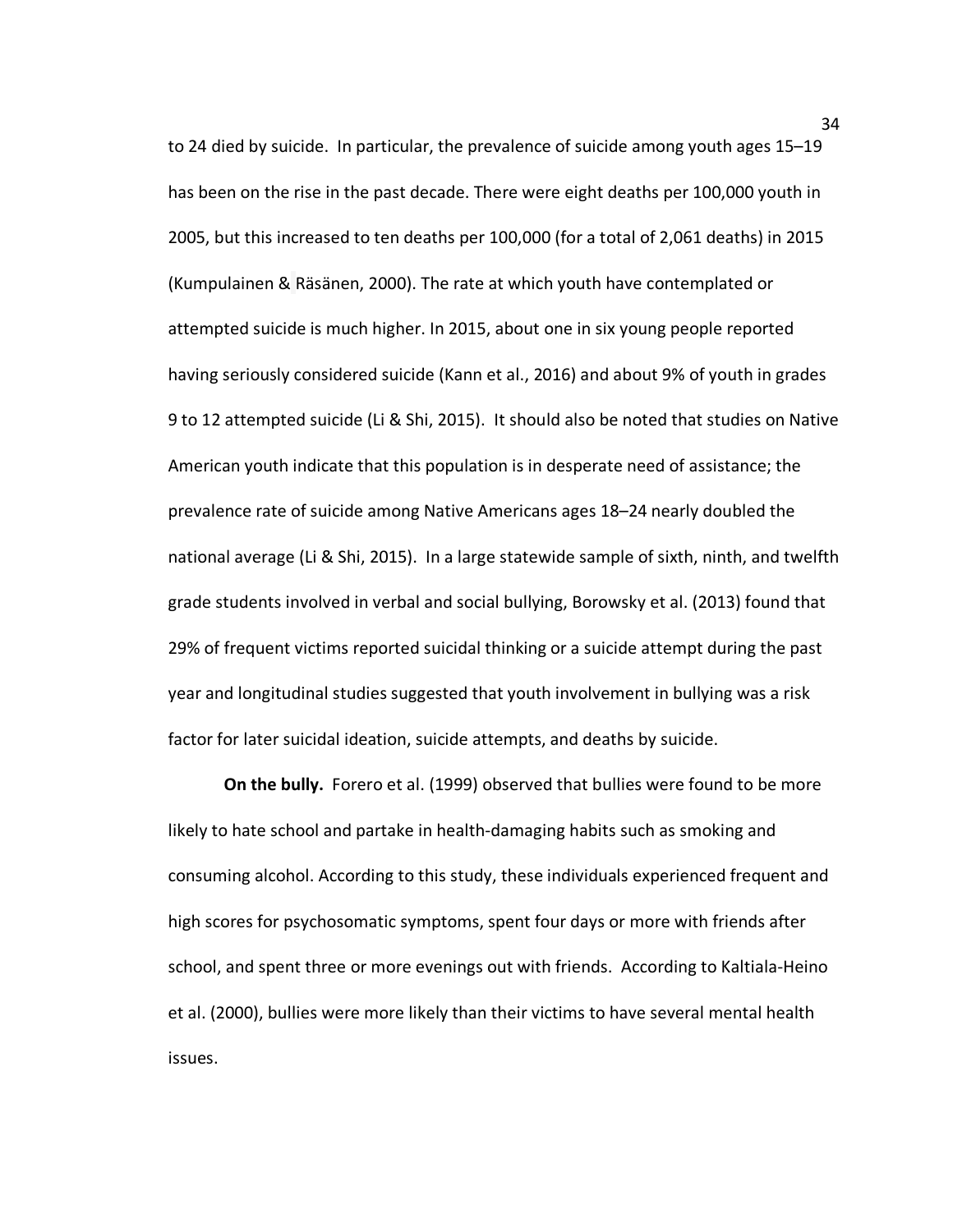to 24 died by suicide. In particular, the prevalence of suicide among youth ages 15–19 has been on the rise in the past decade. There were eight deaths per 100,000 youth in 2005, but this increased to ten deaths per 100,000 (for a total of 2,061 deaths) in 2015 (Kumpulainen & Räsänen, 2000). The rate at which youth have contemplated or attempted suicide is much higher. In 2015, about one in six young people reported having seriously considered suicide (Kann et al., 2016) and about 9% of youth in grades 9 to 12 attempted suicide (Li & Shi, 2015). It should also be noted that studies on Native American youth indicate that this population is in desperate need of assistance; the prevalence rate of suicide among Native Americans ages 18–24 nearly doubled the national average (Li & Shi, 2015). In a large statewide sample of sixth, ninth, and twelfth grade students involved in verbal and social bullying, Borowsky et al. (2013) found that 29% of frequent victims reported suicidal thinking or a suicide attempt during the past year and longitudinal studies suggested that youth involvement in bullying was a risk factor for later suicidal ideation, suicide attempts, and deaths by suicide.

**On the bully.** Forero et al. (1999) observed that bullies were found to be more likely to hate school and partake in health-damaging habits such as smoking and consuming alcohol. According to this study, these individuals experienced frequent and high scores for psychosomatic symptoms, spent four days or more with friends after school, and spent three or more evenings out with friends. According to Kaltiala-Heino et al. (2000), bullies were more likely than their victims to have several mental health issues.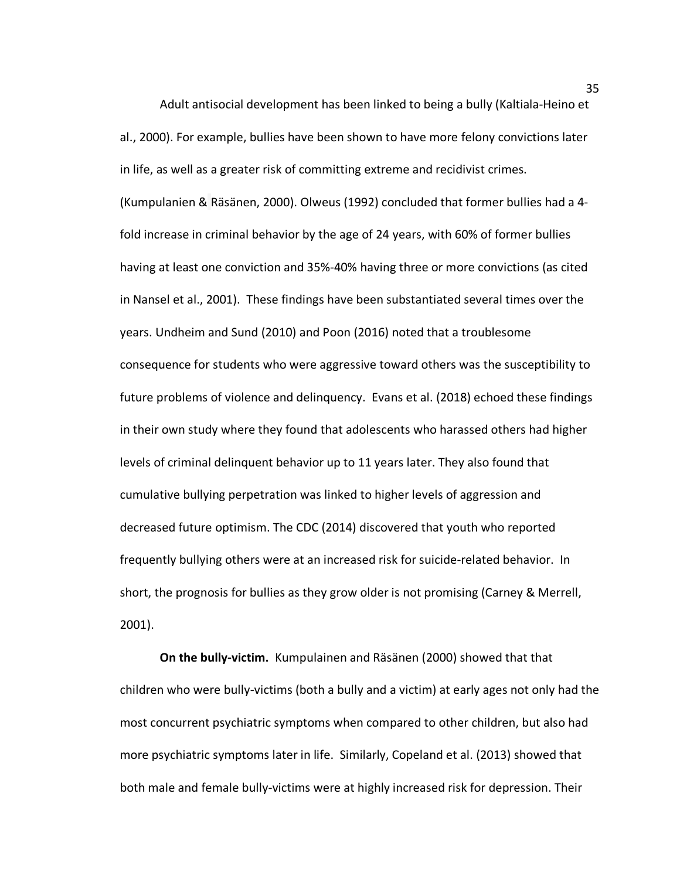Adult antisocial development has been linked to being a bully (Kaltiala-Heino et al., 2000). For example, bullies have been shown to have more felony convictions later in life, as well as a greater risk of committing extreme and recidivist crimes. (Kumpulanien & Räsänen, 2000). Olweus (1992) concluded that former bullies had a 4-fold increase in criminal behavior by the age of 24 years, with 60% of former bullies having at least one conviction and 35%-40% having three or more convictions (as cited in Nansel et al., 2001). These findings have been substantiated several times over the years. Undheim and Sund (2010) and Poon (2016) noted that a troublesome consequence for students who were aggressive toward others was the susceptibility to future problems of violence and delinquency. Evans et al. (2018) echoed these findings in their own study where they found that adolescents who harassed others had higher levels of criminal delinquent behavior up to 11 years later. They also found that cumulative bullying perpetration was linked to higher levels of aggression and decreased future optimism. The CDC (2014) discovered that youth who reported frequently bullying others were at an increased risk for suicide-related behavior. In short, the prognosis for bullies as they grow older is not promising (Carney & Merrell, 2001).

**On the bully-victim.** Kumpulainen and Räsänen (2000) showed that that children who were bully-victims (both a bully and a victim) at early ages not only had the most concurrent psychiatric symptoms when compared to other children, but also had more psychiatric symptoms later in life. Similarly, Copeland et al. (2013) showed that both male and female bully-victims were at highly increased risk for depression. Their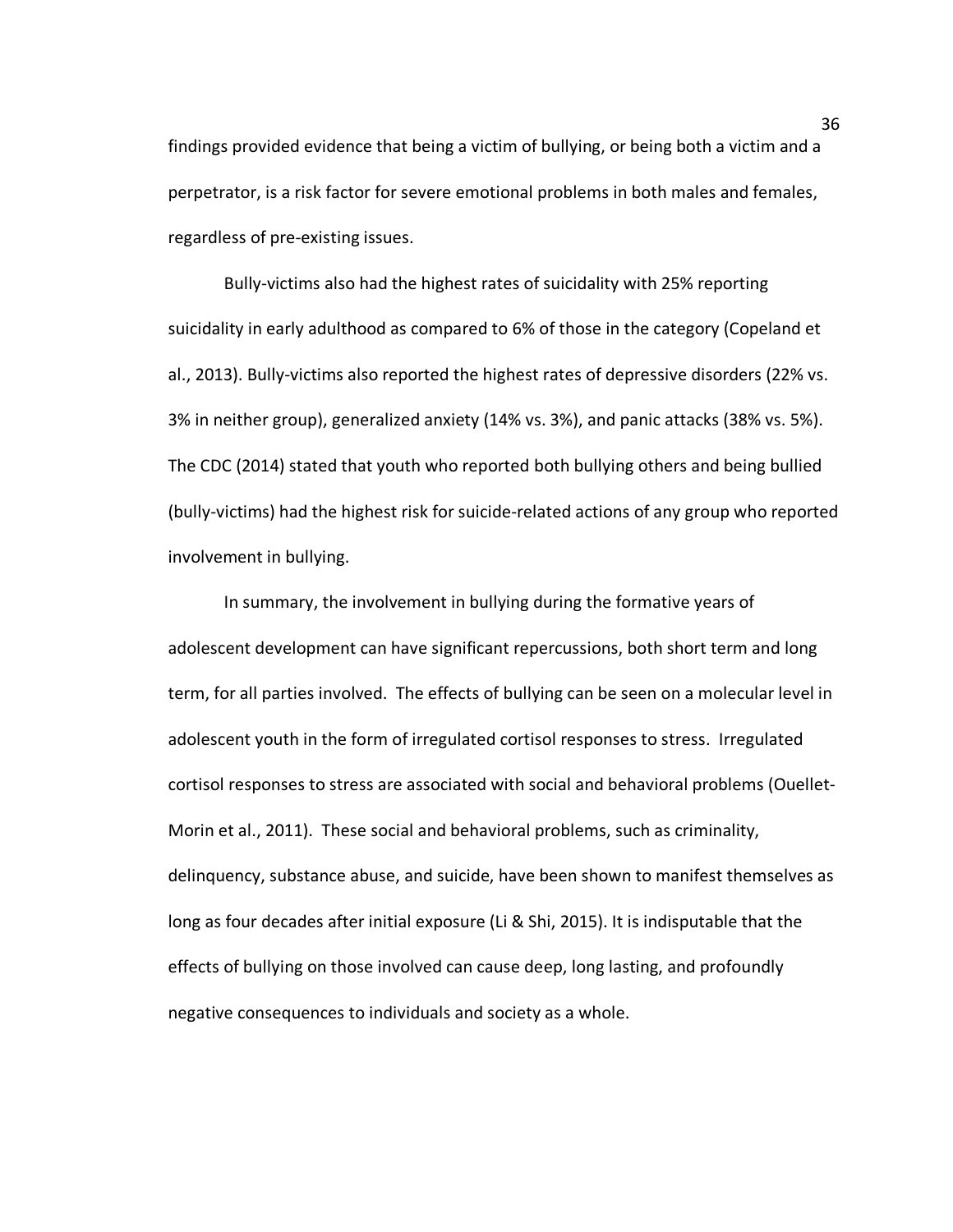findings provided evidence that being a victim of bullying, or being both a victim and a perpetrator, is a risk factor for severe emotional problems in both males and females, regardless of pre-existing issues.

Bully-victims also had the highest rates of suicidality with 25% reporting suicidality in early adulthood as compared to 6% of those in the category (Copeland et al., 2013). Bully-victims also reported the highest rates of depressive disorders (22% vs. 3% in neither group), generalized anxiety (14% vs. 3%), and panic attacks (38% vs. 5%). The CDC (2014) stated that youth who reported both bullying others and being bullied (bully-victims) had the highest risk for suicide-related actions of any group who reported involvement in bullying.

In summary, the involvement in bullying during the formative years of adolescent development can have significant repercussions, both short term and long term, for all parties involved. The effects of bullying can be seen on a molecular level in adolescent youth in the form of irregulated cortisol responses to stress. Irregulated cortisol responses to stress are associated with social and behavioral problems (Ouellet-Morin et al., 2011). These social and behavioral problems, such as criminality, delinquency, substance abuse, and suicide, have been shown to manifest themselves as long as four decades after initial exposure (Li & Shi, 2015). It is indisputable that the effects of bullying on those involved can cause deep, long lasting, and profoundly negative consequences to individuals and society as a whole.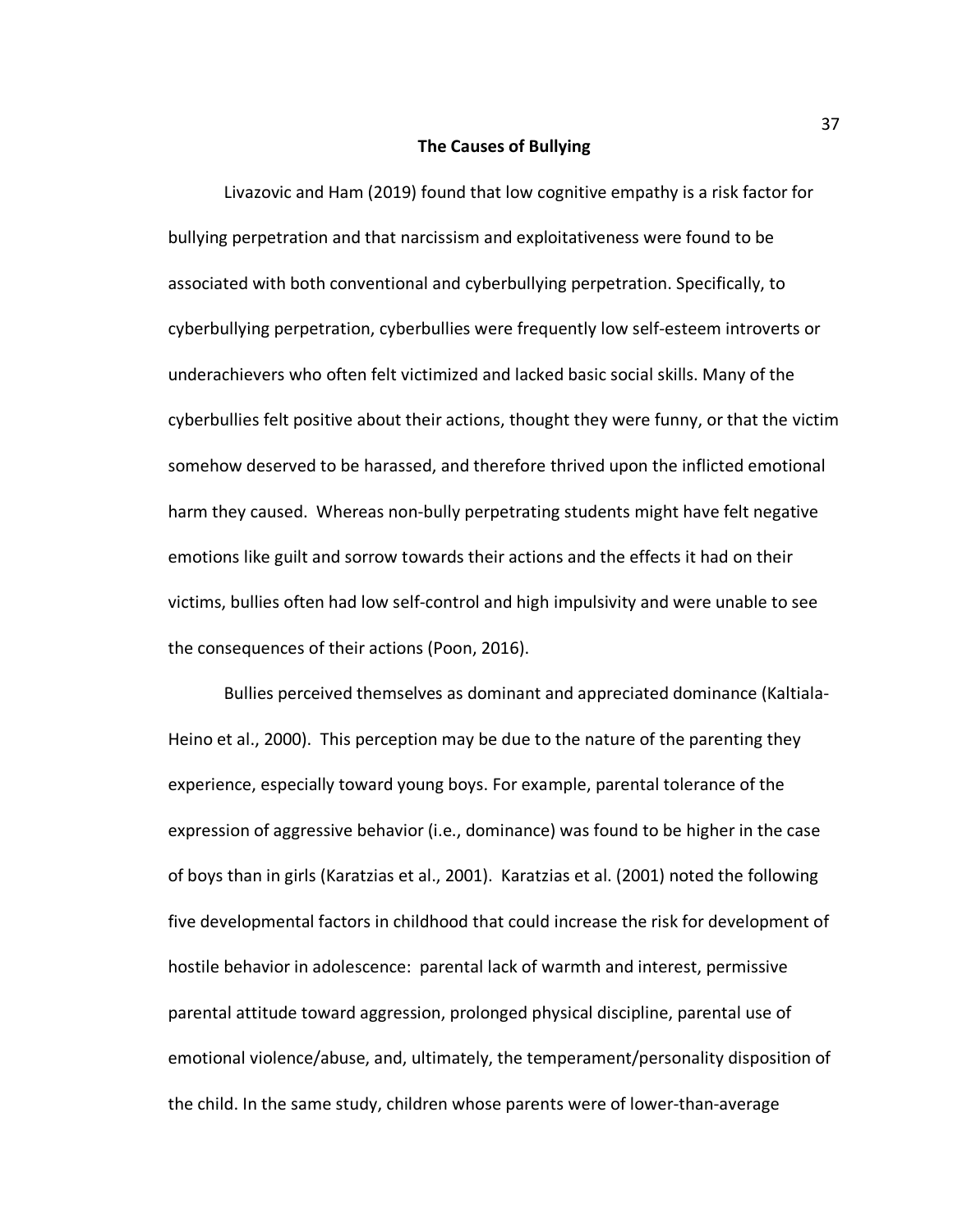## The Causes of Bullying

Livazovic and Ham (2019) found that low cognitive empathy is a risk factor for bullying perpetration and that narcissism and exploitativeness were found to be associated with both conventional and cyberbullying perpetration. Specifically, to cyberbullying perpetration, cyberbullies were frequently low self-esteem introverts or underachievers who often felt victimized and lacked basic social skills. Many of the cyberbullies felt positive about their actions, thought they were funny, or that the victim somehow deserved to be harassed, and therefore thrived upon the inflicted emotional harm they caused. Whereas non-bully perpetrating students might have felt negative emotions like guilt and sorrow towards their actions and the effects it had on their victims, bullies often had low self-control and high impulsivity and were unable to see the consequences of their actions (Poon, 2016).

Bullies perceived themselves as dominant and appreciated dominance (Kaltiala-Heino et al., 2000). This perception may be due to the nature of the parenting they experience, especially toward young boys. For example, parental tolerance of the expression of aggressive behavior (i.e., dominance) was found to be higher in the case of boys than in girls (Karatzias et al., 2001). Karatzias et al. (2001) noted the following five developmental factors in childhood that could increase the risk for development of hostile behavior in adolescence: parental lack of warmth and interest, permissive parental attitude toward aggression, prolonged physical discipline, parental use of emotional violence/abuse, and, ultimately, the temperament/personality disposition of the child. In the same study, children whose parents were of lower-than-average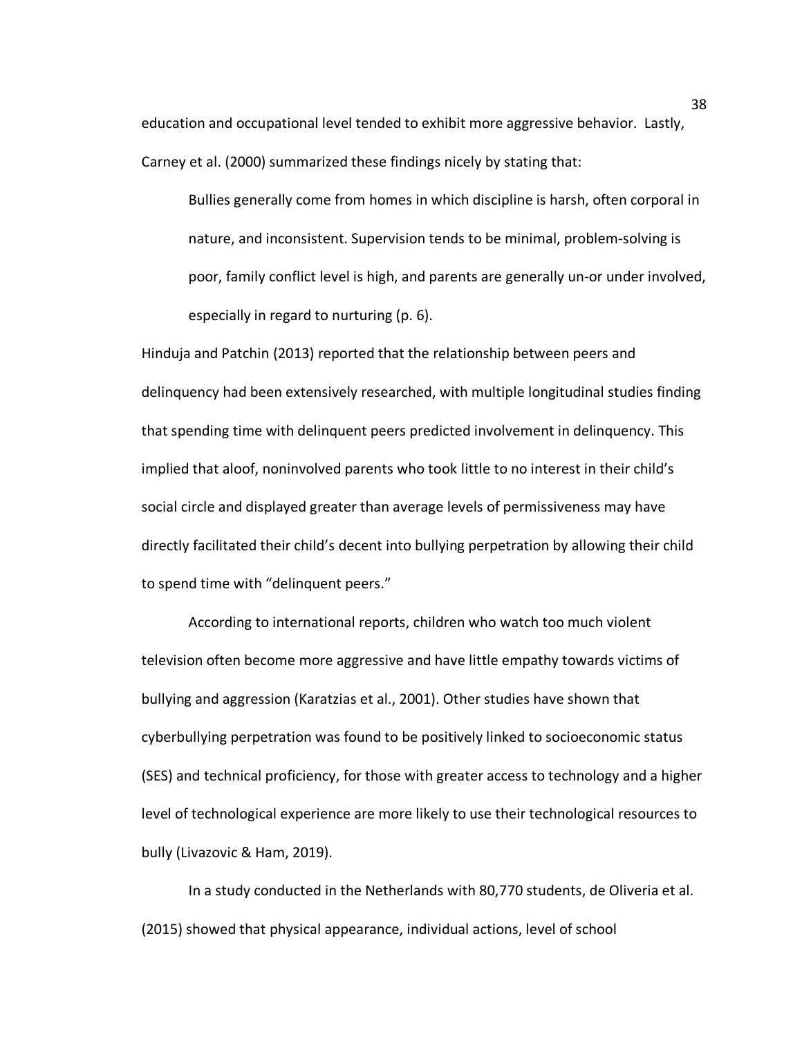education and occupational level tended to exhibit more aggressive behavior. Lastly, Carney et al. (2000) summarized these findings nicely by stating that:

> Bullies generally come from homes in which discipline is harsh, often corporal in nature, and inconsistent. Supervision tends to be minimal, problem-solving is poor, family conflict level is high, and parents are generally un-or under involved, especially in regard to nurturing (p. 6).

Hinduja and Patchin (2013) reported that the relationship between peers and delinquency had been extensively researched, with multiple longitudinal studies finding that spending time with delinquent peers predicted involvement in delinquency. This implied that aloof, noninvolved parents who took little to no interest in their child's social circle and displayed greater than average levels of permissiveness may have directly facilitated their child's decent into bullying perpetration by allowing their child to spend time with "delinquent peers."

According to international reports, children who watch too much violent television often become more aggressive and have little empathy towards victims of bullying and aggression (Karatzias et al., 2001). Other studies have shown that cyberbullying perpetration was found to be positively linked to socioeconomic status (SES) and technical proficiency, for those with greater access to technology and a higher level of technological experience are more likely to use their technological resources to bully (Livazovic & Ham, 2019).

In a study conducted in the Netherlands with 80,770 students, de Oliveria et al. (2015) showed that physical appearance, individual actions, level of school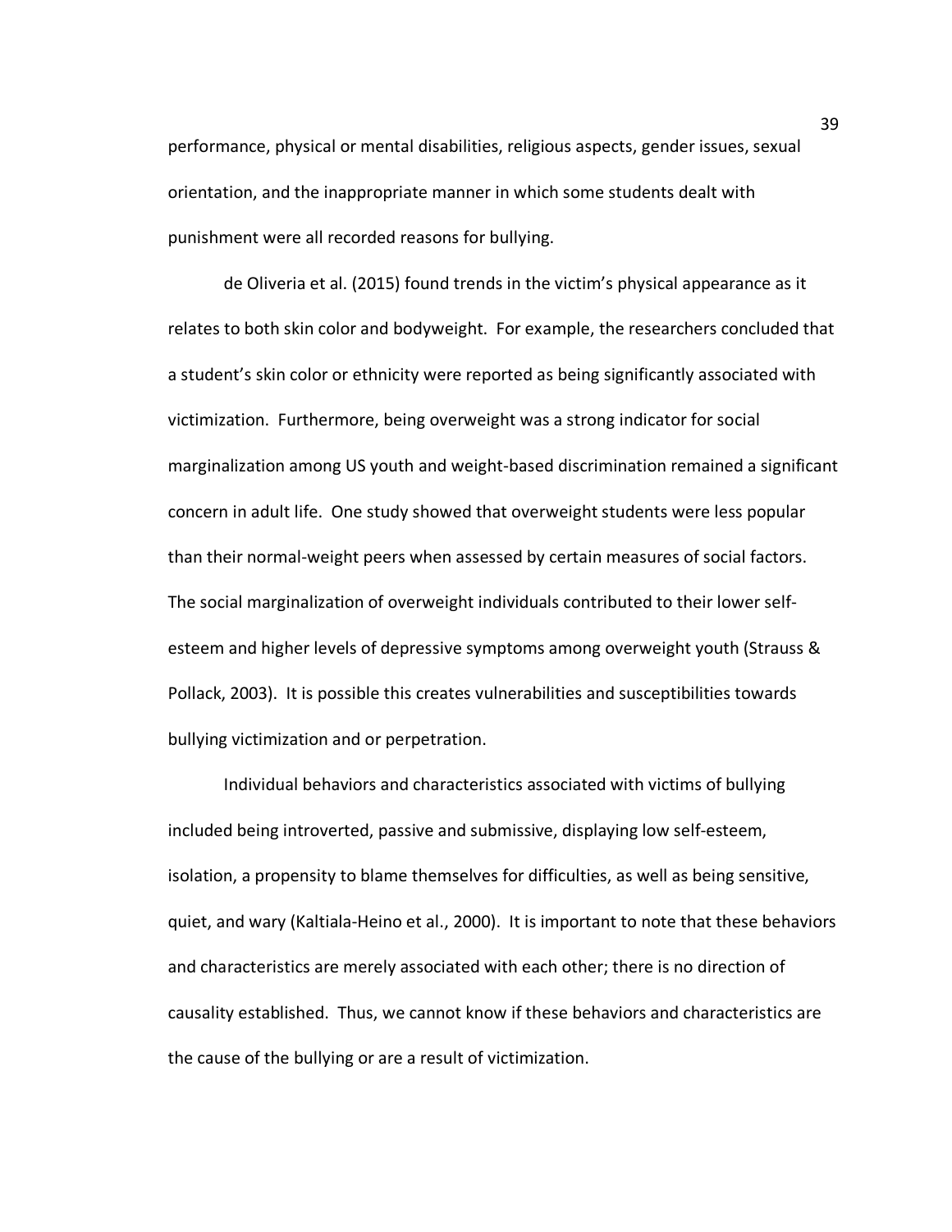performance, physical or mental disabilities, religious aspects, gender issues, sexual orientation, and the inappropriate manner in which some students dealt with punishment were all recorded reasons for bullying.

de Oliveria et al. (2015) found trends in the victim's physical appearance as it relates to both skin color and bodyweight. For example, the researchers concluded that a student's skin color or ethnicity were reported as being significantly associated with victimization. Furthermore, being overweight was a strong indicator for social marginalization among US youth and weight-based discrimination remained a significant concern in adult life. One study showed that overweight students were less popular than their normal-weight peers when assessed by certain measures of social factors. The social marginalization of overweight individuals contributed to their lower self-esteem and higher levels of depressive symptoms among overweight youth (Strauss & Pollack, 2003). It is possible this creates vulnerabilities and susceptibilities towards bullying victimization and or perpetration.

Individual behaviors and characteristics associated with victims of bullying included being introverted, passive and submissive, displaying low self-esteem, isolation, a propensity to blame themselves for difficulties, as well as being sensitive, quiet, and wary (Kaltiala-Heino et al., 2000). It is important to note that these behaviors and characteristics are merely associated with each other; there is no direction of causality established. Thus, we cannot know if these behaviors and characteristics are the cause of the bullying or are a result of victimization.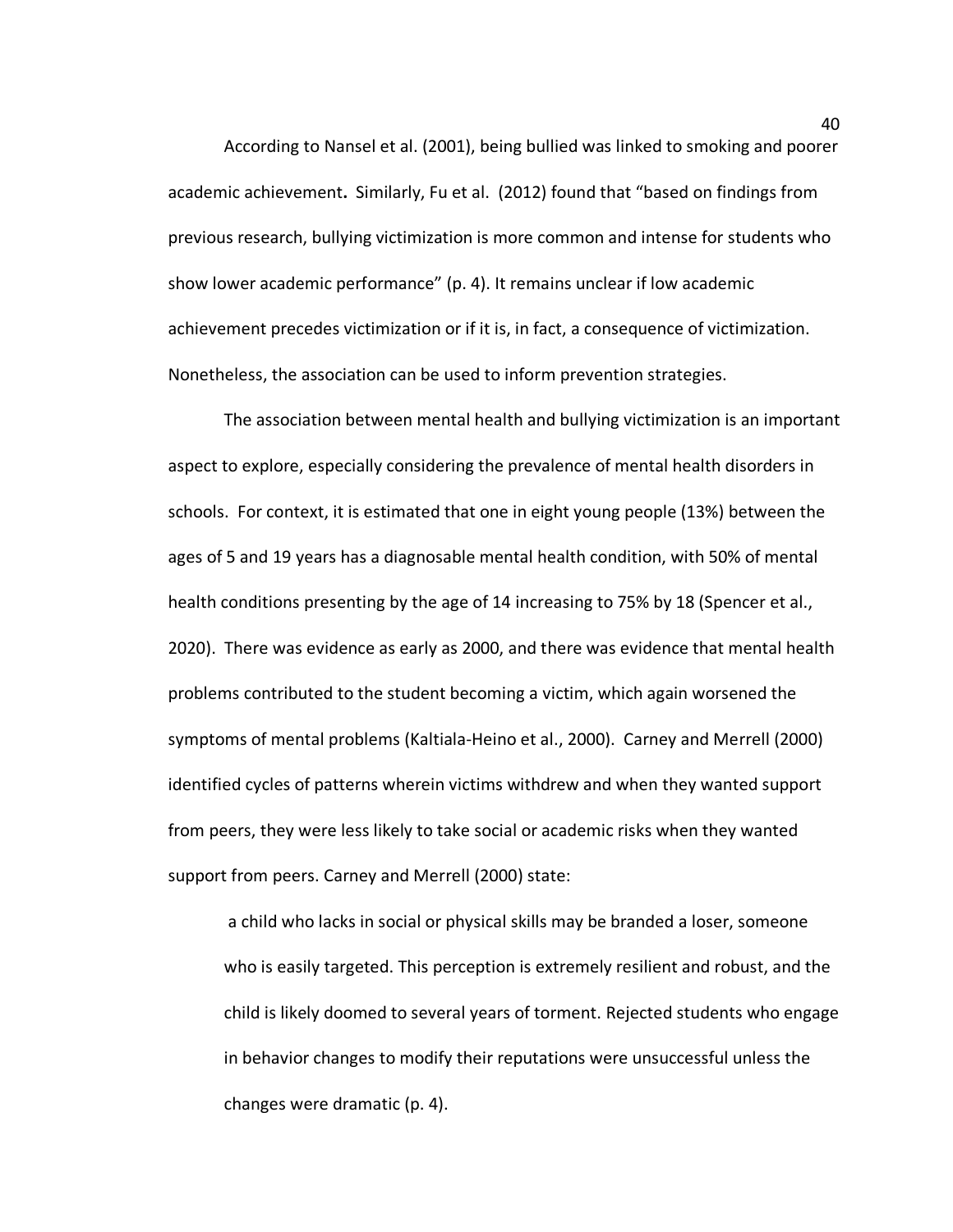According to Nansel et al. (2001), being bullied was linked to smoking and poorer academic achievement**.** Similarly, Fu et al. (2012) found that "based on findings from previous research, bullying victimization is more common and intense for students who show lower academic performance" (p. 4). It remains unclear if low academic achievement precedes victimization or if it is, in fact, a consequence of victimization. Nonetheless, the association can be used to inform prevention strategies.

The association between mental health and bullying victimization is an important aspect to explore, especially considering the prevalence of mental health disorders in schools. For context, it is estimated that one in eight young people (13%) between the ages of 5 and 19 years has a diagnosable mental health condition, with 50% of mental health conditions presenting by the age of 14 increasing to 75% by 18 (Spencer et al., 2020). There was evidence as early as 2000, and there was evidence that mental health problems contributed to the student becoming a victim, which again worsened the symptoms of mental problems (Kaltiala-Heino et al., 2000). Carney and Merrell (2000) identified cycles of patterns wherein victims withdrew and when they wanted support from peers, they were less likely to take social or academic risks when they wanted support from peers. Carney and Merrell (2000) state:

> a child who lacks in social or physical skills may be branded a loser, someone who is easily targeted. This perception is extremely resilient and robust, and the child is likely doomed to several years of torment. Rejected students who engage in behavior changes to modify their reputations were unsuccessful unless the changes were dramatic (p. 4).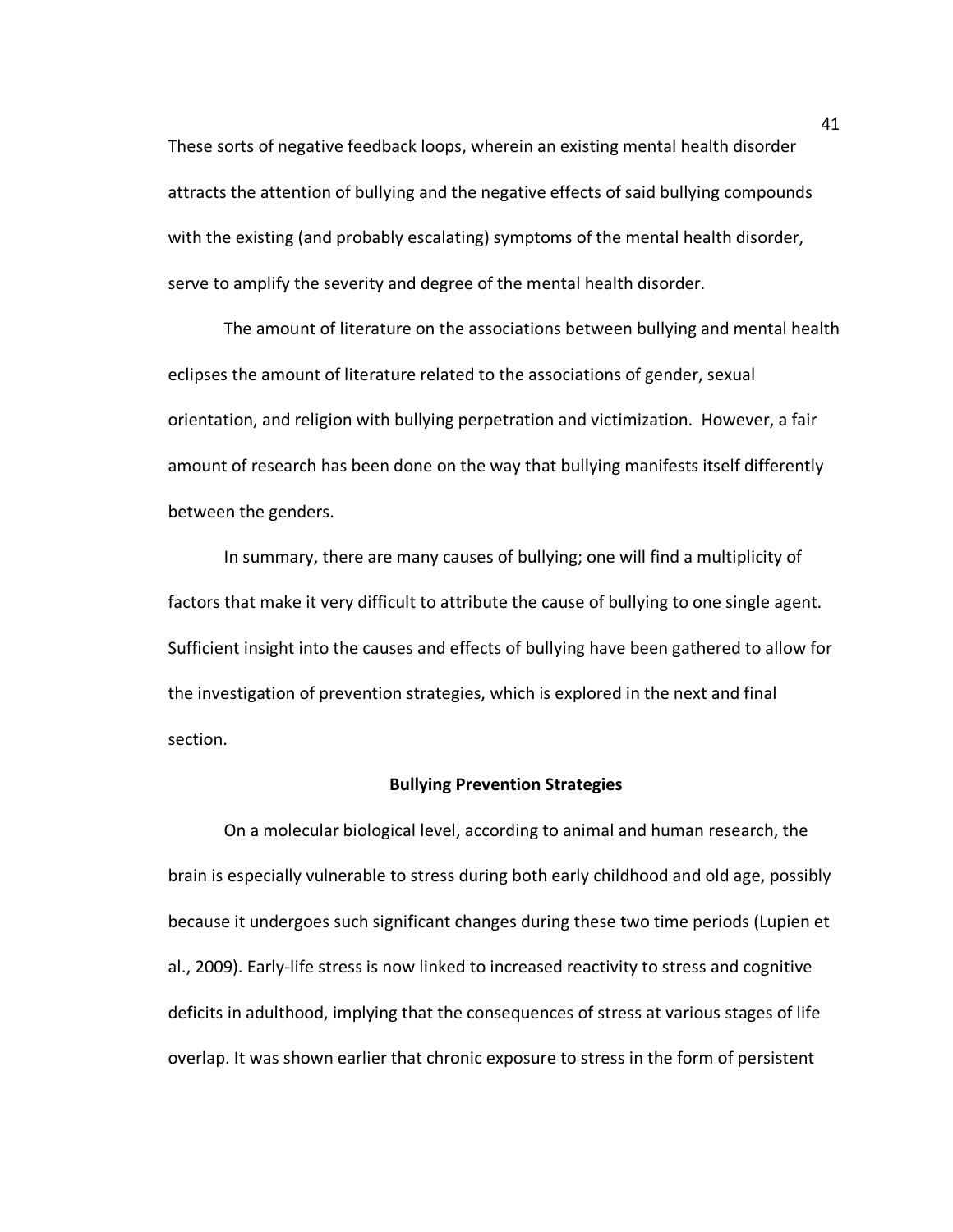These sorts of negative feedback loops, wherein an existing mental health disorder attracts the attention of bullying and the negative effects of said bullying compounds with the existing (and probably escalating) symptoms of the mental health disorder, serve to amplify the severity and degree of the mental health disorder.

The amount of literature on the associations between bullying and mental health eclipses the amount of literature related to the associations of gender, sexual orientation, and religion with bullying perpetration and victimization. However, a fair amount of research has been done on the way that bullying manifests itself differently between the genders.

In summary, there are many causes of bullying; one will find a multiplicity of factors that make it very difficult to attribute the cause of bullying to one single agent. Sufficient insight into the causes and effects of bullying have been gathered to allow for the investigation of prevention strategies, which is explored in the next and final section.

## Bullying Prevention Strategies

On a molecular biological level, according to animal and human research, the brain is especially vulnerable to stress during both early childhood and old age, possibly because it undergoes such significant changes during these two time periods (Lupien et al., 2009). Early-life stress is now linked to increased reactivity to stress and cognitive deficits in adulthood, implying that the consequences of stress at various stages of life overlap. It was shown earlier that chronic exposure to stress in the form of persistent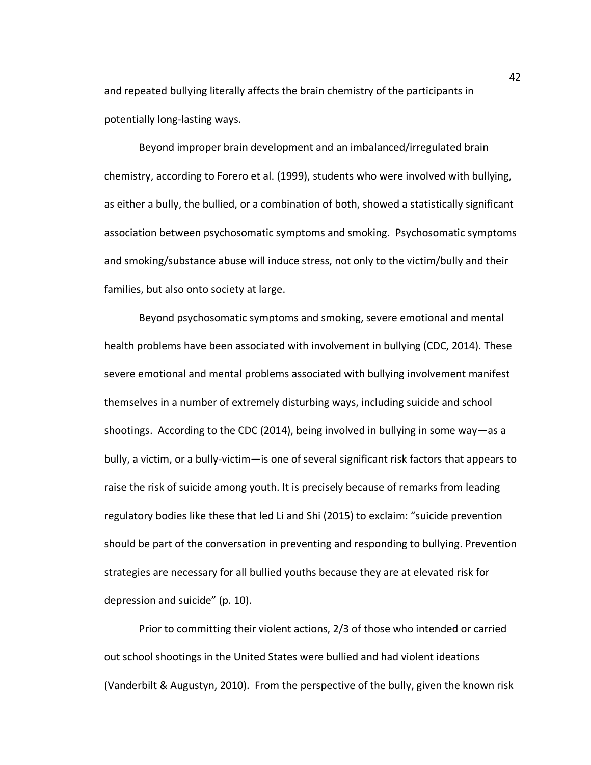and repeated bullying literally affects the brain chemistry of the participants in potentially long-lasting ways.

Beyond improper brain development and an imbalanced/irregulated brain chemistry, according to Forero et al. (1999), students who were involved with bullying, as either a bully, the bullied, or a combination of both, showed a statistically significant association between psychosomatic symptoms and smoking. Psychosomatic symptoms and smoking/substance abuse will induce stress, not only to the victim/bully and their families, but also onto society at large.

Beyond psychosomatic symptoms and smoking, severe emotional and mental health problems have been associated with involvement in bullying (CDC, 2014). These severe emotional and mental problems associated with bullying involvement manifest themselves in a number of extremely disturbing ways, including suicide and school shootings. According to the CDC (2014), being involved in bullying in some way—as a bully, a victim, or a bully-victim—is one of several significant risk factors that appears to raise the risk of suicide among youth. It is precisely because of remarks from leading regulatory bodies like these that led Li and Shi (2015) to exclaim: "suicide prevention should be part of the conversation in preventing and responding to bullying. Prevention strategies are necessary for all bullied youths because they are at elevated risk for depression and suicide" (p. 10).

Prior to committing their violent actions, 2/3 of those who intended or carried out school shootings in the United States were bullied and had violent ideations (Vanderbilt & Augustyn, 2010). From the perspective of the bully, given the known risk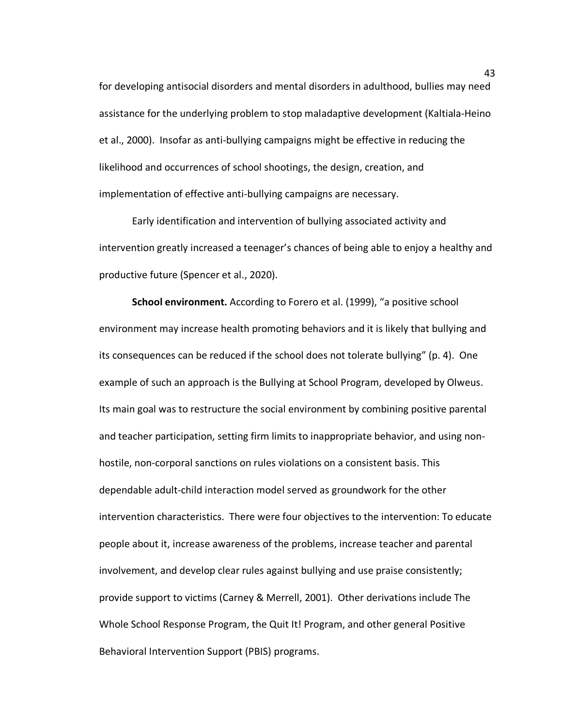for developing antisocial disorders and mental disorders in adulthood, bullies may need assistance for the underlying problem to stop maladaptive development (Kaltiala-Heino et al., 2000). Insofar as anti-bullying campaigns might be effective in reducing the likelihood and occurrences of school shootings, the design, creation, and implementation of effective anti-bullying campaigns are necessary.

Early identification and intervention of bullying associated activity and intervention greatly increased a teenager's chances of being able to enjoy a healthy and productive future (Spencer et al., 2020).

**School environment.** According to Forero et al. (1999), "a positive school environment may increase health promoting behaviors and it is likely that bullying and its consequences can be reduced if the school does not tolerate bullying" (p. 4). One example of such an approach is the Bullying at School Program, developed by Olweus. Its main goal was to restructure the social environment by combining positive parental and teacher participation, setting firm limits to inappropriate behavior, and using non-hostile, non-corporal sanctions on rules violations on a consistent basis. This dependable adult-child interaction model served as groundwork for the other intervention characteristics. There were four objectives to the intervention: To educate people about it, increase awareness of the problems, increase teacher and parental involvement, and develop clear rules against bullying and use praise consistently; provide support to victims (Carney & Merrell, 2001). Other derivations include The Whole School Response Program, the Quit It! Program, and other general Positive Behavioral Intervention Support (PBIS) programs.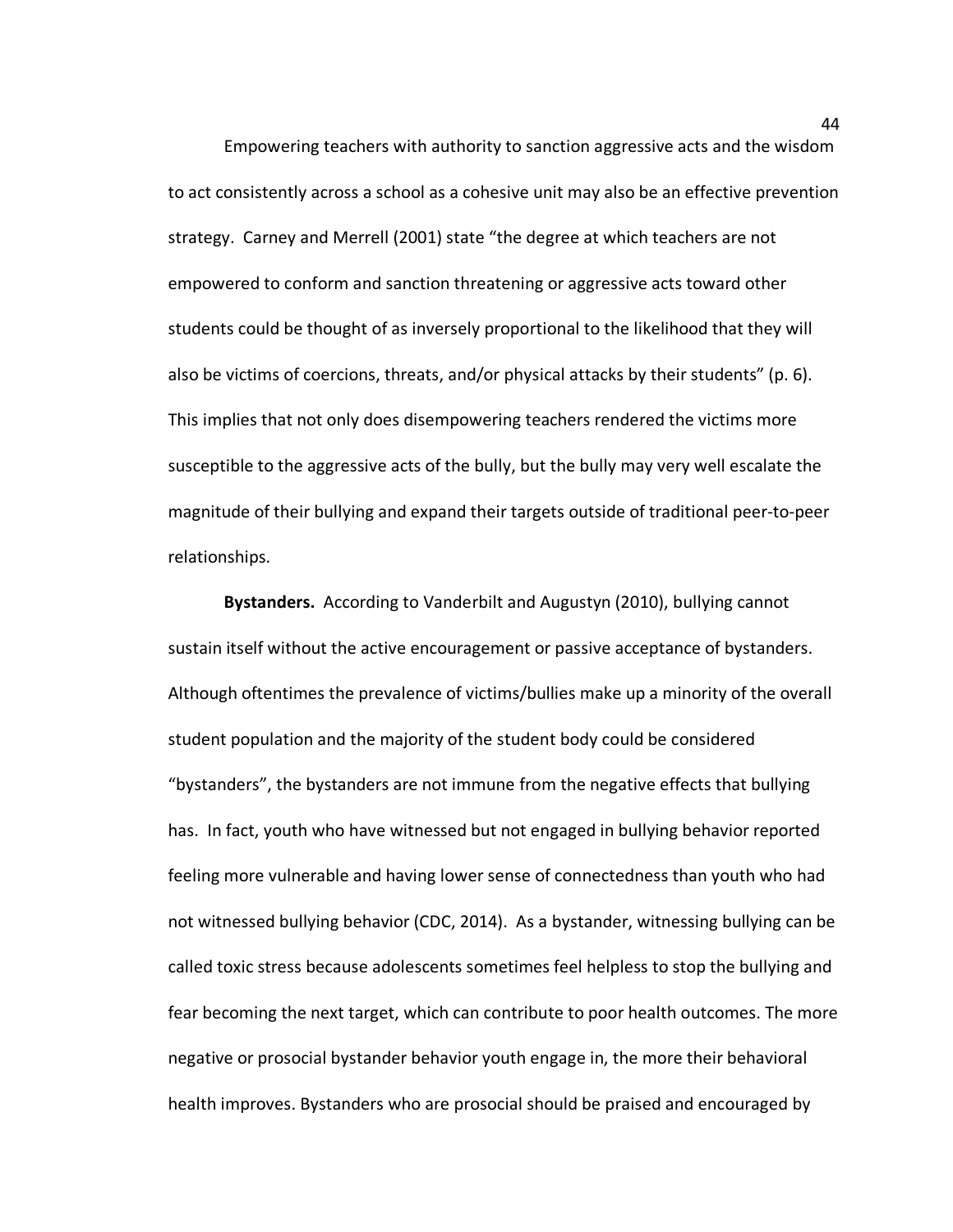Empowering teachers with authority to sanction aggressive acts and the wisdom to act consistently across a school as a cohesive unit may also be an effective prevention strategy. Carney and Merrell (2001) state "the degree at which teachers are not empowered to conform and sanction threatening or aggressive acts toward other students could be thought of as inversely proportional to the likelihood that they will also be victims of coercions, threats, and/or physical attacks by their students" (p. 6). This implies that not only does disempowering teachers rendered the victims more susceptible to the aggressive acts of the bully, but the bully may very well escalate the magnitude of their bullying and expand their targets outside of traditional peer-to-peer relationships.

**Bystanders.** According to Vanderbilt and Augustyn (2010), bullying cannot sustain itself without the active encouragement or passive acceptance of bystanders. Although oftentimes the prevalence of victims/bullies make up a minority of the overall student population and the majority of the student body could be considered "bystanders", the bystanders are not immune from the negative effects that bullying has. In fact, youth who have witnessed but not engaged in bullying behavior reported feeling more vulnerable and having lower sense of connectedness than youth who had not witnessed bullying behavior (CDC, 2014). As a bystander, witnessing bullying can be called toxic stress because adolescents sometimes feel helpless to stop the bullying and fear becoming the next target, which can contribute to poor health outcomes. The more negative or prosocial bystander behavior youth engage in, the more their behavioral health improves. Bystanders who are prosocial should be praised and encouraged by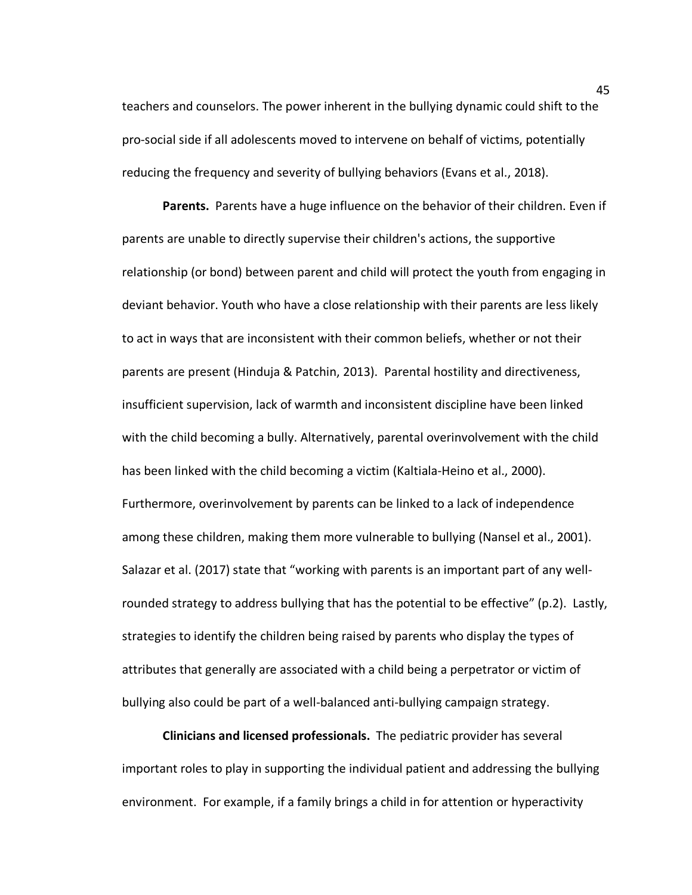teachers and counselors. The power inherent in the bullying dynamic could shift to the pro-social side if all adolescents moved to intervene on behalf of victims, potentially reducing the frequency and severity of bullying behaviors (Evans et al., 2018).

**Parents.** Parents have a huge influence on the behavior of their children. Even if parents are unable to directly supervise their children's actions, the supportive relationship (or bond) between parent and child will protect the youth from engaging in deviant behavior. Youth who have a close relationship with their parents are less likely to act in ways that are inconsistent with their common beliefs, whether or not their parents are present (Hinduja & Patchin, 2013). Parental hostility and directiveness, insufficient supervision, lack of warmth and inconsistent discipline have been linked with the child becoming a bully. Alternatively, parental overinvolvement with the child has been linked with the child becoming a victim (Kaltiala-Heino et al., 2000). Furthermore, overinvolvement by parents can be linked to a lack of independence among these children, making them more vulnerable to bullying (Nansel et al., 2001). Salazar et al. (2017) state that "working with parents is an important part of any well-rounded strategy to address bullying that has the potential to be effective" (p.2). Lastly, strategies to identify the children being raised by parents who display the types of attributes that generally are associated with a child being a perpetrator or victim of bullying also could be part of a well-balanced anti-bullying campaign strategy.

**Clinicians and licensed professionals.** The pediatric provider has several important roles to play in supporting the individual patient and addressing the bullying environment. For example, if a family brings a child in for attention or hyperactivity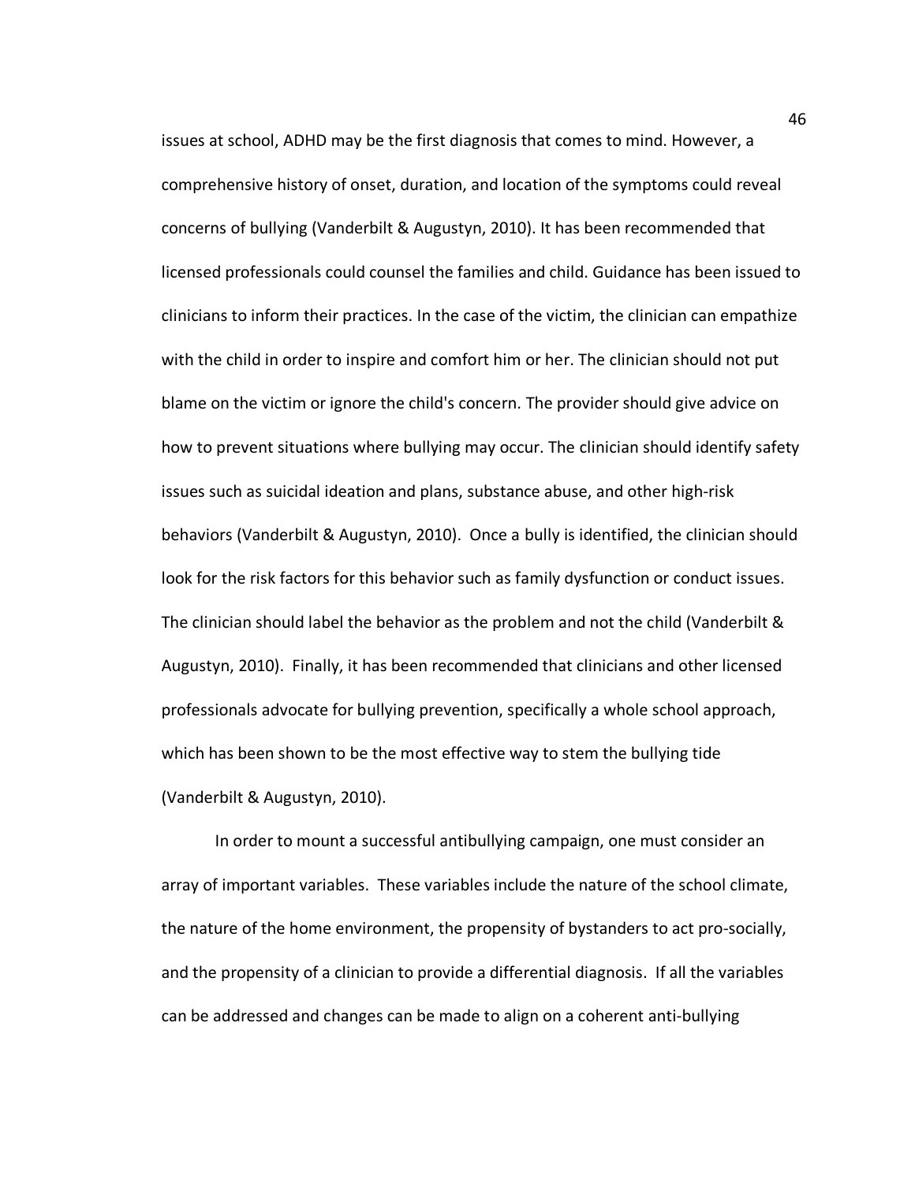issues at school, ADHD may be the first diagnosis that comes to mind. However, a comprehensive history of onset, duration, and location of the symptoms could reveal concerns of bullying (Vanderbilt & Augustyn, 2010). It has been recommended that licensed professionals could counsel the families and child. Guidance has been issued to clinicians to inform their practices. In the case of the victim, the clinician can empathize with the child in order to inspire and comfort him or her. The clinician should not put blame on the victim or ignore the child's concern. The provider should give advice on how to prevent situations where bullying may occur. The clinician should identify safety issues such as suicidal ideation and plans, substance abuse, and other high-risk behaviors (Vanderbilt & Augustyn, 2010). Once a bully is identified, the clinician should look for the risk factors for this behavior such as family dysfunction or conduct issues. The clinician should label the behavior as the problem and not the child (Vanderbilt & Augustyn, 2010). Finally, it has been recommended that clinicians and other licensed professionals advocate for bullying prevention, specifically a whole school approach, which has been shown to be the most effective way to stem the bullying tide (Vanderbilt & Augustyn, 2010).

In order to mount a successful antibullying campaign, one must consider an array of important variables. These variables include the nature of the school climate, the nature of the home environment, the propensity of bystanders to act pro-socially, and the propensity of a clinician to provide a differential diagnosis. If all the variables can be addressed and changes can be made to align on a coherent anti-bullying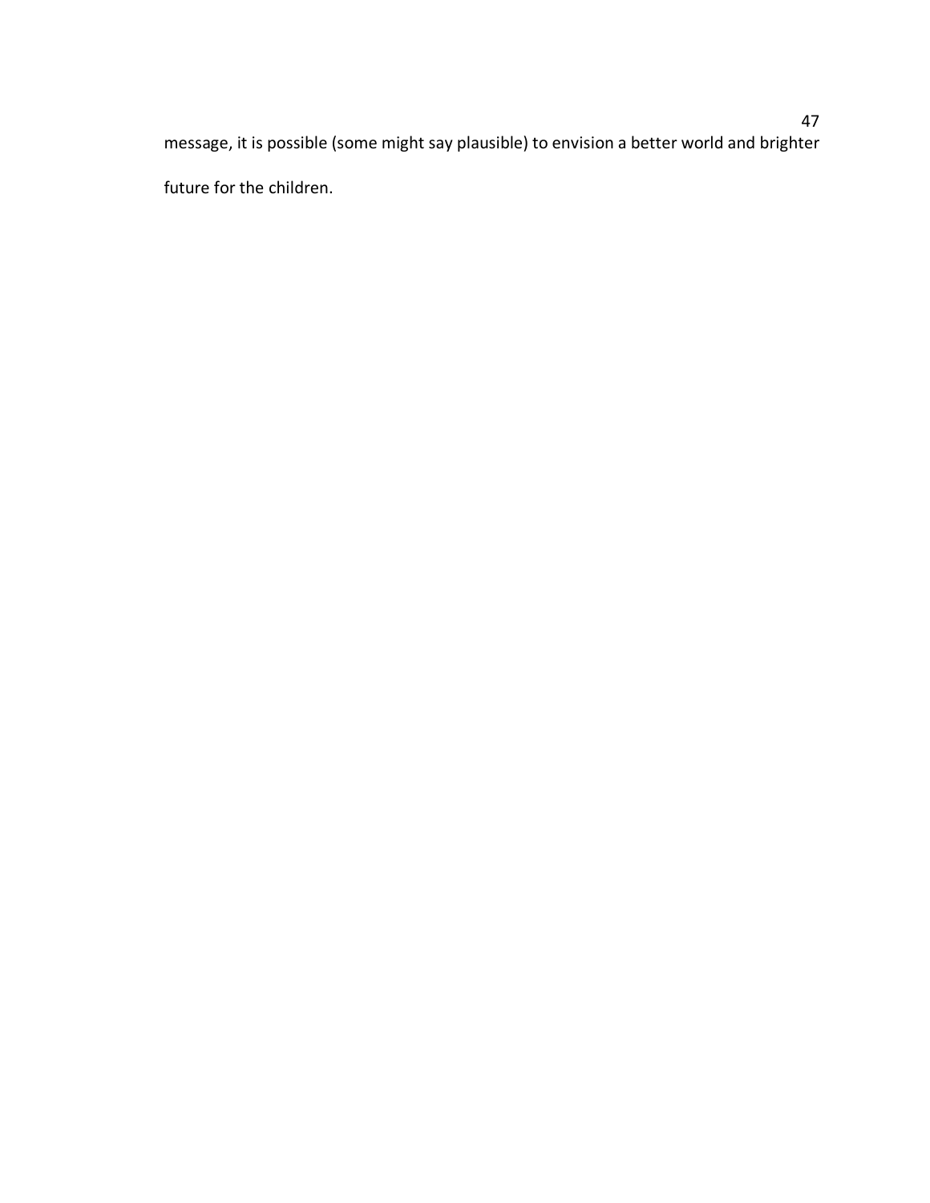message, it is possible (some might say plausible) to envision a better world and brighter future for the children.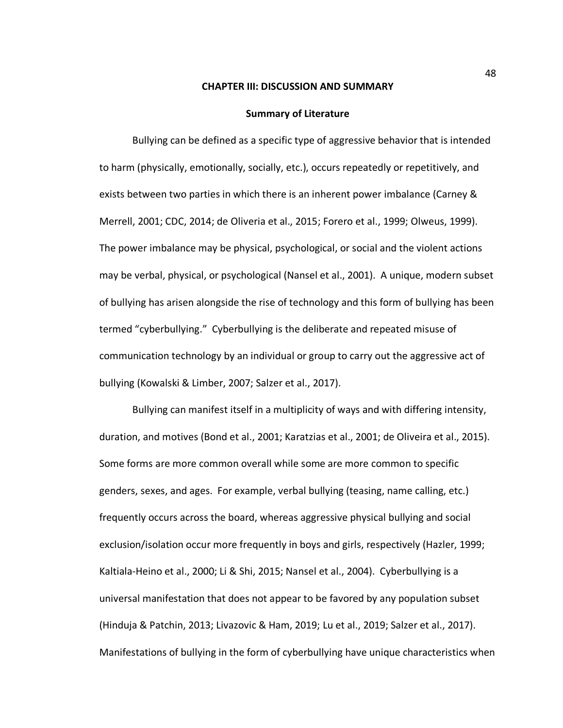# CHAPTER III: DISCUSSION AND SUMMARY

## Summary of Literature

Bullying can be defined as a specific type of aggressive behavior that is intended to harm (physically, emotionally, socially, etc.), occurs repeatedly or repetitively, and exists between two parties in which there is an inherent power imbalance (Carney & Merrell, 2001; CDC, 2014; de Oliveria et al., 2015; Forero et al., 1999; Olweus, 1999). The power imbalance may be physical, psychological, or social and the violent actions may be verbal, physical, or psychological (Nansel et al., 2001). A unique, modern subset of bullying has arisen alongside the rise of technology and this form of bullying has been termed "cyberbullying." Cyberbullying is the deliberate and repeated misuse of communication technology by an individual or group to carry out the aggressive act of bullying (Kowalski & Limber, 2007; Salzer et al., 2017).

Bullying can manifest itself in a multiplicity of ways and with differing intensity, duration, and motives (Bond et al., 2001; Karatzias et al., 2001; de Oliveira et al., 2015). Some forms are more common overall while some are more common to specific genders, sexes, and ages. For example, verbal bullying (teasing, name calling, etc.) frequently occurs across the board, whereas aggressive physical bullying and social exclusion/isolation occur more frequently in boys and girls, respectively (Hazler, 1999; Kaltiala-Heino et al., 2000; Li & Shi, 2015; Nansel et al., 2004). Cyberbullying is a universal manifestation that does not appear to be favored by any population subset (Hinduja & Patchin, 2013; Livazovic & Ham, 2019; Lu et al., 2019; Salzer et al., 2017). Manifestations of bullying in the form of cyberbullying have unique characteristics when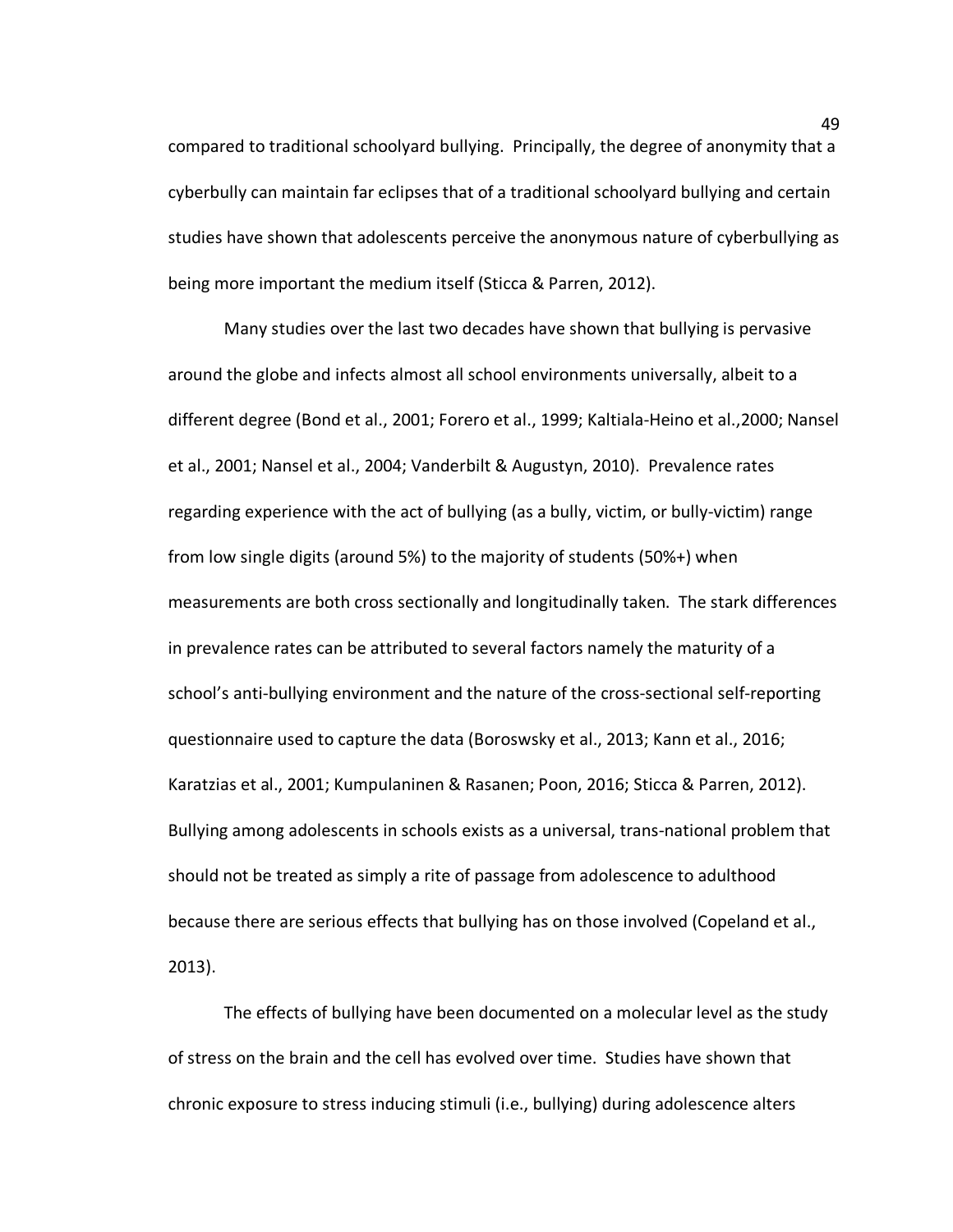compared to traditional schoolyard bullying. Principally, the degree of anonymity that a cyberbully can maintain far eclipses that of a traditional schoolyard bullying and certain studies have shown that adolescents perceive the anonymous nature of cyberbullying as being more important the medium itself (Sticca & Parren, 2012).

Many studies over the last two decades have shown that bullying is pervasive around the globe and infects almost all school environments universally, albeit to a different degree (Bond et al., 2001; Forero et al., 1999; Kaltiala-Heino et al.,2000; Nansel et al., 2001; Nansel et al., 2004; Vanderbilt & Augustyn, 2010). Prevalence rates regarding experience with the act of bullying (as a bully, victim, or bully-victim) range from low single digits (around 5%) to the majority of students (50%+) when measurements are both cross sectionally and longitudinally taken. The stark differences in prevalence rates can be attributed to several factors namely the maturity of a school's anti-bullying environment and the nature of the cross-sectional self-reporting questionnaire used to capture the data (Boroswsky et al., 2013; Kann et al., 2016; Karatzias et al., 2001; Kumpulaninen & Rasanen; Poon, 2016; Sticca & Parren, 2012). Bullying among adolescents in schools exists as a universal, trans-national problem that should not be treated as simply a rite of passage from adolescence to adulthood because there are serious effects that bullying has on those involved (Copeland et al., 2013).

The effects of bullying have been documented on a molecular level as the study of stress on the brain and the cell has evolved over time. Studies have shown that chronic exposure to stress inducing stimuli (i.e., bullying) during adolescence alters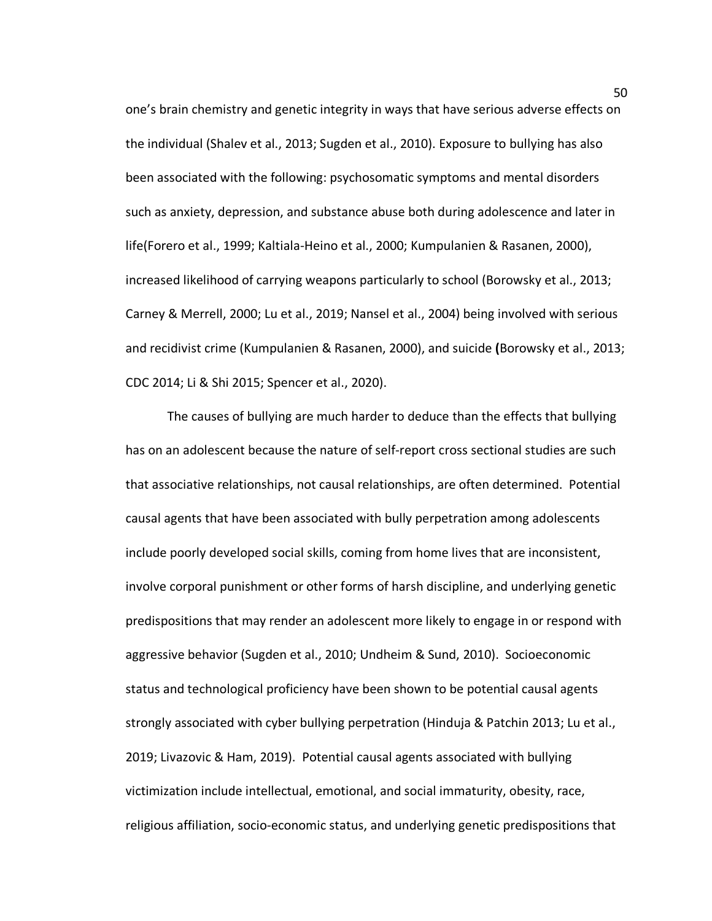one's brain chemistry and genetic integrity in ways that have serious adverse effects on the individual (Shalev et al., 2013; Sugden et al., 2010). Exposure to bullying has also been associated with the following: psychosomatic symptoms and mental disorders such as anxiety, depression, and substance abuse both during adolescence and later in life(Forero et al., 1999; Kaltiala-Heino et al., 2000; Kumpulanien & Rasanen, 2000), increased likelihood of carrying weapons particularly to school (Borowsky et al., 2013; Carney & Merrell, 2000; Lu et al., 2019; Nansel et al., 2004) being involved with serious and recidivist crime (Kumpulanien & Rasanen, 2000), and suicide **(**Borowsky et al., 2013; CDC 2014; Li & Shi 2015; Spencer et al., 2020).

The causes of bullying are much harder to deduce than the effects that bullying has on an adolescent because the nature of self-report cross sectional studies are such that associative relationships, not causal relationships, are often determined. Potential causal agents that have been associated with bully perpetration among adolescents include poorly developed social skills, coming from home lives that are inconsistent, involve corporal punishment or other forms of harsh discipline, and underlying genetic predispositions that may render an adolescent more likely to engage in or respond with aggressive behavior (Sugden et al., 2010; Undheim & Sund, 2010). Socioeconomic status and technological proficiency have been shown to be potential causal agents strongly associated with cyber bullying perpetration (Hinduja & Patchin 2013; Lu et al., 2019; Livazovic & Ham, 2019). Potential causal agents associated with bullying victimization include intellectual, emotional, and social immaturity, obesity, race, religious affiliation, socio-economic status, and underlying genetic predispositions that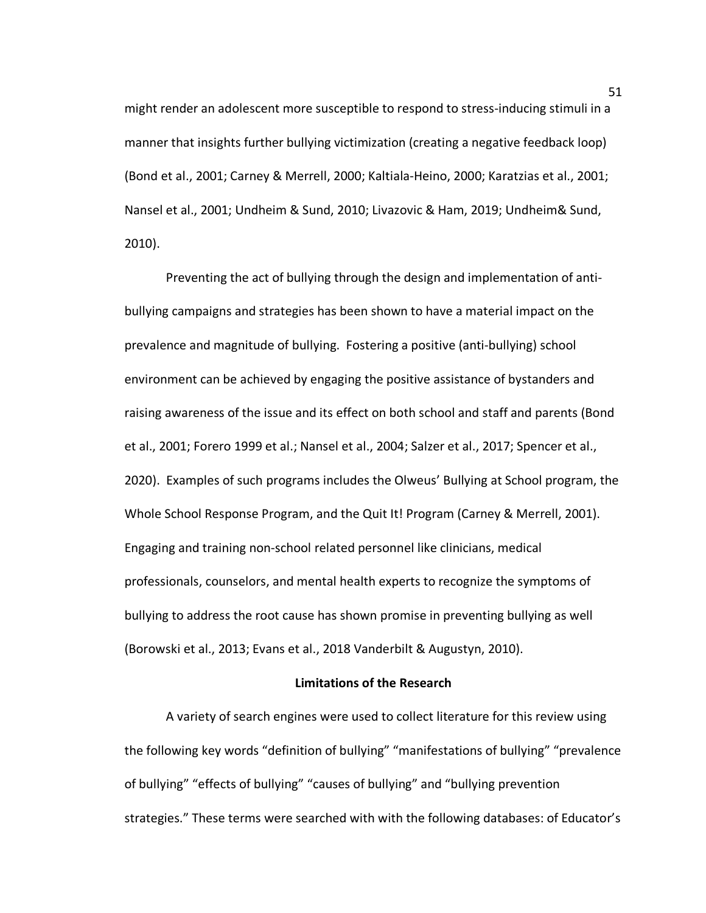might render an adolescent more susceptible to respond to stress-inducing stimuli in a manner that insights further bullying victimization (creating a negative feedback loop) (Bond et al., 2001; Carney & Merrell, 2000; Kaltiala-Heino, 2000; Karatzias et al., 2001; Nansel et al., 2001; Undheim & Sund, 2010; Livazovic & Ham, 2019; Undheim& Sund, 2010).

Preventing the act of bullying through the design and implementation of anti-bullying campaigns and strategies has been shown to have a material impact on the prevalence and magnitude of bullying. Fostering a positive (anti-bullying) school environment can be achieved by engaging the positive assistance of bystanders and raising awareness of the issue and its effect on both school and staff and parents (Bond et al., 2001; Forero 1999 et al.; Nansel et al., 2004; Salzer et al., 2017; Spencer et al., 2020). Examples of such programs includes the Olweus' Bullying at School program, the Whole School Response Program, and the Quit It! Program (Carney & Merrell, 2001). Engaging and training non-school related personnel like clinicians, medical professionals, counselors, and mental health experts to recognize the symptoms of bullying to address the root cause has shown promise in preventing bullying as well (Borowski et al., 2013; Evans et al., 2018 Vanderbilt & Augustyn, 2010).

## Limitations of the Research

A variety of search engines were used to collect literature for this review using the following key words "definition of bullying" "manifestations of bullying" "prevalence of bullying" "effects of bullying" "causes of bullying" and "bullying prevention strategies." These terms were searched with with the following databases: of Educator's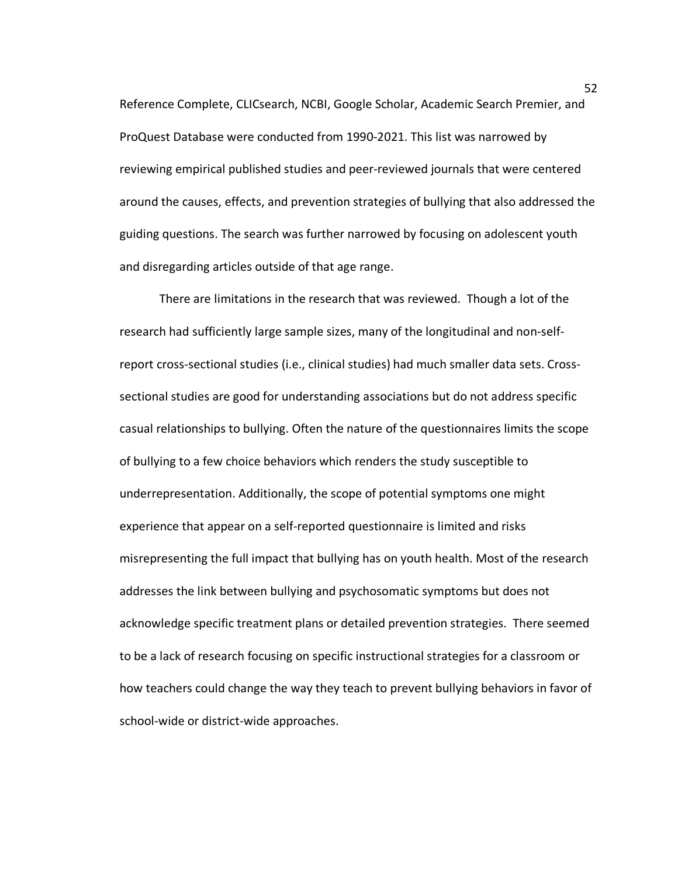Reference Complete, CLICsearch, NCBI, Google Scholar, Academic Search Premier, and ProQuest Database were conducted from 1990-2021. This list was narrowed by reviewing empirical published studies and peer-reviewed journals that were centered around the causes, effects, and prevention strategies of bullying that also addressed the guiding questions. The search was further narrowed by focusing on adolescent youth and disregarding articles outside of that age range.

There are limitations in the research that was reviewed. Though a lot of the research had sufficiently large sample sizes, many of the longitudinal and non-self-report cross-sectional studies (i.e., clinical studies) had much smaller data sets. Cross-sectional studies are good for understanding associations but do not address specific casual relationships to bullying. Often the nature of the questionnaires limits the scope of bullying to a few choice behaviors which renders the study susceptible to underrepresentation. Additionally, the scope of potential symptoms one might experience that appear on a self-reported questionnaire is limited and risks misrepresenting the full impact that bullying has on youth health. Most of the research addresses the link between bullying and psychosomatic symptoms but does not acknowledge specific treatment plans or detailed prevention strategies. There seemed to be a lack of research focusing on specific instructional strategies for a classroom or how teachers could change the way they teach to prevent bullying behaviors in favor of school-wide or district-wide approaches.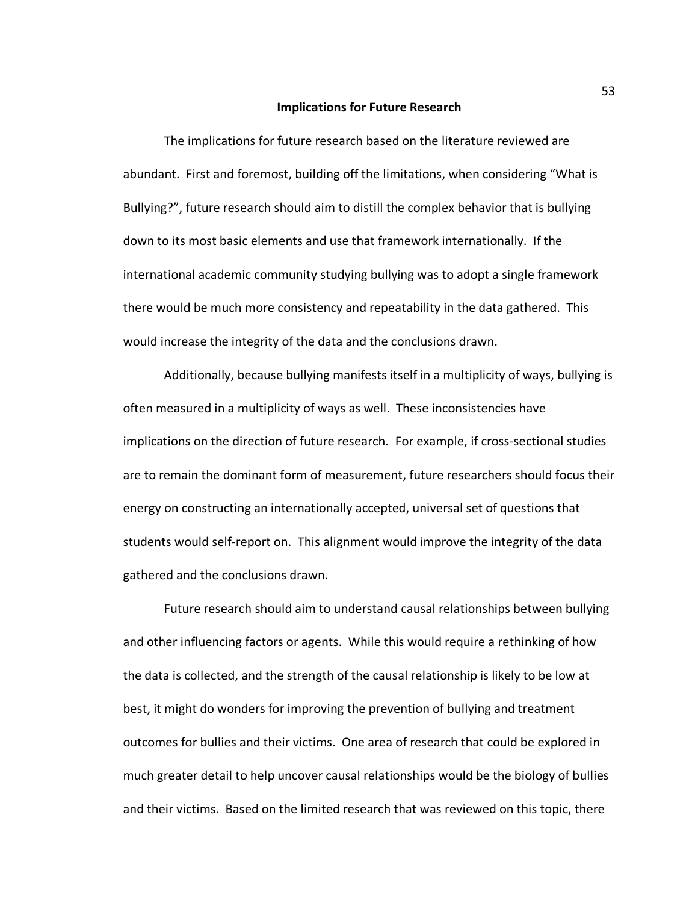## Implications for Future Research

The implications for future research based on the literature reviewed are abundant. First and foremost, building off the limitations, when considering "What is Bullying?", future research should aim to distill the complex behavior that is bullying down to its most basic elements and use that framework internationally. If the international academic community studying bullying was to adopt a single framework there would be much more consistency and repeatability in the data gathered. This would increase the integrity of the data and the conclusions drawn.

Additionally, because bullying manifests itself in a multiplicity of ways, bullying is often measured in a multiplicity of ways as well. These inconsistencies have implications on the direction of future research. For example, if cross-sectional studies are to remain the dominant form of measurement, future researchers should focus their energy on constructing an internationally accepted, universal set of questions that students would self-report on. This alignment would improve the integrity of the data gathered and the conclusions drawn.

Future research should aim to understand causal relationships between bullying and other influencing factors or agents. While this would require a rethinking of how the data is collected, and the strength of the causal relationship is likely to be low at best, it might do wonders for improving the prevention of bullying and treatment outcomes for bullies and their victims. One area of research that could be explored in much greater detail to help uncover causal relationships would be the biology of bullies and their victims. Based on the limited research that was reviewed on this topic, there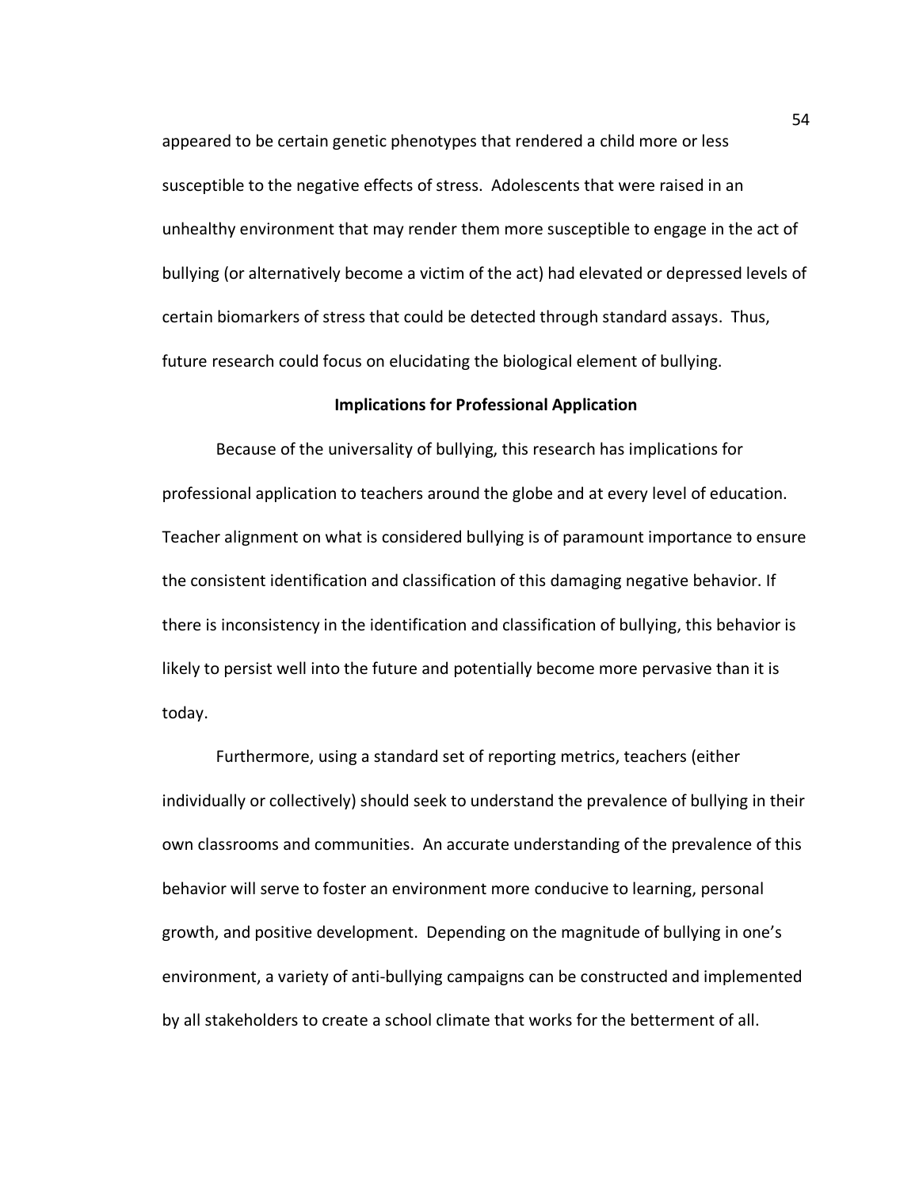appeared to be certain genetic phenotypes that rendered a child more or less susceptible to the negative effects of stress. Adolescents that were raised in an unhealthy environment that may render them more susceptible to engage in the act of bullying (or alternatively become a victim of the act) had elevated or depressed levels of certain biomarkers of stress that could be detected through standard assays. Thus, future research could focus on elucidating the biological element of bullying.

**Implications for Professional Application**

Because of the universality of bullying, this research has implications for professional application to teachers around the globe and at every level of education. Teacher alignment on what is considered bullying is of paramount importance to ensure the consistent identification and classification of this damaging negative behavior. If there is inconsistency in the identification and classification of bullying, this behavior is likely to persist well into the future and potentially become more pervasive than it is today.

Furthermore, using a standard set of reporting metrics, teachers (either individually or collectively) should seek to understand the prevalence of bullying in their own classrooms and communities. An accurate understanding of the prevalence of this behavior will serve to foster an environment more conducive to learning, personal growth, and positive development. Depending on the magnitude of bullying in one's environment, a variety of anti-bullying campaigns can be constructed and implemented by all stakeholders to create a school climate that works for the betterment of all.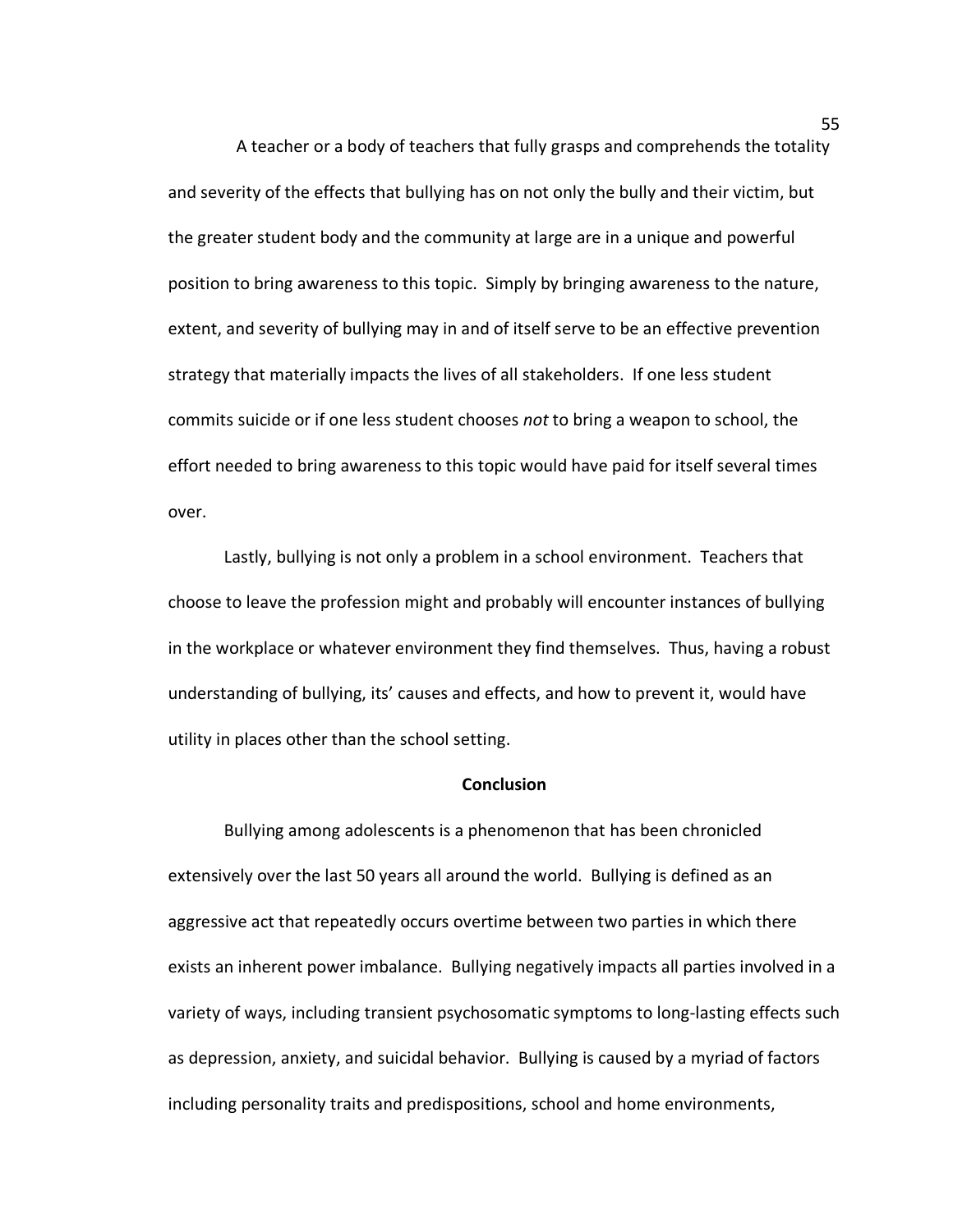A teacher or a body of teachers that fully grasps and comprehends the totality and severity of the effects that bullying has on not only the bully and their victim, but the greater student body and the community at large are in a unique and powerful position to bring awareness to this topic. Simply by bringing awareness to the nature, extent, and severity of bullying may in and of itself serve to be an effective prevention strategy that materially impacts the lives of all stakeholders. If one less student commits suicide or if one less student chooses *not* to bring a weapon to school, the effort needed to bring awareness to this topic would have paid for itself several times over.

Lastly, bullying is not only a problem in a school environment. Teachers that choose to leave the profession might and probably will encounter instances of bullying in the workplace or whatever environment they find themselves. Thus, having a robust understanding of bullying, its' causes and effects, and how to prevent it, would have utility in places other than the school setting.

## Conclusion

Bullying among adolescents is a phenomenon that has been chronicled extensively over the last 50 years all around the world. Bullying is defined as an aggressive act that repeatedly occurs overtime between two parties in which there exists an inherent power imbalance. Bullying negatively impacts all parties involved in a variety of ways, including transient psychosomatic symptoms to long-lasting effects such as depression, anxiety, and suicidal behavior. Bullying is caused by a myriad of factors including personality traits and predispositions, school and home environments,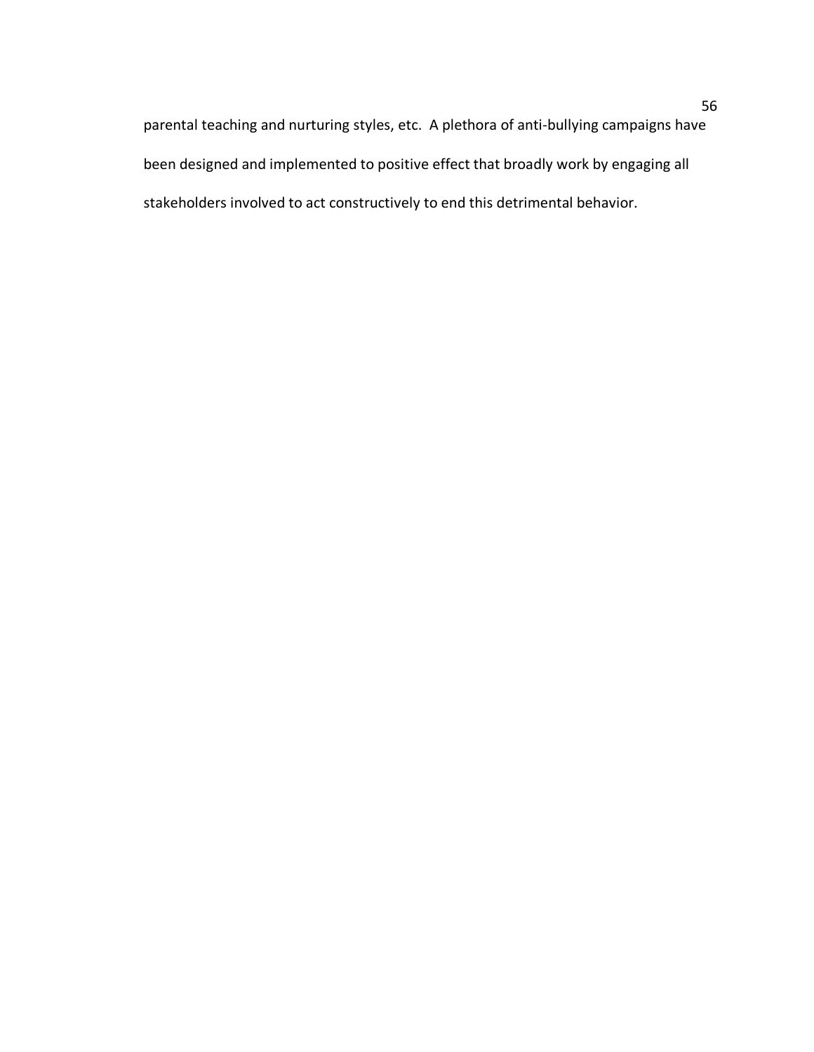parental teaching and nurturing styles, etc.  A plethora of anti-bullying campaigns have been designed and implemented to positive effect that broadly work by engaging all stakeholders involved to act constructively to end this detrimental behavior.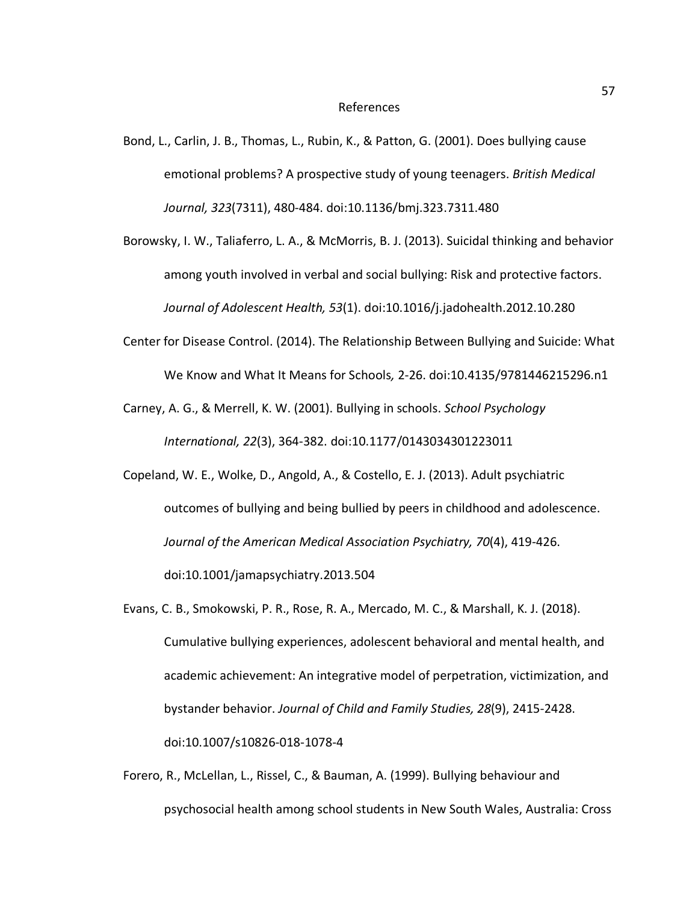# References

Bond, L., Carlin, J. B., Thomas, L., Rubin, K., & Patton, G. (2001). Does bullying cause emotional problems? A prospective study of young teenagers. *British Medical Journal, 323*(7311), 480-484. doi:10.1136/bmj.323.7311.480

Borowsky, I. W., Taliaferro, L. A., & McMorris, B. J. (2013). Suicidal thinking and behavior among youth involved in verbal and social bullying: Risk and protective factors. *Journal of Adolescent Health, 53*(1). doi:10.1016/j.jadohealth.2012.10.280

Center for Disease Control. (2014). The Relationship Between Bullying and Suicide: What We Know and What It Means for Schools*,* 2-26. doi:10.4135/9781446215296.n1

Carney, A. G., & Merrell, K. W. (2001). Bullying in schools. *School Psychology International, 22*(3), 364-382. doi:10.1177/0143034301223011

Copeland, W. E., Wolke, D., Angold, A., & Costello, E. J. (2013). Adult psychiatric outcomes of bullying and being bullied by peers in childhood and adolescence. *Journal of the American Medical Association Psychiatry, 70*(4), 419-426. doi:10.1001/jamapsychiatry.2013.504

Evans, C. B., Smokowski, P. R., Rose, R. A., Mercado, M. C., & Marshall, K. J. (2018). Cumulative bullying experiences, adolescent behavioral and mental health, and academic achievement: An integrative model of perpetration, victimization, and bystander behavior. *Journal of Child and Family Studies, 28*(9), 2415-2428. doi:10.1007/s10826-018-1078-4

Forero, R., McLellan, L., Rissel, C., & Bauman, A. (1999). Bullying behaviour and psychosocial health among school students in New South Wales, Australia: Cross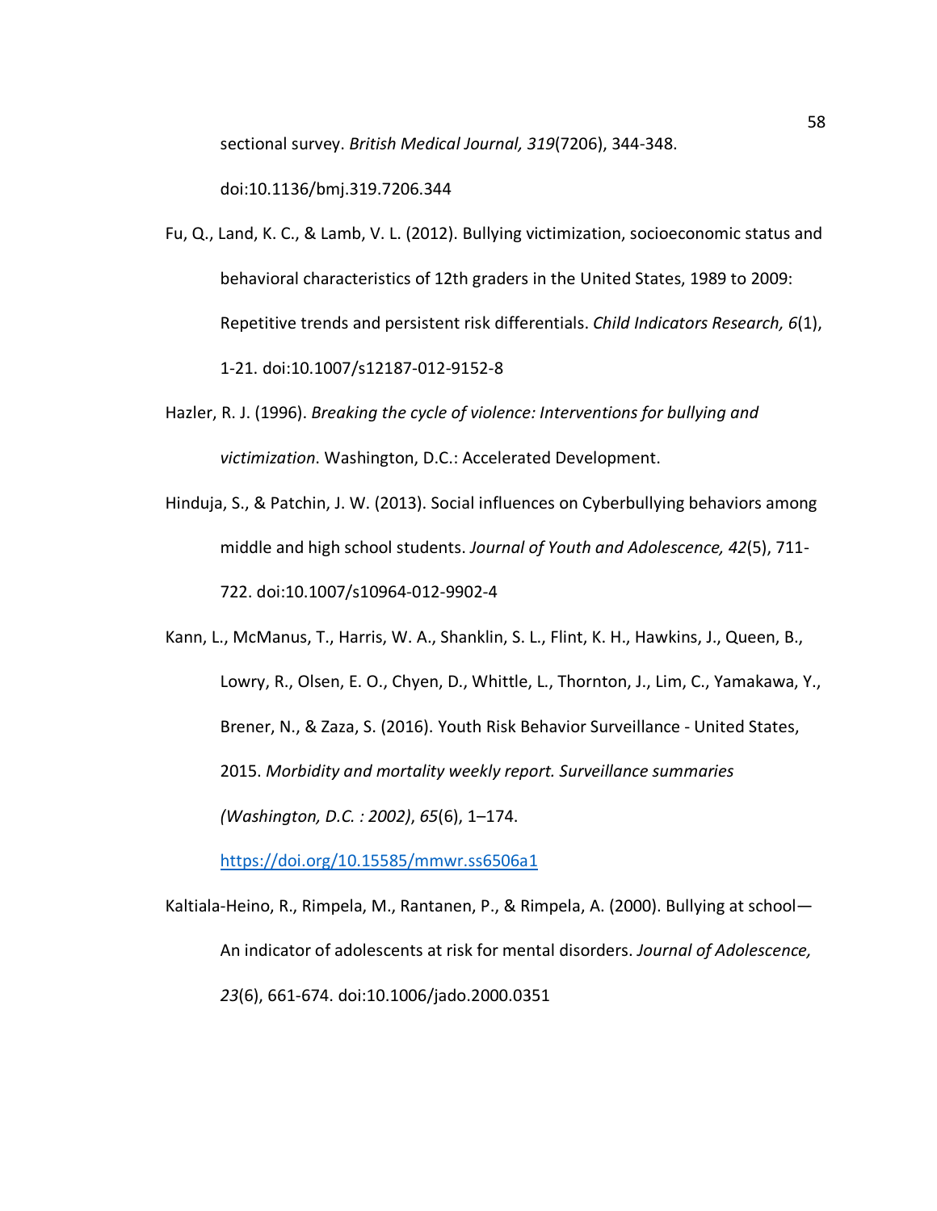sectional survey. *British Medical Journal, 319*(7206), 344-348. doi:10.1136/bmj.319.7206.344

Fu, Q., Land, K. C., & Lamb, V. L. (2012). Bullying victimization, socioeconomic status and behavioral characteristics of 12th graders in the United States, 1989 to 2009: Repetitive trends and persistent risk differentials. *Child Indicators Research, 6*(1), 1-21. doi:10.1007/s12187-012-9152-8

Hazler, R. J. (1996). *Breaking the cycle of violence: Interventions for bullying and victimization*. Washington, D.C.: Accelerated Development.

Hinduja, S., & Patchin, J. W. (2013). Social influences on Cyberbullying behaviors among middle and high school students. *Journal of Youth and Adolescence, 42*(5), 711-722. doi:10.1007/s10964-012-9902-4

Kann, L., McManus, T., Harris, W. A., Shanklin, S. L., Flint, K. H., Hawkins, J., Queen, B., Lowry, R., Olsen, E. O., Chyen, D., Whittle, L., Thornton, J., Lim, C., Yamakawa, Y., Brener, N., & Zaza, S. (2016). Youth Risk Behavior Surveillance - United States, 2015. *Morbidity and mortality weekly report. Surveillance summaries (Washington, D.C. : 2002)*, *65*(6), 1–174. https://doi.org/10.15585/mmwr.ss6506a1

Kaltiala-Heino, R., Rimpela, M., Rantanen, P., & Rimpela, A. (2000). Bullying at school—An indicator of adolescents at risk for mental disorders. *Journal of Adolescence, 23*(6), 661-674. doi:10.1006/jado.2000.0351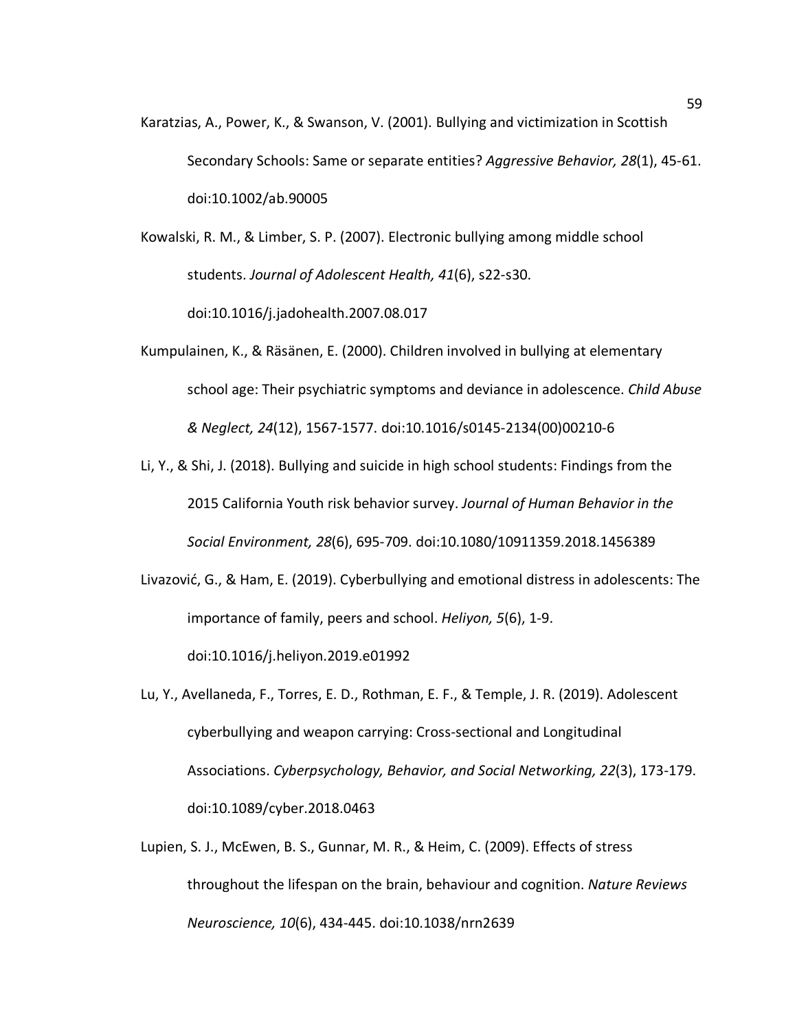Karatzias, A., Power, K., & Swanson, V. (2001). Bullying and victimization in Scottish Secondary Schools: Same or separate entities? *Aggressive Behavior, 28*(1), 45-61. doi:10.1002/ab.90005

Kowalski, R. M., & Limber, S. P. (2007). Electronic bullying among middle school students. *Journal of Adolescent Health, 41*(6), s22-s30. doi:10.1016/j.jadohealth.2007.08.017

Kumpulainen, K., & Räsänen, E. (2000). Children involved in bullying at elementary school age: Their psychiatric symptoms and deviance in adolescence. *Child Abuse & Neglect, 24*(12), 1567-1577. doi:10.1016/s0145-2134(00)00210-6

Li, Y., & Shi, J. (2018). Bullying and suicide in high school students: Findings from the 2015 California Youth risk behavior survey. *Journal of Human Behavior in the Social Environment, 28*(6), 695-709. doi:10.1080/10911359.2018.1456389

Livazović, G., & Ham, E. (2019). Cyberbullying and emotional distress in adolescents: The importance of family, peers and school. *Heliyon, 5*(6), 1-9. doi:10.1016/j.heliyon.2019.e01992

Lu, Y., Avellaneda, F., Torres, E. D., Rothman, E. F., & Temple, J. R. (2019). Adolescent cyberbullying and weapon carrying: Cross-sectional and Longitudinal Associations. *Cyberpsychology, Behavior, and Social Networking, 22*(3), 173-179. doi:10.1089/cyber.2018.0463

Lupien, S. J., McEwen, B. S., Gunnar, M. R., & Heim, C. (2009). Effects of stress throughout the lifespan on the brain, behaviour and cognition. *Nature Reviews Neuroscience, 10*(6), 434-445. doi:10.1038/nrn2639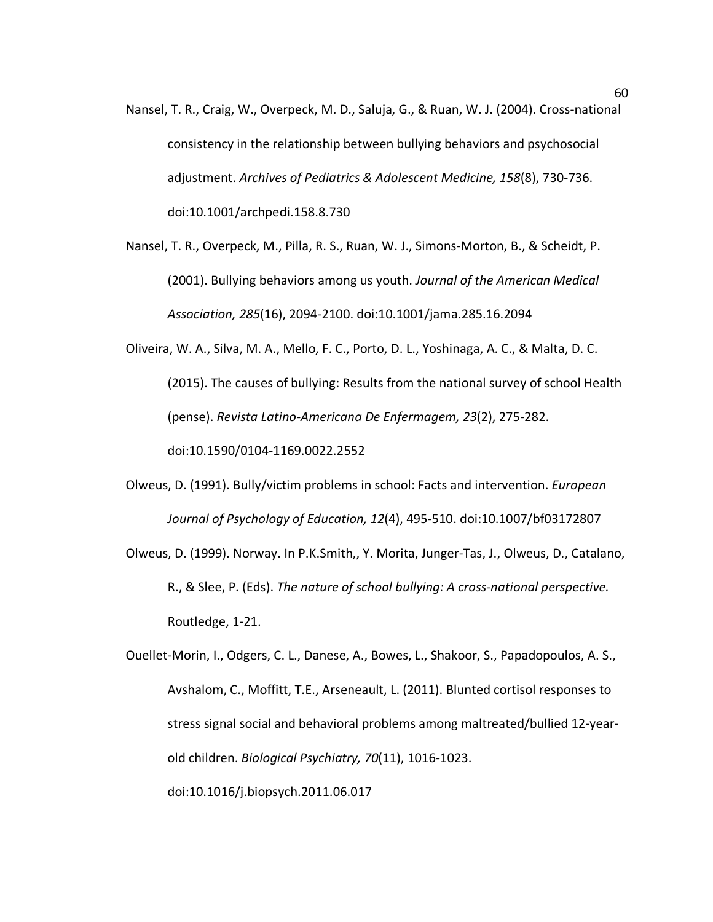Nansel, T. R., Craig, W., Overpeck, M. D., Saluja, G., & Ruan, W. J. (2004). Cross-national consistency in the relationship between bullying behaviors and psychosocial adjustment. *Archives of Pediatrics & Adolescent Medicine, 158*(8), 730-736. doi:10.1001/archpedi.158.8.730

Nansel, T. R., Overpeck, M., Pilla, R. S., Ruan, W. J., Simons-Morton, B., & Scheidt, P. (2001). Bullying behaviors among us youth. *Journal of the American Medical Association, 285*(16), 2094-2100. doi:10.1001/jama.285.16.2094

Oliveira, W. A., Silva, M. A., Mello, F. C., Porto, D. L., Yoshinaga, A. C., & Malta, D. C. (2015). The causes of bullying: Results from the national survey of school Health (pense). *Revista Latino-Americana De Enfermagem, 23*(2), 275-282. doi:10.1590/0104-1169.0022.2552

Olweus, D. (1991). Bully/victim problems in school: Facts and intervention. *European Journal of Psychology of Education, 12*(4), 495-510. doi:10.1007/bf03172807

Olweus, D. (1999). Norway. In P.K.Smith,, Y. Morita, Junger-Tas, J., Olweus, D., Catalano, R., & Slee, P. (Eds). *The nature of school bullying: A cross-national perspective.* Routledge, 1-21.

Ouellet-Morin, I., Odgers, C. L., Danese, A., Bowes, L., Shakoor, S., Papadopoulos, A. S., Avshalom, C., Moffitt, T.E., Arseneault, L. (2011). Blunted cortisol responses to stress signal social and behavioral problems among maltreated/bullied 12-year-old children. *Biological Psychiatry, 70*(11), 1016-1023. doi:10.1016/j.biopsych.2011.06.017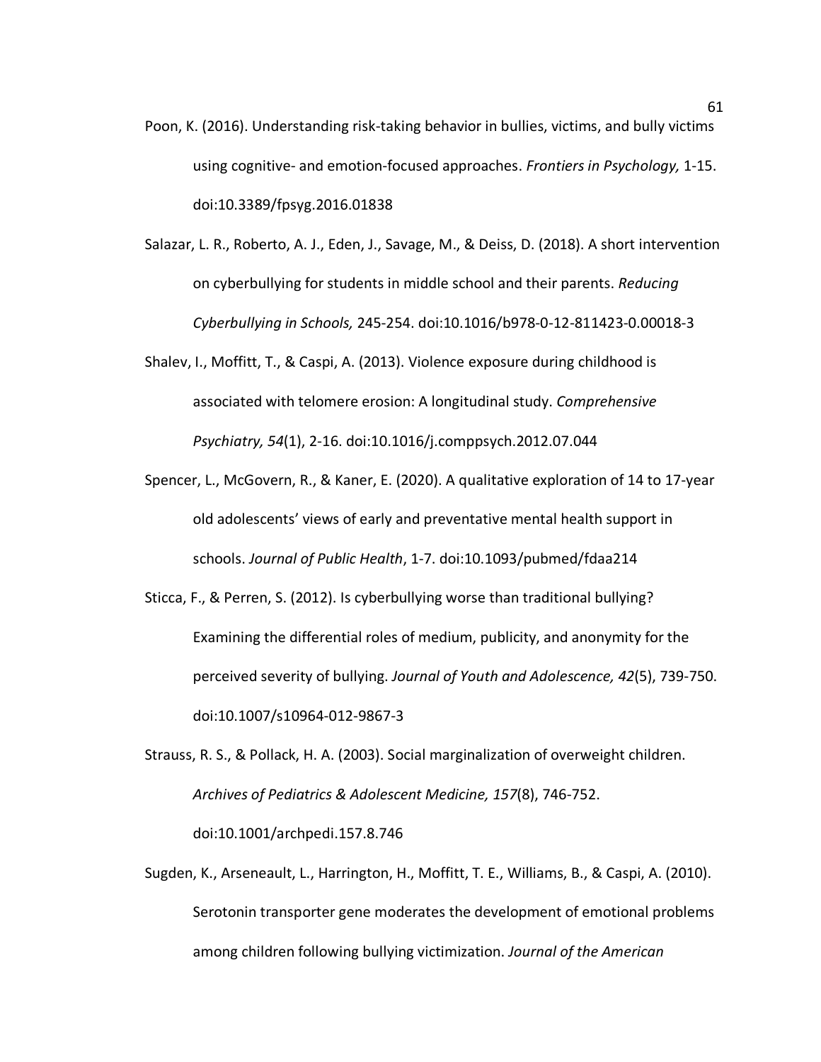Poon, K. (2016). Understanding risk-taking behavior in bullies, victims, and bully victims using cognitive- and emotion-focused approaches. *Frontiers in Psychology,* 1-15. doi:10.3389/fpsyg.2016.01838

Salazar, L. R., Roberto, A. J., Eden, J., Savage, M., & Deiss, D. (2018). A short intervention on cyberbullying for students in middle school and their parents. *Reducing Cyberbullying in Schools,* 245-254. doi:10.1016/b978-0-12-811423-0.00018-3

Shalev, I., Moffitt, T., & Caspi, A. (2013). Violence exposure during childhood is associated with telomere erosion: A longitudinal study. *Comprehensive Psychiatry, 54*(1), 2-16. doi:10.1016/j.comppsych.2012.07.044

Spencer, L., McGovern, R., & Kaner, E. (2020). A qualitative exploration of 14 to 17-year old adolescents' views of early and preventative mental health support in schools. *Journal of Public Health*, 1-7. doi:10.1093/pubmed/fdaa214

Sticca, F., & Perren, S. (2012). Is cyberbullying worse than traditional bullying? Examining the differential roles of medium, publicity, and anonymity for the perceived severity of bullying. *Journal of Youth and Adolescence, 42*(5), 739-750. doi:10.1007/s10964-012-9867-3

Strauss, R. S., & Pollack, H. A. (2003). Social marginalization of overweight children. *Archives of Pediatrics & Adolescent Medicine, 157*(8), 746-752. doi:10.1001/archpedi.157.8.746

Sugden, K., Arseneault, L., Harrington, H., Moffitt, T. E., Williams, B., & Caspi, A. (2010). Serotonin transporter gene moderates the development of emotional problems among children following bullying victimization. *Journal of the American*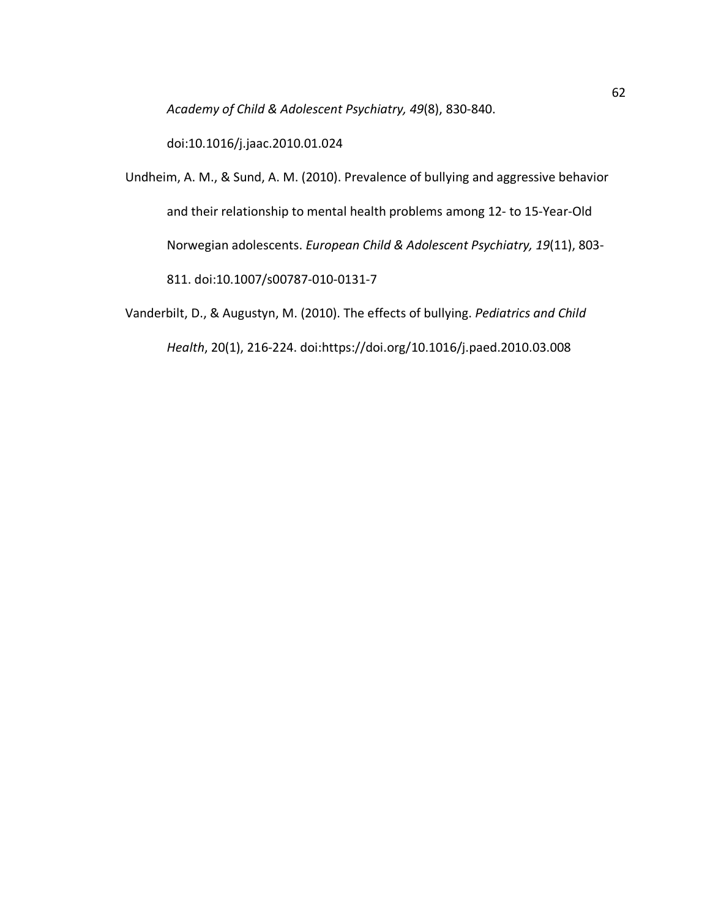*Academy of Child & Adolescent Psychiatry, 49*(8), 830-840. doi:10.1016/j.jaac.2010.01.024

Undheim, A. M., & Sund, A. M. (2010). Prevalence of bullying and aggressive behavior and their relationship to mental health problems among 12- to 15-Year-Old Norwegian adolescents. *European Child & Adolescent Psychiatry, 19*(11), 803-811. doi:10.1007/s00787-010-0131-7

Vanderbilt, D., & Augustyn, M. (2010). The effects of bullying. *Pediatrics and Child Health*, 20(1), 216-224. doi:https://doi.org/10.1016/j.paed.2010.03.008